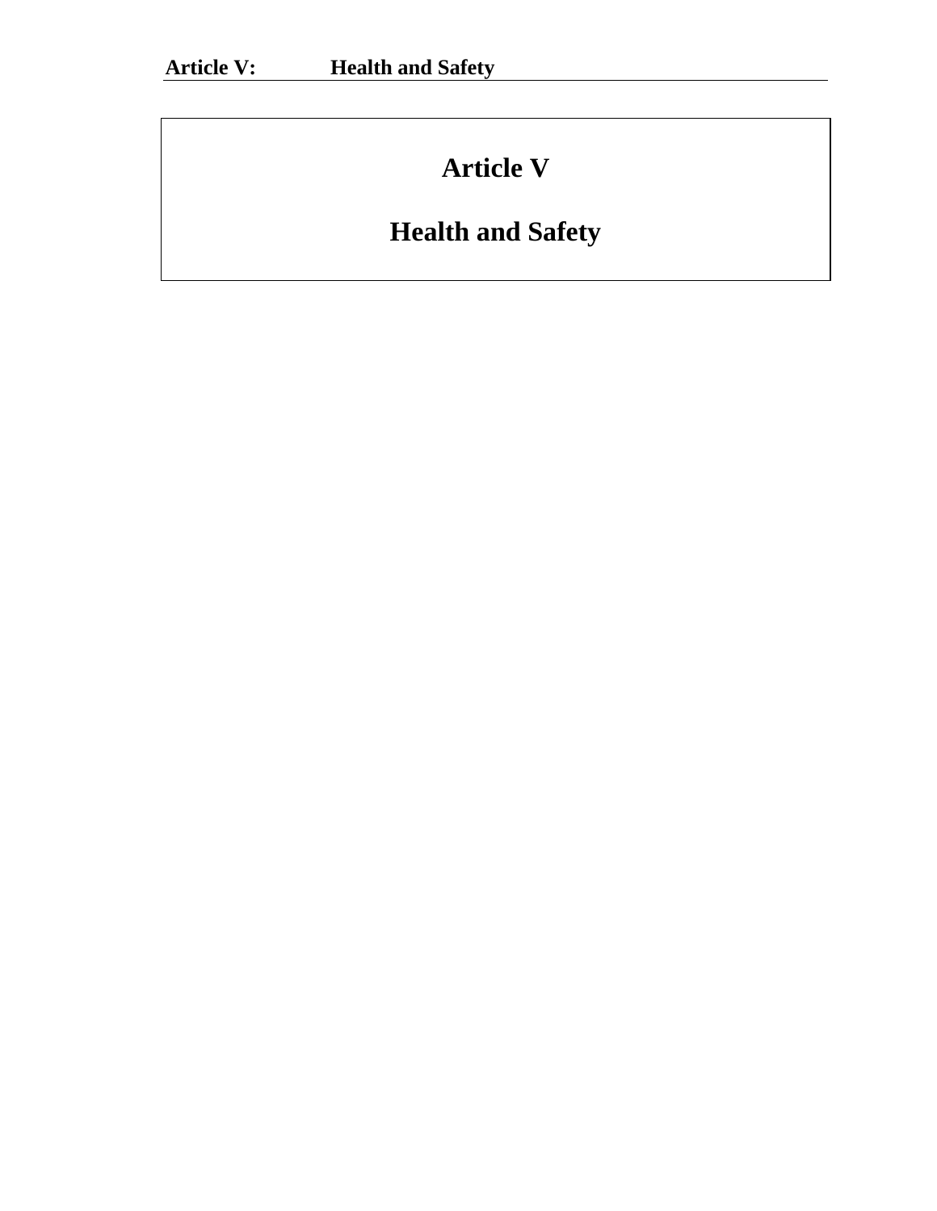# Article V

## Health and Safety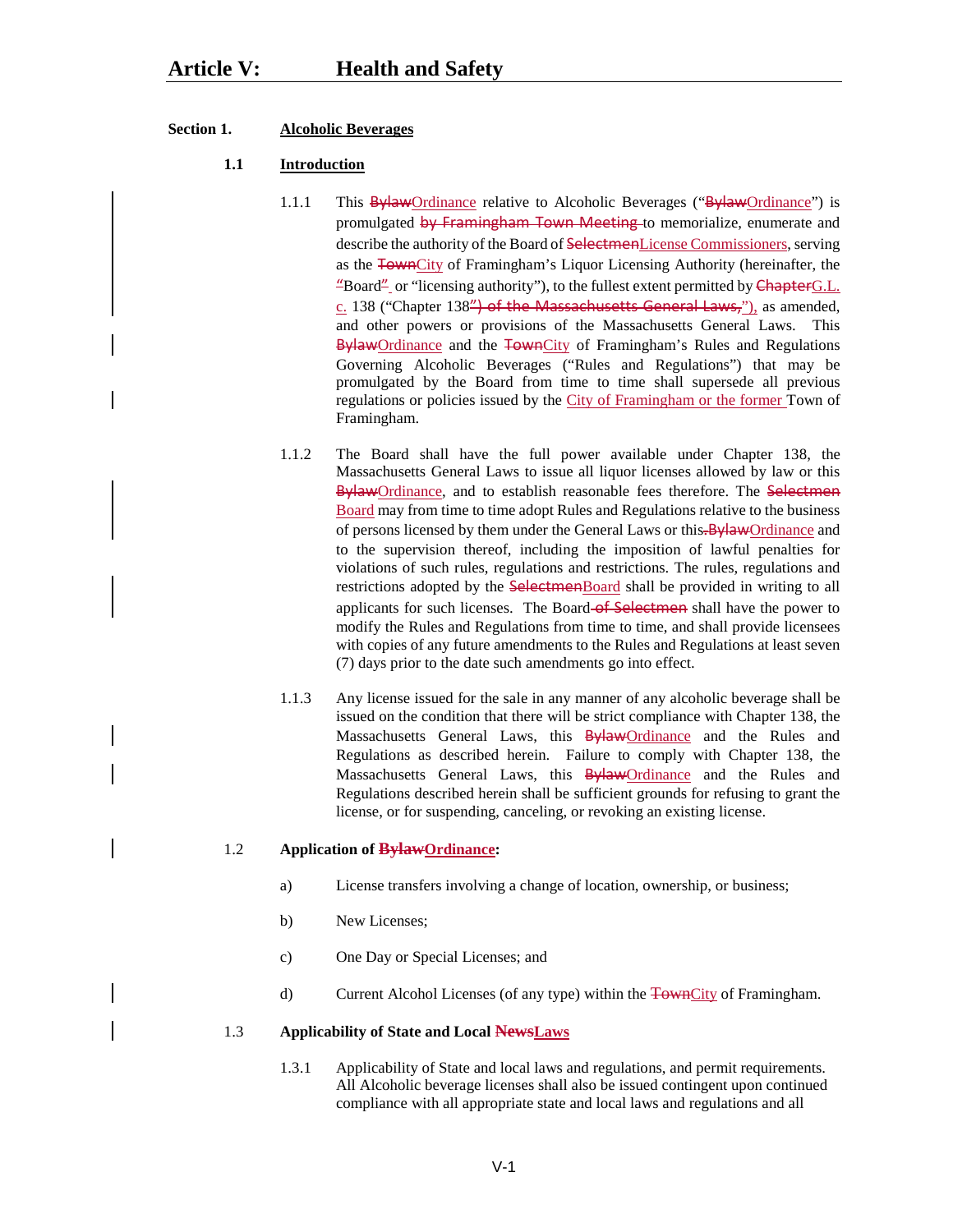# Article V: Health and Safety

## Section 1. Alcoholic Beverages

### 1.1 Introduction

1.1.1 This ~~Bylaw~~Ordinance relative to Alcoholic Beverages ("~~Bylaw~~Ordinance") is promulgated ~~by Framingham Town Meeting~~ to memorialize, enumerate and describe the authority of the Board of ~~Selectmen~~License Commissioners, serving as the ~~Town~~City of Framingham's Liquor Licensing Authority (hereinafter, the ~~"~~Board~~"~~ or "licensing authority"), to the fullest extent permitted by ~~Chapter~~G.L. c. 138 ("Chapter 138~~") of the Massachusetts General Laws,~~"), as amended, and other powers or provisions of the Massachusetts General Laws. This ~~Bylaw~~Ordinance and the ~~Town~~City of Framingham's Rules and Regulations Governing Alcoholic Beverages ("Rules and Regulations") that may be promulgated by the Board from time to time shall supersede all previous regulations or policies issued by the City of Framingham or the former Town of Framingham.

1.1.2 The Board shall have the full power available under Chapter 138, the Massachusetts General Laws to issue all liquor licenses allowed by law or this ~~Bylaw~~Ordinance, and to establish reasonable fees therefore. The ~~Selectmen~~ Board may from time to time adopt Rules and Regulations relative to the business of persons licensed by them under the General Laws or this~~.Bylaw~~Ordinance and to the supervision thereof, including the imposition of lawful penalties for violations of such rules, regulations and restrictions. The rules, regulations and restrictions adopted by the ~~Selectmen~~Board shall be provided in writing to all applicants for such licenses. The Board~~ of Selectmen~~ shall have the power to modify the Rules and Regulations from time to time, and shall provide licensees with copies of any future amendments to the Rules and Regulations at least seven (7) days prior to the date such amendments go into effect.

1.1.3 Any license issued for the sale in any manner of any alcoholic beverage shall be issued on the condition that there will be strict compliance with Chapter 138, the Massachusetts General Laws, this ~~Bylaw~~Ordinance and the Rules and Regulations as described herein. Failure to comply with Chapter 138, the Massachusetts General Laws, this ~~Bylaw~~Ordinance and the Rules and Regulations described herein shall be sufficient grounds for refusing to grant the license, or for suspending, canceling, or revoking an existing license.

### 1.2 Application of ~~Bylaw~~Ordinance:

a) License transfers involving a change of location, ownership, or business;

b) New Licenses;

c) One Day or Special Licenses; and

d) Current Alcohol Licenses (of any type) within the ~~Town~~City of Framingham.

### 1.3 Applicability of State and Local ~~News~~Laws

1.3.1 Applicability of State and local laws and regulations, and permit requirements. All Alcoholic beverage licenses shall also be issued contingent upon continued compliance with all appropriate state and local laws and regulations and all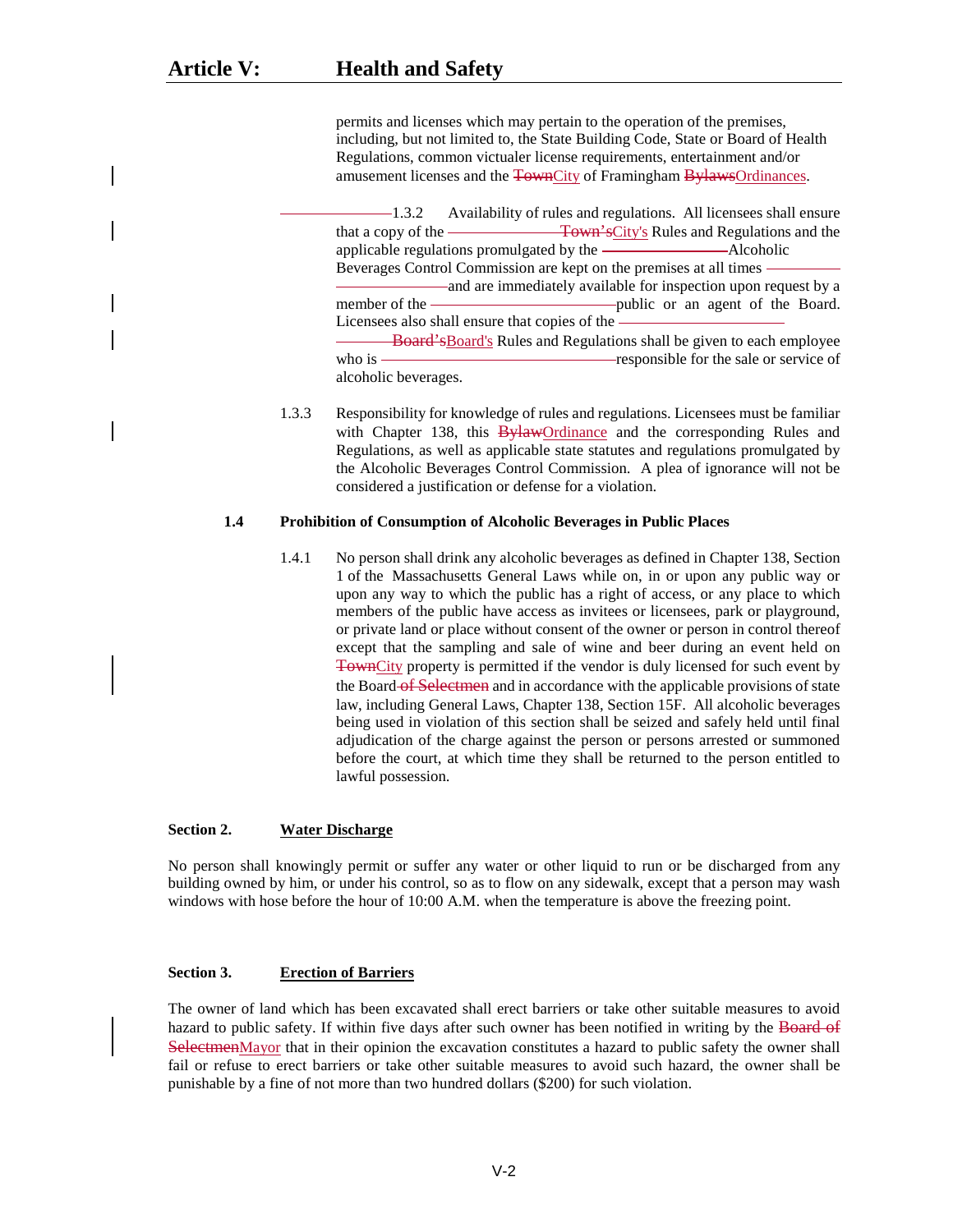permits and licenses which may pertain to the operation of the premises, including, but not limited to, the State Building Code, State or Board of Health Regulations, common victualer license requirements, entertainment and/or amusement licenses and the ~~Town~~City of Framingham ~~Bylaws~~Ordinances.

1.3.2 Availability of rules and regulations. All licensees shall ensure that a copy of the ~~Town's~~City's Rules and Regulations and the applicable regulations promulgated by the Alcoholic Beverages Control Commission are kept on the premises at all times and are immediately available for inspection upon request by a member of the public or an agent of the Board. Licensees also shall ensure that copies of the ~~Board's~~Board's Rules and Regulations shall be given to each employee who is responsible for the sale or service of alcoholic beverages.

1.3.3 Responsibility for knowledge of rules and regulations. Licensees must be familiar with Chapter 138, this ~~Bylaw~~Ordinance and the corresponding Rules and Regulations, as well as applicable state statutes and regulations promulgated by the Alcoholic Beverages Control Commission. A plea of ignorance will not be considered a justification or defense for a violation.

**1.4 Prohibition of Consumption of Alcoholic Beverages in Public Places**

1.4.1 No person shall drink any alcoholic beverages as defined in Chapter 138, Section 1 of the Massachusetts General Laws while on, in or upon any public way or upon any way to which the public has a right of access, or any place to which members of the public have access as invitees or licensees, park or playground, or private land or place without consent of the owner or person in control thereof except that the sampling and sale of wine and beer during an event held on ~~Town~~City property is permitted if the vendor is duly licensed for such event by the Board ~~of Selectmen~~ and in accordance with the applicable provisions of state law, including General Laws, Chapter 138, Section 15F. All alcoholic beverages being used in violation of this section shall be seized and safely held until final adjudication of the charge against the person or persons arrested or summoned before the court, at which time they shall be returned to the person entitled to lawful possession.

**Section 2. Water Discharge**

No person shall knowingly permit or suffer any water or other liquid to run or be discharged from any building owned by him, or under his control, so as to flow on any sidewalk, except that a person may wash windows with hose before the hour of 10:00 A.M. when the temperature is above the freezing point.

**Section 3. Erection of Barriers**

The owner of land which has been excavated shall erect barriers or take other suitable measures to avoid hazard to public safety. If within five days after such owner has been notified in writing by the ~~Board of Selectmen~~Mayor that in their opinion the excavation constitutes a hazard to public safety the owner shall fail or refuse to erect barriers or take other suitable measures to avoid such hazard, the owner shall be punishable by a fine of not more than two hundred dollars ($200) for such violation.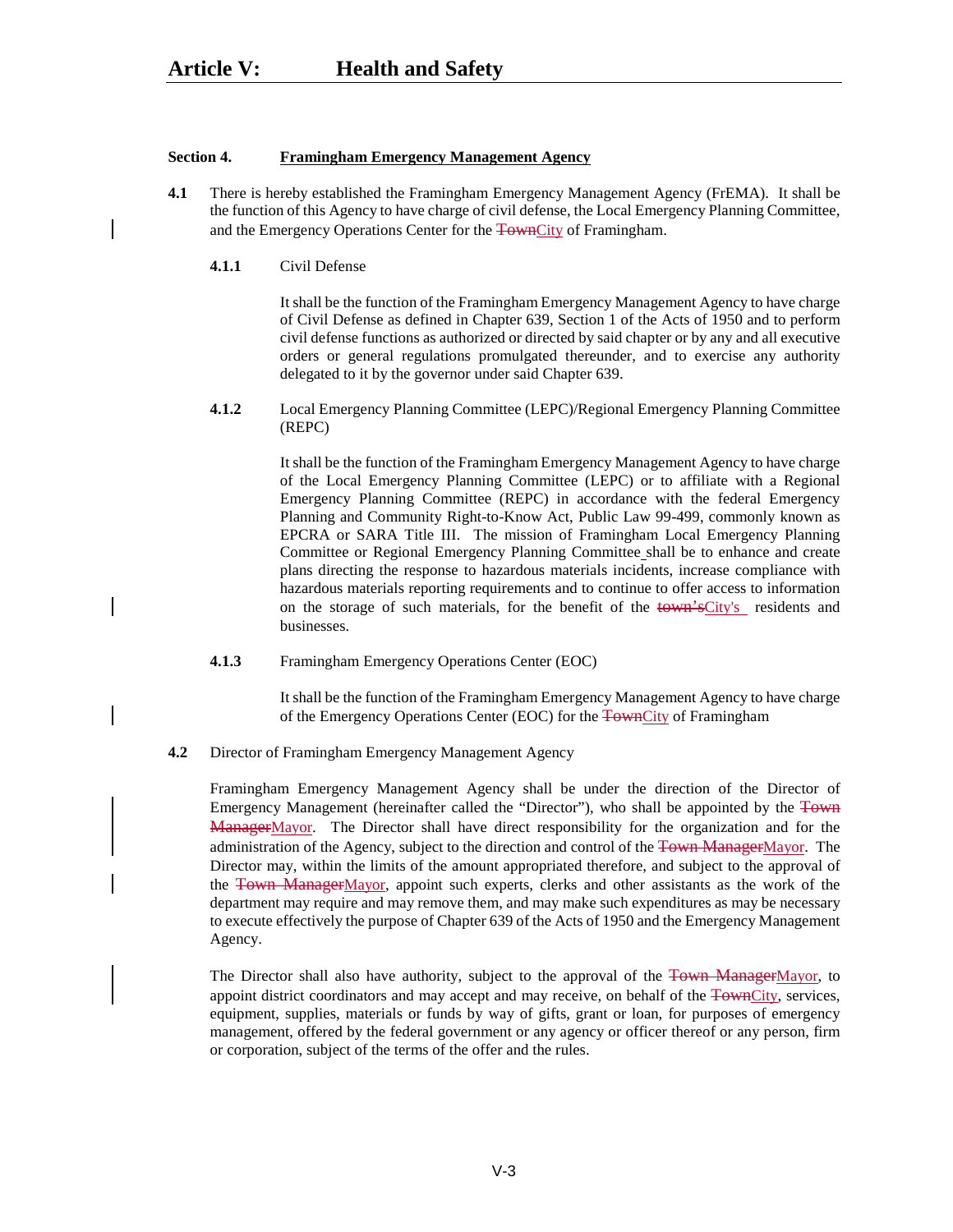# Article V: Health and Safety

**Section 4.** **Framingham Emergency Management Agency**

**4.1** There is hereby established the Framingham Emergency Management Agency (FrEMA). It shall be the function of this Agency to have charge of civil defense, the Local Emergency Planning Committee, and the Emergency Operations Center for the ~~Town~~City of Framingham.

**4.1.1** Civil Defense

It shall be the function of the Framingham Emergency Management Agency to have charge of Civil Defense as defined in Chapter 639, Section 1 of the Acts of 1950 and to perform civil defense functions as authorized or directed by said chapter or by any and all executive orders or general regulations promulgated thereunder, and to exercise any authority delegated to it by the governor under said Chapter 639.

**4.1.2** Local Emergency Planning Committee (LEPC)/Regional Emergency Planning Committee (REPC)

It shall be the function of the Framingham Emergency Management Agency to have charge of the Local Emergency Planning Committee (LEPC) or to affiliate with a Regional Emergency Planning Committee (REPC) in accordance with the federal Emergency Planning and Community Right-to-Know Act, Public Law 99-499, commonly known as EPCRA or SARA Title III. The mission of Framingham Local Emergency Planning Committee or Regional Emergency Planning Committee shall be to enhance and create plans directing the response to hazardous materials incidents, increase compliance with hazardous materials reporting requirements and to continue to offer access to information on the storage of such materials, for the benefit of the ~~town's~~City's residents and businesses.

**4.1.3** Framingham Emergency Operations Center (EOC)

It shall be the function of the Framingham Emergency Management Agency to have charge of the Emergency Operations Center (EOC) for the ~~Town~~City of Framingham

**4.2** Director of Framingham Emergency Management Agency

Framingham Emergency Management Agency shall be under the direction of the Director of Emergency Management (hereinafter called the "Director"), who shall be appointed by the ~~Town Manager~~Mayor. The Director shall have direct responsibility for the organization and for the administration of the Agency, subject to the direction and control of the ~~Town Manager~~Mayor. The Director may, within the limits of the amount appropriated therefore, and subject to the approval of the ~~Town Manager~~Mayor, appoint such experts, clerks and other assistants as the work of the department may require and may remove them, and may make such expenditures as may be necessary to execute effectively the purpose of Chapter 639 of the Acts of 1950 and the Emergency Management Agency.

The Director shall also have authority, subject to the approval of the ~~Town Manager~~Mayor, to appoint district coordinators and may accept and may receive, on behalf of the ~~Town~~City, services, equipment, supplies, materials or funds by way of gifts, grant or loan, for purposes of emergency management, offered by the federal government or any agency or officer thereof or any person, firm or corporation, subject of the terms of the offer and the rules.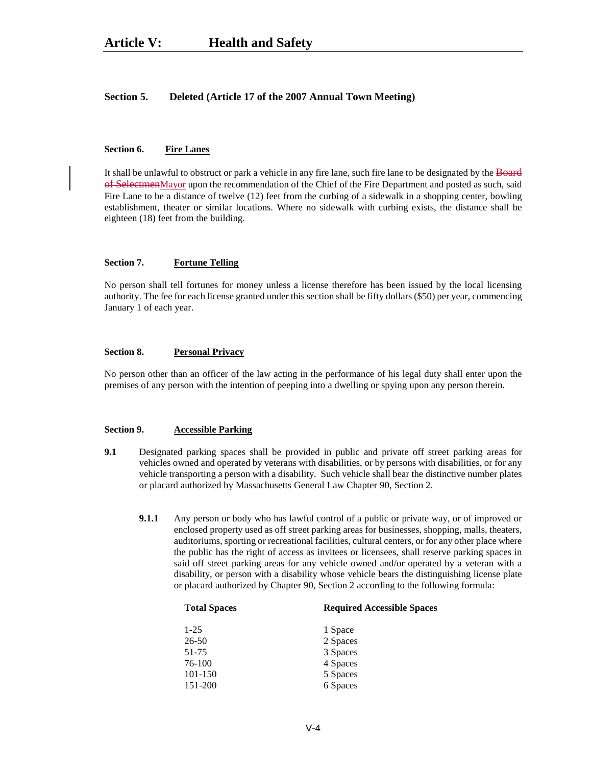# Article V: Health and Safety

## Section 5. Deleted (Article 17 of the 2007 Annual Town Meeting)

### Section 6. Fire Lanes

It shall be unlawful to obstruct or park a vehicle in any fire lane, such fire lane to be designated by the ~~Board of Selectmen~~Mayor upon the recommendation of the Chief of the Fire Department and posted as such, said Fire Lane to be a distance of twelve (12) feet from the curbing of a sidewalk in a shopping center, bowling establishment, theater or similar locations. Where no sidewalk with curbing exists, the distance shall be eighteen (18) feet from the building.

### Section 7. Fortune Telling

No person shall tell fortunes for money unless a license therefore has been issued by the local licensing authority. The fee for each license granted under this section shall be fifty dollars ($50) per year, commencing January 1 of each year.

### Section 8. Personal Privacy

No person other than an officer of the law acting in the performance of his legal duty shall enter upon the premises of any person with the intention of peeping into a dwelling or spying upon any person therein.

### Section 9. Accessible Parking

**9.1** Designated parking spaces shall be provided in public and private off street parking areas for vehicles owned and operated by veterans with disabilities, or by persons with disabilities, or for any vehicle transporting a person with a disability. Such vehicle shall bear the distinctive number plates or placard authorized by Massachusetts General Law Chapter 90, Section 2.

**9.1.1** Any person or body who has lawful control of a public or private way, or of improved or enclosed property used as off street parking areas for businesses, shopping, malls, theaters, auditoriums, sporting or recreational facilities, cultural centers, or for any other place where the public has the right of access as invitees or licensees, shall reserve parking spaces in said off street parking areas for any vehicle owned and/or operated by a veteran with a disability, or person with a disability whose vehicle bears the distinguishing license plate or placard authorized by Chapter 90, Section 2 according to the following formula:

| Total Spaces | Required Accessible Spaces |
|---|---|
| 1-25 | 1 Space |
| 26-50 | 2 Spaces |
| 51-75 | 3 Spaces |
| 76-100 | 4 Spaces |
| 101-150 | 5 Spaces |
| 151-200 | 6 Spaces |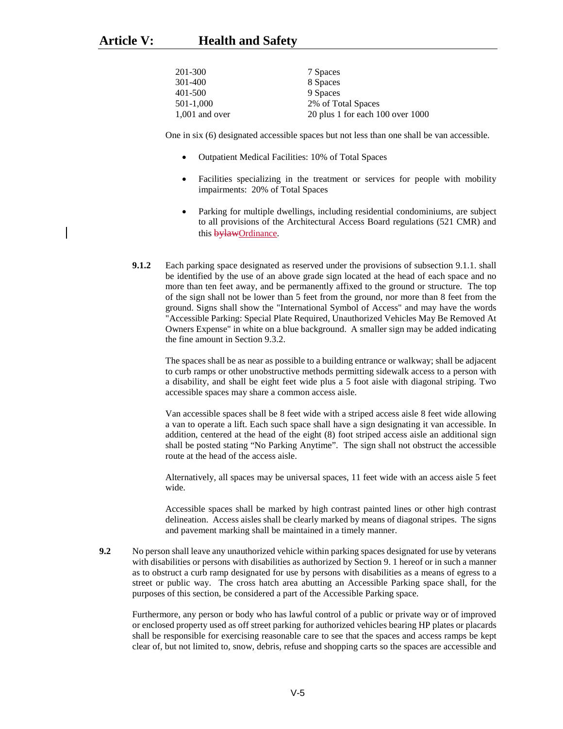| | |
|---|---|
| 201-300 | 7 Spaces |
| 301-400 | 8 Spaces |
| 401-500 | 9 Spaces |
| 501-1,000 | 2% of Total Spaces |
| 1,001 and over | 20 plus 1 for each 100 over 1000 |

One in six (6) designated accessible spaces but not less than one shall be van accessible.

- Outpatient Medical Facilities: 10% of Total Spaces
- Facilities specializing in the treatment or services for people with mobility impairments: 20% of Total Spaces
- Parking for multiple dwellings, including residential condominiums, are subject to all provisions of the Architectural Access Board regulations (521 CMR) and this ~~bylaw~~Ordinance.

**9.1.2** Each parking space designated as reserved under the provisions of subsection 9.1.1. shall be identified by the use of an above grade sign located at the head of each space and no more than ten feet away, and be permanently affixed to the ground or structure. The top of the sign shall not be lower than 5 feet from the ground, nor more than 8 feet from the ground. Signs shall show the "International Symbol of Access" and may have the words "Accessible Parking: Special Plate Required, Unauthorized Vehicles May Be Removed At Owners Expense" in white on a blue background. A smaller sign may be added indicating the fine amount in Section 9.3.2.

The spaces shall be as near as possible to a building entrance or walkway; shall be adjacent to curb ramps or other unobstructive methods permitting sidewalk access to a person with a disability, and shall be eight feet wide plus a 5 foot aisle with diagonal striping. Two accessible spaces may share a common access aisle.

Van accessible spaces shall be 8 feet wide with a striped access aisle 8 feet wide allowing a van to operate a lift. Each such space shall have a sign designating it van accessible. In addition, centered at the head of the eight (8) foot striped access aisle an additional sign shall be posted stating “No Parking Anytime”. The sign shall not obstruct the accessible route at the head of the access aisle.

Alternatively, all spaces may be universal spaces, 11 feet wide with an access aisle 5 feet wide.

Accessible spaces shall be marked by high contrast painted lines or other high contrast delineation. Access aisles shall be clearly marked by means of diagonal stripes. The signs and pavement marking shall be maintained in a timely manner.

**9.2** No person shall leave any unauthorized vehicle within parking spaces designated for use by veterans with disabilities or persons with disabilities as authorized by Section 9. 1 hereof or in such a manner as to obstruct a curb ramp designated for use by persons with disabilities as a means of egress to a street or public way. The cross hatch area abutting an Accessible Parking space shall, for the purposes of this section, be considered a part of the Accessible Parking space.

Furthermore, any person or body who has lawful control of a public or private way or of improved or enclosed property used as off street parking for authorized vehicles bearing HP plates or placards shall be responsible for exercising reasonable care to see that the spaces and access ramps be kept clear of, but not limited to, snow, debris, refuse and shopping carts so the spaces are accessible and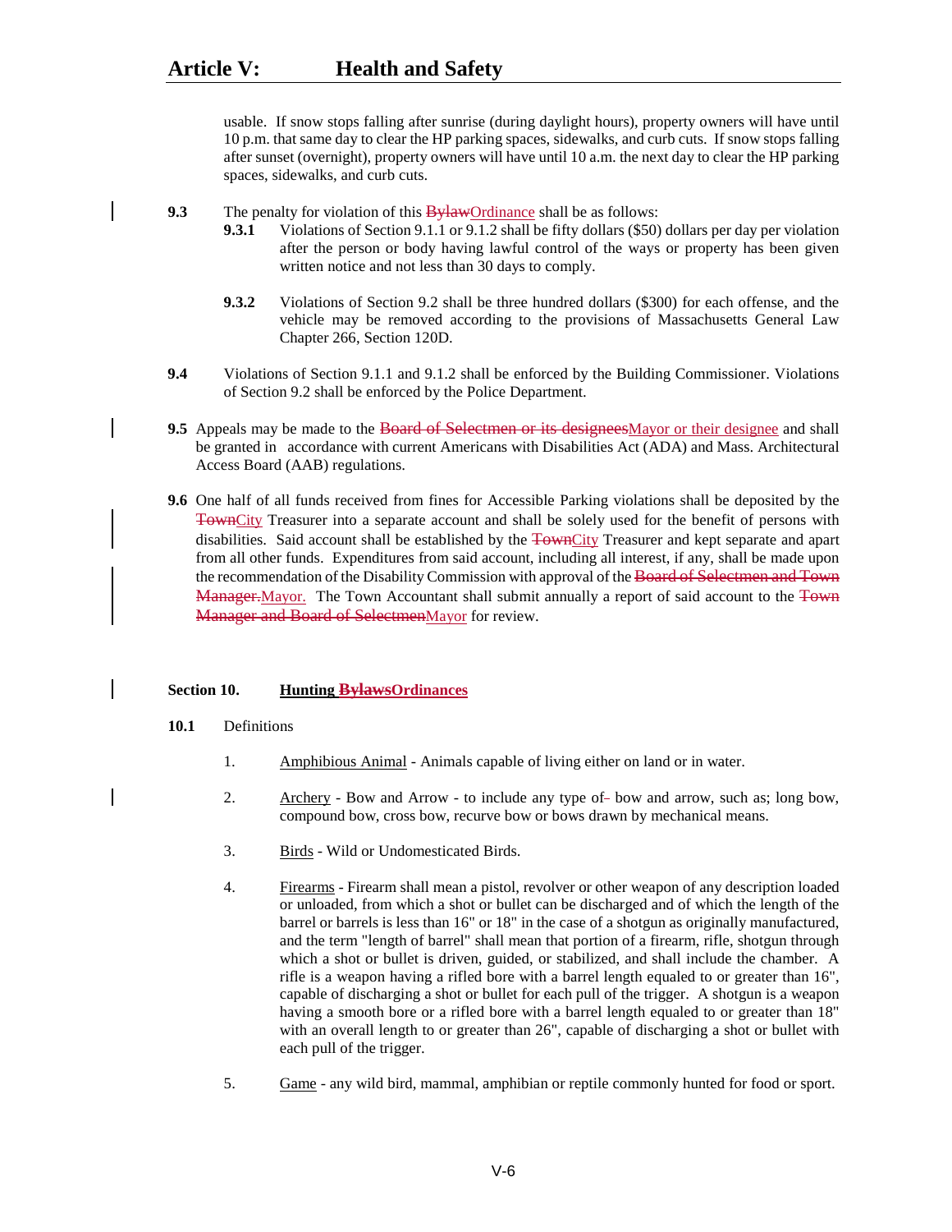usable. If snow stops falling after sunrise (during daylight hours), property owners will have until 10 p.m. that same day to clear the HP parking spaces, sidewalks, and curb cuts. If snow stops falling after sunset (overnight), property owners will have until 10 a.m. the next day to clear the HP parking spaces, sidewalks, and curb cuts.

**9.3** The penalty for violation of this ~~Bylaw~~Ordinance shall be as follows:

**9.3.1** Violations of Section 9.1.1 or 9.1.2 shall be fifty dollars ($50) dollars per day per violation after the person or body having lawful control of the ways or property has been given written notice and not less than 30 days to comply.

**9.3.2** Violations of Section 9.2 shall be three hundred dollars ($300) for each offense, and the vehicle may be removed according to the provisions of Massachusetts General Law Chapter 266, Section 120D.

**9.4** Violations of Section 9.1.1 and 9.1.2 shall be enforced by the Building Commissioner. Violations of Section 9.2 shall be enforced by the Police Department.

**9.5** Appeals may be made to the ~~Board of Selectmen or its designees~~Mayor or their designee and shall be granted in accordance with current Americans with Disabilities Act (ADA) and Mass. Architectural Access Board (AAB) regulations.

**9.6** One half of all funds received from fines for Accessible Parking violations shall be deposited by the ~~Town~~City Treasurer into a separate account and shall be solely used for the benefit of persons with disabilities. Said account shall be established by the ~~Town~~City Treasurer and kept separate and apart from all other funds. Expenditures from said account, including all interest, if any, shall be made upon the recommendation of the Disability Commission with approval of the ~~Board of Selectmen and Town Manager.~~Mayor. The Town Accountant shall submit annually a report of said account to the ~~Town Manager and Board of Selectmen~~Mayor for review.

## Section 10. Hunting ~~Bylaws~~Ordinances

**10.1** Definitions

1. Amphibious Animal - Animals capable of living either on land or in water.
2. Archery - Bow and Arrow - to include any type of~~-~~ bow and arrow, such as; long bow, compound bow, cross bow, recurve bow or bows drawn by mechanical means.
3. Birds - Wild or Undomesticated Birds.
4. Firearms - Firearm shall mean a pistol, revolver or other weapon of any description loaded or unloaded, from which a shot or bullet can be discharged and of which the length of the barrel or barrels is less than 16" or 18" in the case of a shotgun as originally manufactured, and the term "length of barrel" shall mean that portion of a firearm, rifle, shotgun through which a shot or bullet is driven, guided, or stabilized, and shall include the chamber. A rifle is a weapon having a rifled bore with a barrel length equaled to or greater than 16", capable of discharging a shot or bullet for each pull of the trigger. A shotgun is a weapon having a smooth bore or a rifled bore with a barrel length equaled to or greater than 18" with an overall length to or greater than 26", capable of discharging a shot or bullet with each pull of the trigger.
5. Game - any wild bird, mammal, amphibian or reptile commonly hunted for food or sport.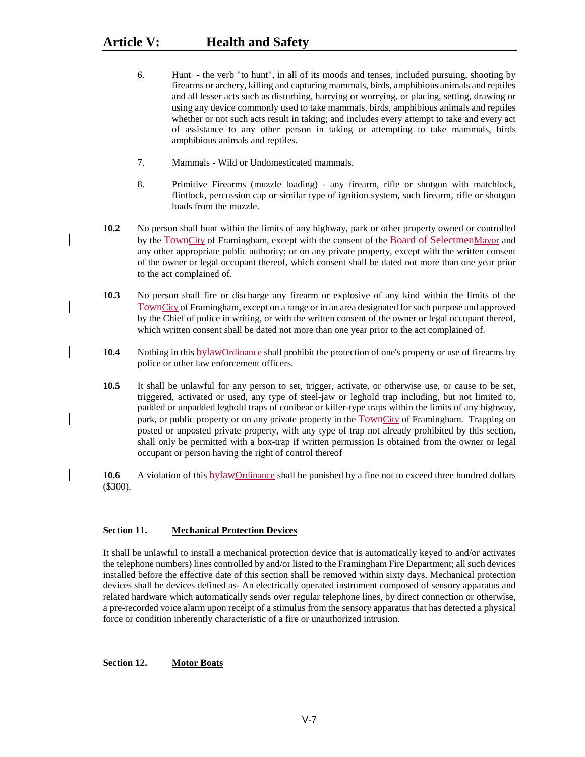6. Hunt - the verb "to hunt", in all of its moods and tenses, included pursuing, shooting by firearms or archery, killing and capturing mammals, birds, amphibious animals and reptiles and all lesser acts such as disturbing, harrying or worrying, or placing, setting, drawing or using any device commonly used to take mammals, birds, amphibious animals and reptiles whether or not such acts result in taking; and includes every attempt to take and every act of assistance to any other person in taking or attempting to take mammals, birds amphibious animals and reptiles.

7. Mammals - Wild or Undomesticated mammals.

8. Primitive Firearms (muzzle loading) - any firearm, rifle or shotgun with matchlock, flintlock, percussion cap or similar type of ignition system, such firearm, rifle or shotgun loads from the muzzle.

**10.2** No person shall hunt within the limits of any highway, park or other property owned or controlled by the ~~Town~~City of Framingham, except with the consent of the ~~Board of Selectmen~~Mayor and any other appropriate public authority; or on any private property, except with the written consent of the owner or legal occupant thereof, which consent shall be dated not more than one year prior to the act complained of.

**10.3** No person shall fire or discharge any firearm or explosive of any kind within the limits of the ~~Town~~City of Framingham, except on a range or in an area designated for such purpose and approved by the Chief of police in writing, or with the written consent of the owner or legal occupant thereof, which written consent shall be dated not more than one year prior to the act complained of.

**10.4** Nothing in this ~~bylaw~~Ordinance shall prohibit the protection of one's property or use of firearms by police or other law enforcement officers.

**10.5** It shall be unlawful for any person to set, trigger, activate, or otherwise use, or cause to be set, triggered, activated or used, any type of steel-jaw or leghold trap including, but not limited to, padded or unpadded leghold traps of conibear or killer-type traps within the limits of any highway, park, or public property or on any private property in the ~~Town~~City of Framingham. Trapping on posted or unposted private property, with any type of trap not already prohibited by this section, shall only be permitted with a box-trap if written permission Is obtained from the owner or legal occupant or person having the right of control thereof

**10.6** A violation of this ~~bylaw~~Ordinance shall be punished by a fine not to exceed three hundred dollars ($300).

**Section 11. Mechanical Protection Devices**

It shall be unlawful to install a mechanical protection device that is automatically keyed to and/or activates the telephone numbers) lines controlled by and/or listed to the Framingham Fire Department; all such devices installed before the effective date of this section shall be removed within sixty days. Mechanical protection devices shall be devices defined as- An electrically operated instrument composed of sensory apparatus and related hardware which automatically sends over regular telephone lines, by direct connection or otherwise, a pre-recorded voice alarm upon receipt of a stimulus from the sensory apparatus that has detected a physical force or condition inherently characteristic of a fire or unauthorized intrusion.

**Section 12. Motor Boats**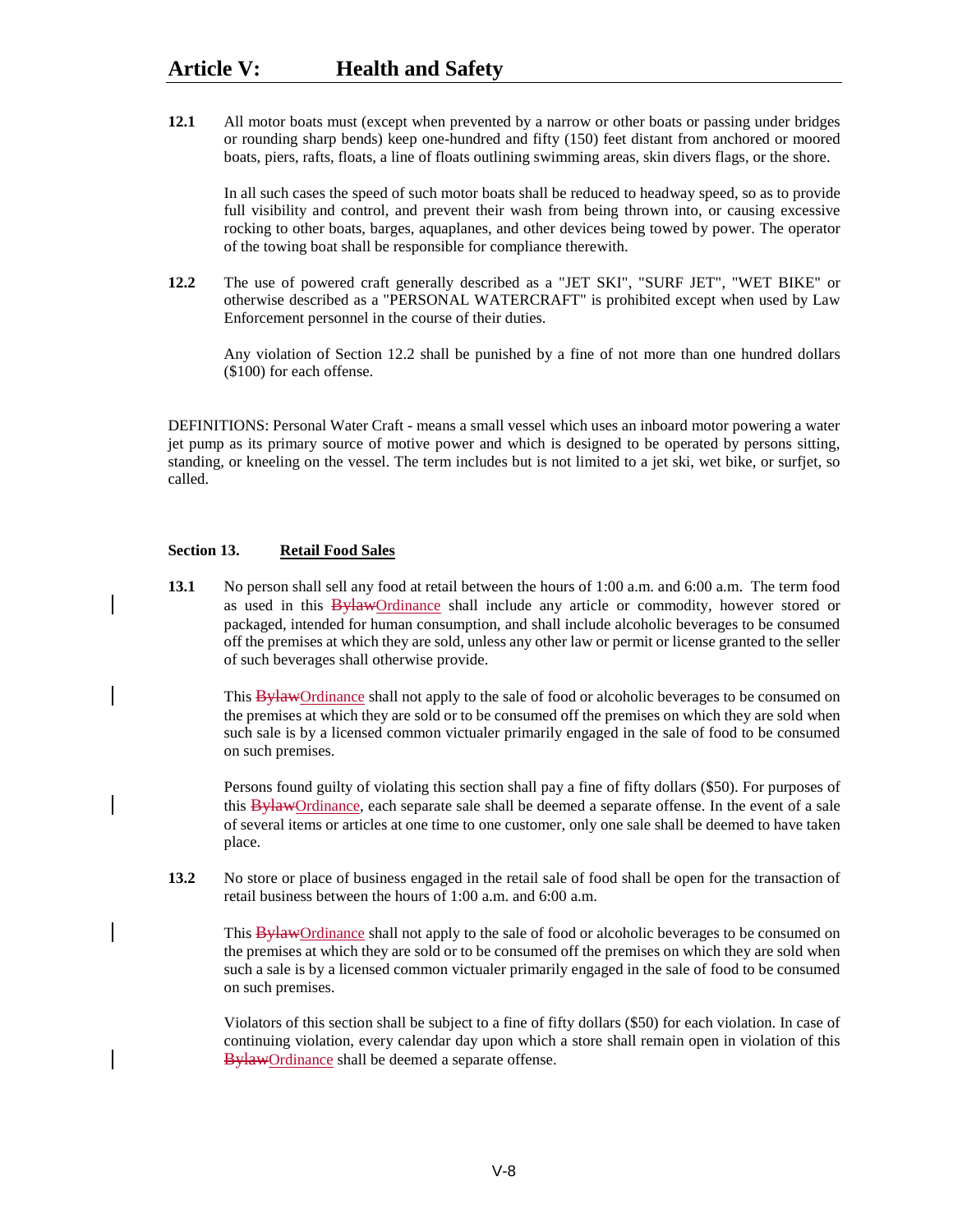**12.1** All motor boats must (except when prevented by a narrow or other boats or passing under bridges or rounding sharp bends) keep one-hundred and fifty (150) feet distant from anchored or moored boats, piers, rafts, floats, a line of floats outlining swimming areas, skin divers flags, or the shore.

In all such cases the speed of such motor boats shall be reduced to headway speed, so as to provide full visibility and control, and prevent their wash from being thrown into, or causing excessive rocking to other boats, barges, aquaplanes, and other devices being towed by power. The operator of the towing boat shall be responsible for compliance therewith.

**12.2** The use of powered craft generally described as a "JET SKI", "SURF JET", "WET BIKE" or otherwise described as a "PERSONAL WATERCRAFT" is prohibited except when used by Law Enforcement personnel in the course of their duties.

Any violation of Section 12.2 shall be punished by a fine of not more than one hundred dollars ($100) for each offense.

DEFINITIONS: Personal Water Craft - means a small vessel which uses an inboard motor powering a water jet pump as its primary source of motive power and which is designed to be operated by persons sitting, standing, or kneeling on the vessel. The term includes but is not limited to a jet ski, wet bike, or surfjet, so called.

## Section 13. Retail Food Sales

**13.1** No person shall sell any food at retail between the hours of 1:00 a.m. and 6:00 a.m. The term food as used in this ~~Bylaw~~Ordinance shall include any article or commodity, however stored or packaged, intended for human consumption, and shall include alcoholic beverages to be consumed off the premises at which they are sold, unless any other law or permit or license granted to the seller of such beverages shall otherwise provide.

This ~~Bylaw~~Ordinance shall not apply to the sale of food or alcoholic beverages to be consumed on the premises at which they are sold or to be consumed off the premises on which they are sold when such sale is by a licensed common victualer primarily engaged in the sale of food to be consumed on such premises.

Persons found guilty of violating this section shall pay a fine of fifty dollars ($50). For purposes of this ~~Bylaw~~Ordinance, each separate sale shall be deemed a separate offense. In the event of a sale of several items or articles at one time to one customer, only one sale shall be deemed to have taken place.

**13.2** No store or place of business engaged in the retail sale of food shall be open for the transaction of retail business between the hours of 1:00 a.m. and 6:00 a.m.

This ~~Bylaw~~Ordinance shall not apply to the sale of food or alcoholic beverages to be consumed on the premises at which they are sold or to be consumed off the premises on which they are sold when such a sale is by a licensed common victualer primarily engaged in the sale of food to be consumed on such premises.

Violators of this section shall be subject to a fine of fifty dollars ($50) for each violation. In case of continuing violation, every calendar day upon which a store shall remain open in violation of this ~~Bylaw~~Ordinance shall be deemed a separate offense.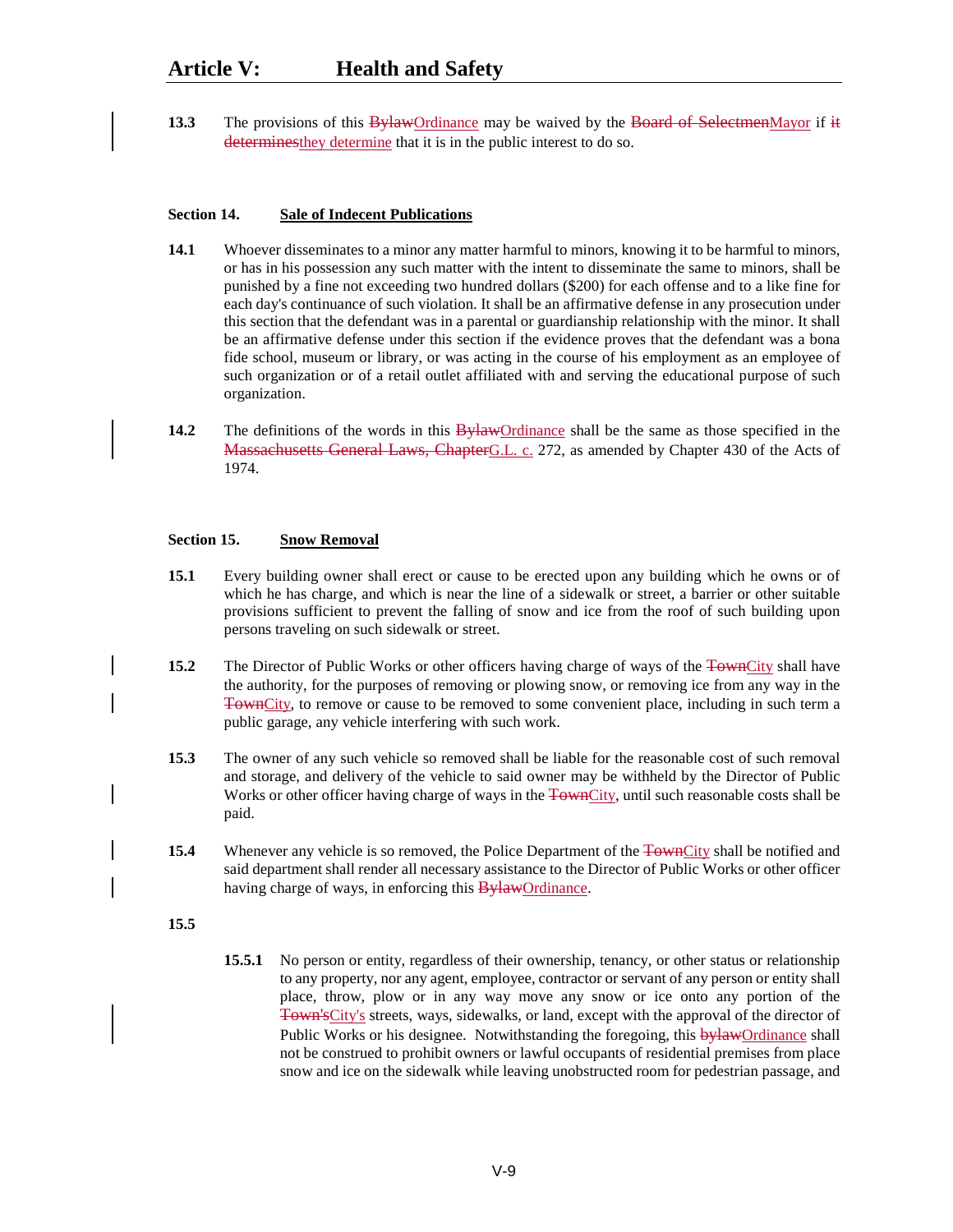**13.3** The provisions of this ~~Bylaw~~Ordinance may be waived by the ~~Board of Selectmen~~Mayor if ~~it determines~~they determine that it is in the public interest to do so.

### Section 14. Sale of Indecent Publications

**14.1** Whoever disseminates to a minor any matter harmful to minors, knowing it to be harmful to minors, or has in his possession any such matter with the intent to disseminate the same to minors, shall be punished by a fine not exceeding two hundred dollars ($200) for each offense and to a like fine for each day's continuance of such violation. It shall be an affirmative defense in any prosecution under this section that the defendant was in a parental or guardianship relationship with the minor. It shall be an affirmative defense under this section if the evidence proves that the defendant was a bona fide school, museum or library, or was acting in the course of his employment as an employee of such organization or of a retail outlet affiliated with and serving the educational purpose of such organization.

**14.2** The definitions of the words in this ~~Bylaw~~Ordinance shall be the same as those specified in the ~~Massachusetts General Laws, Chapter~~G.L. c. 272, as amended by Chapter 430 of the Acts of 1974.

### Section 15. Snow Removal

**15.1** Every building owner shall erect or cause to be erected upon any building which he owns or of which he has charge, and which is near the line of a sidewalk or street, a barrier or other suitable provisions sufficient to prevent the falling of snow and ice from the roof of such building upon persons traveling on such sidewalk or street.

**15.2** The Director of Public Works or other officers having charge of ways of the ~~Town~~City shall have the authority, for the purposes of removing or plowing snow, or removing ice from any way in the ~~Town~~City, to remove or cause to be removed to some convenient place, including in such term a public garage, any vehicle interfering with such work.

**15.3** The owner of any such vehicle so removed shall be liable for the reasonable cost of such removal and storage, and delivery of the vehicle to said owner may be withheld by the Director of Public Works or other officer having charge of ways in the ~~Town~~City, until such reasonable costs shall be paid.

**15.4** Whenever any vehicle is so removed, the Police Department of the ~~Town~~City shall be notified and said department shall render all necessary assistance to the Director of Public Works or other officer having charge of ways, in enforcing this ~~Bylaw~~Ordinance.

**15.5**

**15.5.1** No person or entity, regardless of their ownership, tenancy, or other status or relationship to any property, nor any agent, employee, contractor or servant of any person or entity shall place, throw, plow or in any way move any snow or ice onto any portion of the ~~Town's~~City's streets, ways, sidewalks, or land, except with the approval of the director of Public Works or his designee. Notwithstanding the foregoing, this ~~bylaw~~Ordinance shall not be construed to prohibit owners or lawful occupants of residential premises from place snow and ice on the sidewalk while leaving unobstructed room for pedestrian passage, and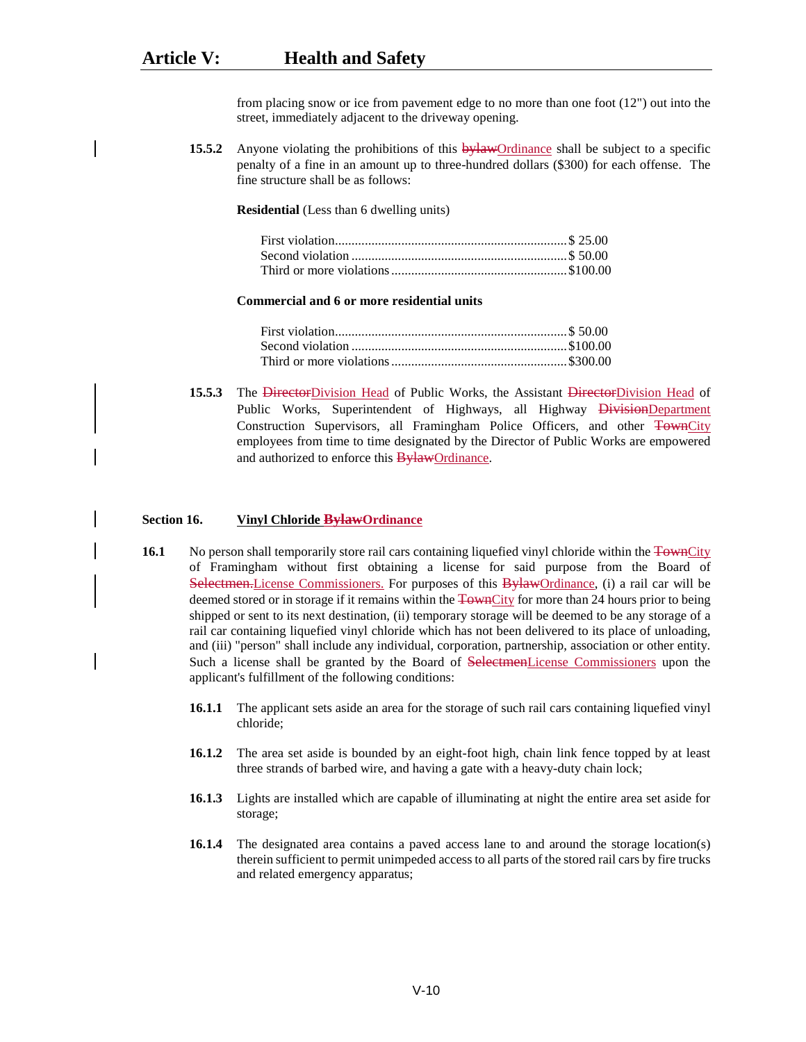from placing snow or ice from pavement edge to no more than one foot (12") out into the street, immediately adjacent to the driveway opening.

**15.5.2** Anyone violating the prohibitions of this ~~bylaw~~Ordinance shall be subject to a specific penalty of a fine in an amount up to three-hundred dollars ($300) for each offense. The fine structure shall be as follows:

**Residential** (Less than 6 dwelling units)

| | |
|---|---|
| First violation | $ 25.00 |
| Second violation | $ 50.00 |
| Third or more violations | $100.00 |

**Commercial and 6 or more residential units**

| | |
|---|---|
| First violation | $ 50.00 |
| Second violation | $100.00 |
| Third or more violations | $300.00 |

**15.5.3** The ~~Director~~Division Head of Public Works, the Assistant ~~Director~~Division Head of Public Works, Superintendent of Highways, all Highway ~~Division~~Department Construction Supervisors, all Framingham Police Officers, and other ~~Town~~City employees from time to time designated by the Director of Public Works are empowered and authorized to enforce this ~~Bylaw~~Ordinance.

## Section 16. Vinyl Chloride ~~Bylaw~~Ordinance

**16.1** No person shall temporarily store rail cars containing liquefied vinyl chloride within the ~~Town~~City of Framingham without first obtaining a license for said purpose from the Board of ~~Selectmen.~~License Commissioners. For purposes of this ~~Bylaw~~Ordinance, (i) a rail car will be deemed stored or in storage if it remains within the ~~Town~~City for more than 24 hours prior to being shipped or sent to its next destination, (ii) temporary storage will be deemed to be any storage of a rail car containing liquefied vinyl chloride which has not been delivered to its place of unloading, and (iii) "person" shall include any individual, corporation, partnership, association or other entity. Such a license shall be granted by the Board of ~~Selectmen~~License Commissioners upon the applicant's fulfillment of the following conditions:

**16.1.1** The applicant sets aside an area for the storage of such rail cars containing liquefied vinyl chloride;

**16.1.2** The area set aside is bounded by an eight-foot high, chain link fence topped by at least three strands of barbed wire, and having a gate with a heavy-duty chain lock;

**16.1.3** Lights are installed which are capable of illuminating at night the entire area set aside for storage;

**16.1.4** The designated area contains a paved access lane to and around the storage location(s) therein sufficient to permit unimpeded access to all parts of the stored rail cars by fire trucks and related emergency apparatus;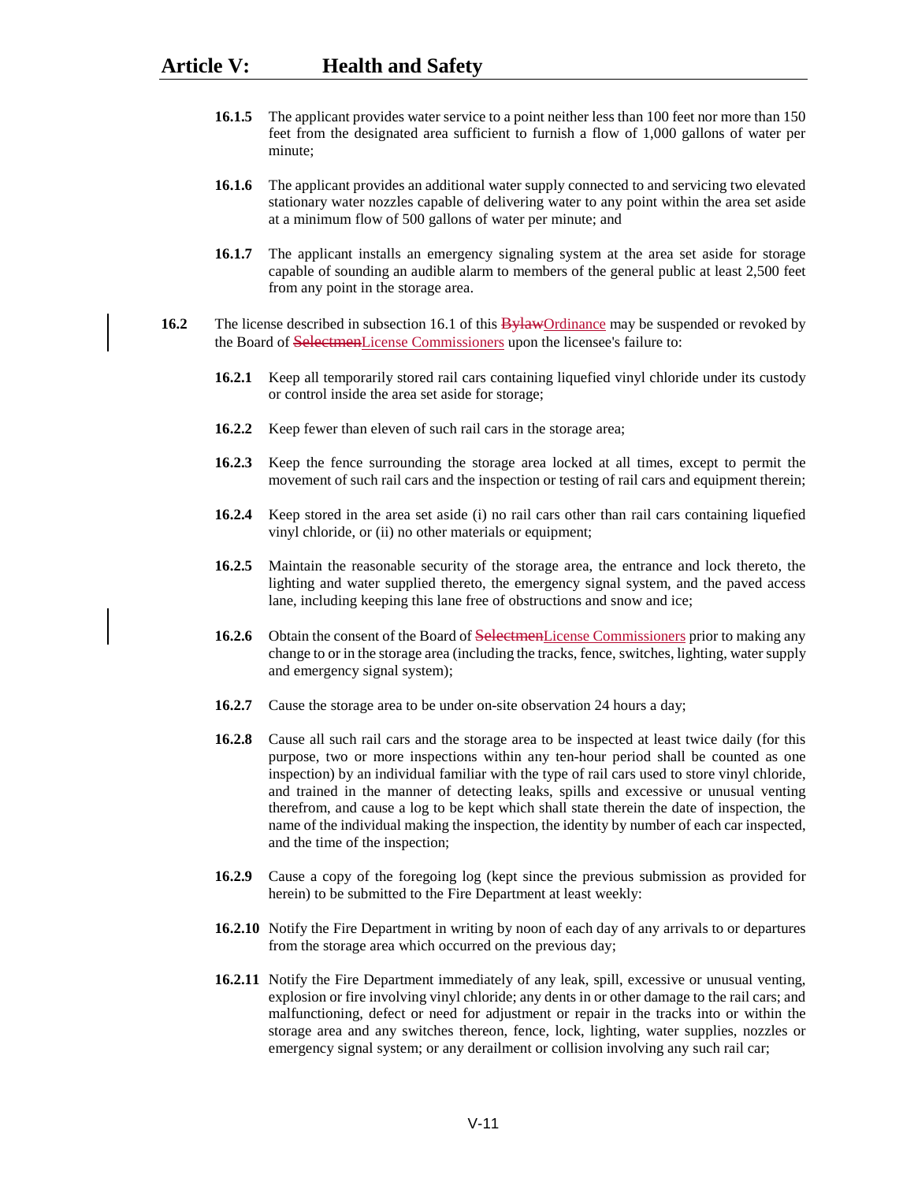**16.1.5** The applicant provides water service to a point neither less than 100 feet nor more than 150 feet from the designated area sufficient to furnish a flow of 1,000 gallons of water per minute;

**16.1.6** The applicant provides an additional water supply connected to and servicing two elevated stationary water nozzles capable of delivering water to any point within the area set aside at a minimum flow of 500 gallons of water per minute; and

**16.1.7** The applicant installs an emergency signaling system at the area set aside for storage capable of sounding an audible alarm to members of the general public at least 2,500 feet from any point in the storage area.

**16.2** The license described in subsection 16.1 of this ~~Bylaw~~Ordinance may be suspended or revoked by the Board of ~~Selectmen~~License Commissioners upon the licensee's failure to:

**16.2.1** Keep all temporarily stored rail cars containing liquefied vinyl chloride under its custody or control inside the area set aside for storage;

**16.2.2** Keep fewer than eleven of such rail cars in the storage area;

**16.2.3** Keep the fence surrounding the storage area locked at all times, except to permit the movement of such rail cars and the inspection or testing of rail cars and equipment therein;

**16.2.4** Keep stored in the area set aside (i) no rail cars other than rail cars containing liquefied vinyl chloride, or (ii) no other materials or equipment;

**16.2.5** Maintain the reasonable security of the storage area, the entrance and lock thereto, the lighting and water supplied thereto, the emergency signal system, and the paved access lane, including keeping this lane free of obstructions and snow and ice;

**16.2.6** Obtain the consent of the Board of ~~Selectmen~~License Commissioners prior to making any change to or in the storage area (including the tracks, fence, switches, lighting, water supply and emergency signal system);

**16.2.7** Cause the storage area to be under on-site observation 24 hours a day;

**16.2.8** Cause all such rail cars and the storage area to be inspected at least twice daily (for this purpose, two or more inspections within any ten-hour period shall be counted as one inspection) by an individual familiar with the type of rail cars used to store vinyl chloride, and trained in the manner of detecting leaks, spills and excessive or unusual venting therefrom, and cause a log to be kept which shall state therein the date of inspection, the name of the individual making the inspection, the identity by number of each car inspected, and the time of the inspection;

**16.2.9** Cause a copy of the foregoing log (kept since the previous submission as provided for herein) to be submitted to the Fire Department at least weekly:

**16.2.10** Notify the Fire Department in writing by noon of each day of any arrivals to or departures from the storage area which occurred on the previous day;

**16.2.11** Notify the Fire Department immediately of any leak, spill, excessive or unusual venting, explosion or fire involving vinyl chloride; any dents in or other damage to the rail cars; and malfunctioning, defect or need for adjustment or repair in the tracks into or within the storage area and any switches thereon, fence, lock, lighting, water supplies, nozzles or emergency signal system; or any derailment or collision involving any such rail car;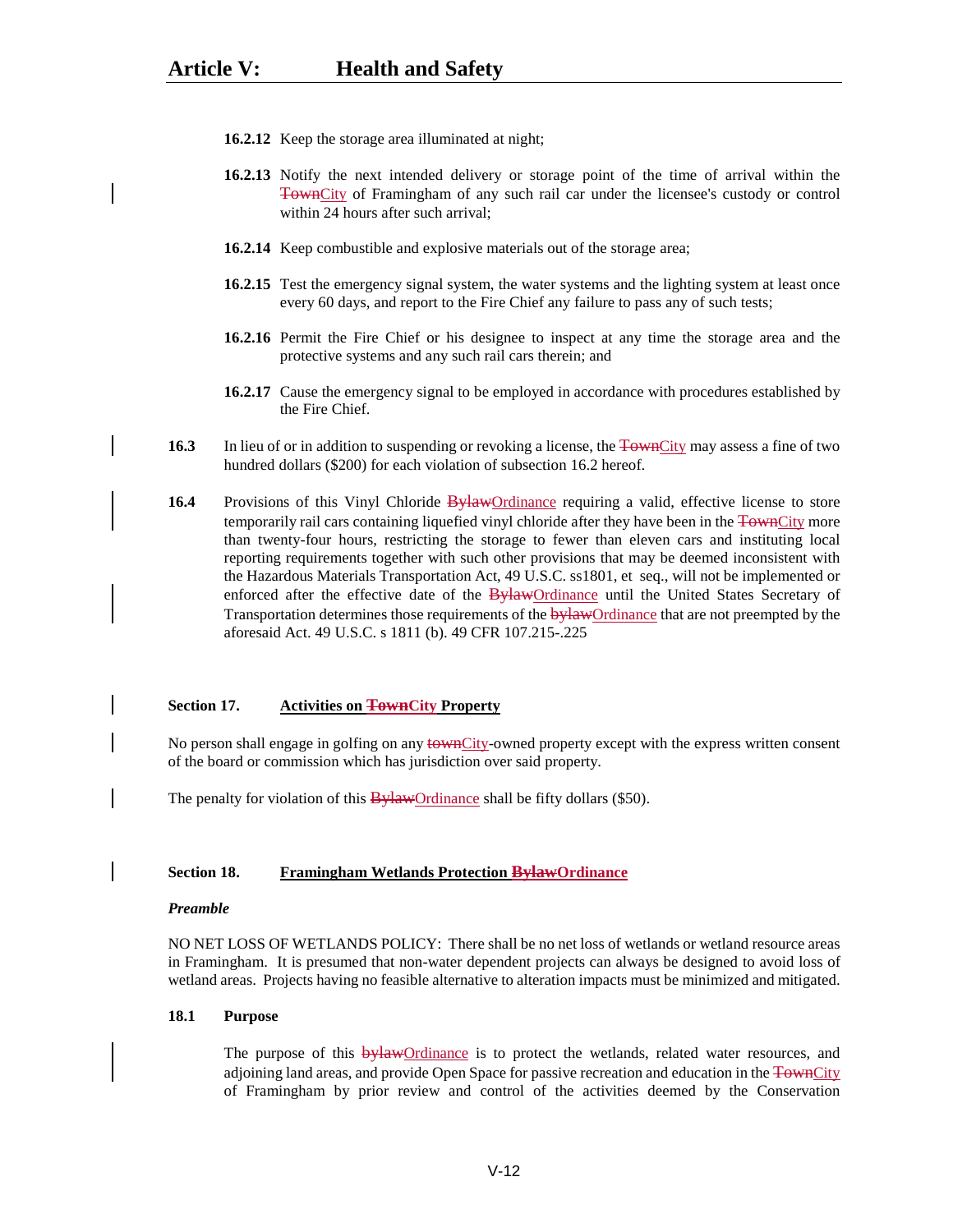**16.2.12** Keep the storage area illuminated at night;

**16.2.13** Notify the next intended delivery or storage point of the time of arrival within the ~~Town~~City of Framingham of any such rail car under the licensee's custody or control within 24 hours after such arrival;

**16.2.14** Keep combustible and explosive materials out of the storage area;

**16.2.15** Test the emergency signal system, the water systems and the lighting system at least once every 60 days, and report to the Fire Chief any failure to pass any of such tests;

**16.2.16** Permit the Fire Chief or his designee to inspect at any time the storage area and the protective systems and any such rail cars therein; and

**16.2.17** Cause the emergency signal to be employed in accordance with procedures established by the Fire Chief.

**16.3** In lieu of or in addition to suspending or revoking a license, the ~~Town~~City may assess a fine of two hundred dollars ($200) for each violation of subsection 16.2 hereof.

**16.4** Provisions of this Vinyl Chloride ~~Bylaw~~Ordinance requiring a valid, effective license to store temporarily rail cars containing liquefied vinyl chloride after they have been in the ~~Town~~City more than twenty-four hours, restricting the storage to fewer than eleven cars and instituting local reporting requirements together with such other provisions that may be deemed inconsistent with the Hazardous Materials Transportation Act, 49 U.S.C. ss1801, et seq., will not be implemented or enforced after the effective date of the ~~Bylaw~~Ordinance until the United States Secretary of Transportation determines those requirements of the ~~bylaw~~Ordinance that are not preempted by the aforesaid Act. 49 U.S.C. s 1811 (b). 49 CFR 107.215-.225

## Section 17. Activities on ~~Town~~City Property

No person shall engage in golfing on any ~~town~~City-owned property except with the express written consent of the board or commission which has jurisdiction over said property.

The penalty for violation of this ~~Bylaw~~Ordinance shall be fifty dollars ($50).

## Section 18. Framingham Wetlands Protection ~~Bylaw~~Ordinance

***Preamble***

NO NET LOSS OF WETLANDS POLICY: There shall be no net loss of wetlands or wetland resource areas in Framingham. It is presumed that non-water dependent projects can always be designed to avoid loss of wetland areas. Projects having no feasible alternative to alteration impacts must be minimized and mitigated.

### 18.1 Purpose

The purpose of this ~~bylaw~~Ordinance is to protect the wetlands, related water resources, and adjoining land areas, and provide Open Space for passive recreation and education in the ~~Town~~City of Framingham by prior review and control of the activities deemed by the Conservation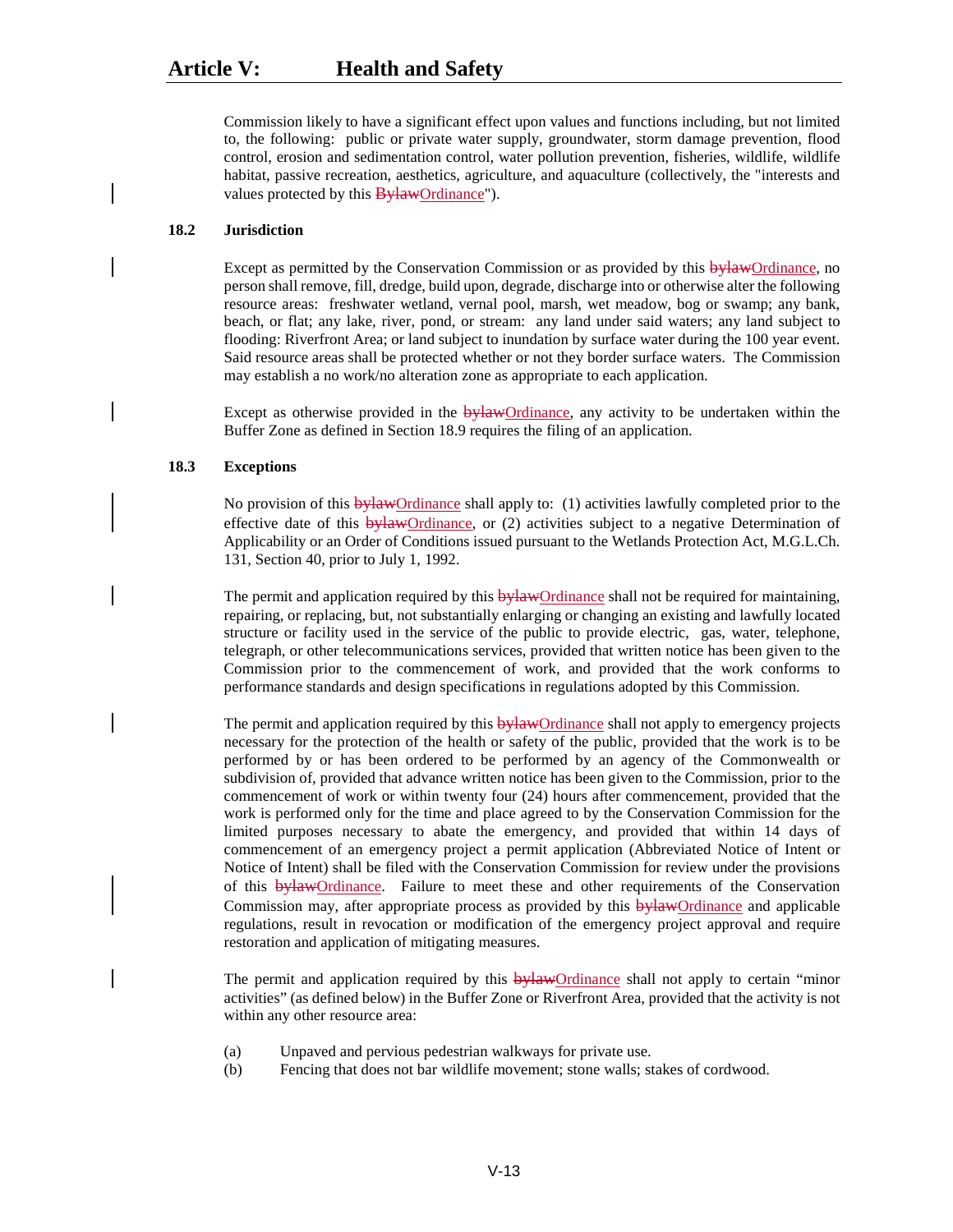Commission likely to have a significant effect upon values and functions including, but not limited to, the following: public or private water supply, groundwater, storm damage prevention, flood control, erosion and sedimentation control, water pollution prevention, fisheries, wildlife, wildlife habitat, passive recreation, aesthetics, agriculture, and aquaculture (collectively, the "interests and values protected by this ~~Bylaw~~Ordinance").

**18.2 Jurisdiction**

Except as permitted by the Conservation Commission or as provided by this ~~bylaw~~Ordinance, no person shall remove, fill, dredge, build upon, degrade, discharge into or otherwise alter the following resource areas: freshwater wetland, vernal pool, marsh, wet meadow, bog or swamp; any bank, beach, or flat; any lake, river, pond, or stream: any land under said waters; any land subject to flooding: Riverfront Area; or land subject to inundation by surface water during the 100 year event. Said resource areas shall be protected whether or not they border surface waters. The Commission may establish a no work/no alteration zone as appropriate to each application.

Except as otherwise provided in the ~~bylaw~~Ordinance, any activity to be undertaken within the Buffer Zone as defined in Section 18.9 requires the filing of an application.

**18.3 Exceptions**

No provision of this ~~bylaw~~Ordinance shall apply to: (1) activities lawfully completed prior to the effective date of this ~~bylaw~~Ordinance, or (2) activities subject to a negative Determination of Applicability or an Order of Conditions issued pursuant to the Wetlands Protection Act, M.G.L.Ch. 131, Section 40, prior to July 1, 1992.

The permit and application required by this ~~bylaw~~Ordinance shall not be required for maintaining, repairing, or replacing, but, not substantially enlarging or changing an existing and lawfully located structure or facility used in the service of the public to provide electric, gas, water, telephone, telegraph, or other telecommunications services, provided that written notice has been given to the Commission prior to the commencement of work, and provided that the work conforms to performance standards and design specifications in regulations adopted by this Commission.

The permit and application required by this ~~bylaw~~Ordinance shall not apply to emergency projects necessary for the protection of the health or safety of the public, provided that the work is to be performed by or has been ordered to be performed by an agency of the Commonwealth or subdivision of, provided that advance written notice has been given to the Commission, prior to the commencement of work or within twenty four (24) hours after commencement, provided that the work is performed only for the time and place agreed to by the Conservation Commission for the limited purposes necessary to abate the emergency, and provided that within 14 days of commencement of an emergency project a permit application (Abbreviated Notice of Intent or Notice of Intent) shall be filed with the Conservation Commission for review under the provisions of this ~~bylaw~~Ordinance. Failure to meet these and other requirements of the Conservation Commission may, after appropriate process as provided by this ~~bylaw~~Ordinance and applicable regulations, result in revocation or modification of the emergency project approval and require restoration and application of mitigating measures.

The permit and application required by this ~~bylaw~~Ordinance shall not apply to certain "minor activities" (as defined below) in the Buffer Zone or Riverfront Area, provided that the activity is not within any other resource area:

(a) Unpaved and pervious pedestrian walkways for private use.

(b) Fencing that does not bar wildlife movement; stone walls; stakes of cordwood.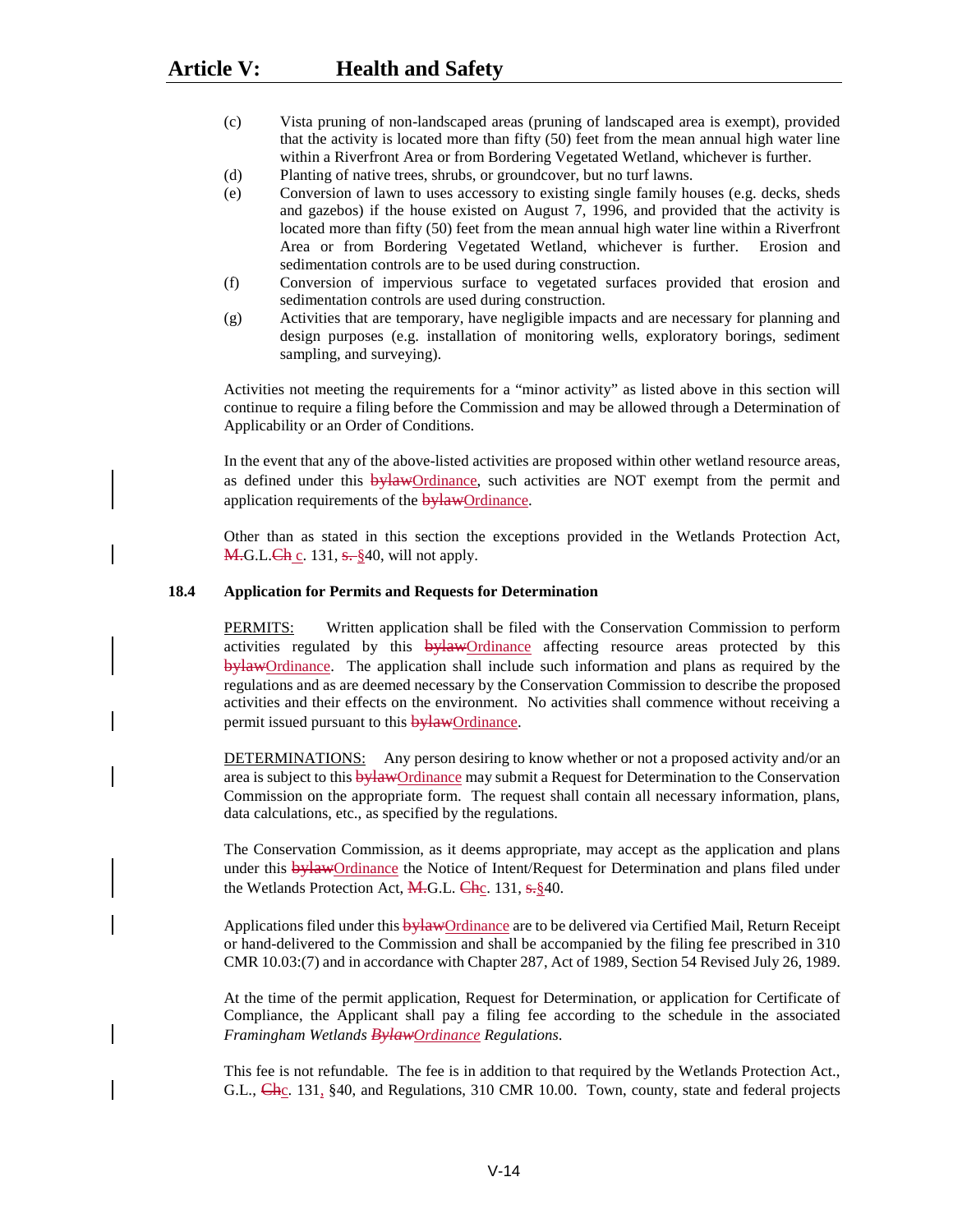(c) Vista pruning of non-landscaped areas (pruning of landscaped area is exempt), provided that the activity is located more than fifty (50) feet from the mean annual high water line within a Riverfront Area or from Bordering Vegetated Wetland, whichever is further.

(d) Planting of native trees, shrubs, or groundcover, but no turf lawns.

(e) Conversion of lawn to uses accessory to existing single family houses (e.g. decks, sheds and gazebos) if the house existed on August 7, 1996, and provided that the activity is located more than fifty (50) feet from the mean annual high water line within a Riverfront Area or from Bordering Vegetated Wetland, whichever is further. Erosion and sedimentation controls are to be used during construction.

(f) Conversion of impervious surface to vegetated surfaces provided that erosion and sedimentation controls are used during construction.

(g) Activities that are temporary, have negligible impacts and are necessary for planning and design purposes (e.g. installation of monitoring wells, exploratory borings, sediment sampling, and surveying).

Activities not meeting the requirements for a "minor activity" as listed above in this section will continue to require a filing before the Commission and may be allowed through a Determination of Applicability or an Order of Conditions.

In the event that any of the above-listed activities are proposed within other wetland resource areas, as defined under this ~~bylaw~~Ordinance, such activities are NOT exempt from the permit and application requirements of the ~~bylaw~~Ordinance.

Other than as stated in this section the exceptions provided in the Wetlands Protection Act, ~~M.~~G.L.~~Ch~~ c. 131, ~~s.~~ §40, will not apply.

**18.4 Application for Permits and Requests for Determination**

PERMITS: Written application shall be filed with the Conservation Commission to perform activities regulated by this ~~bylaw~~Ordinance affecting resource areas protected by this ~~bylaw~~Ordinance. The application shall include such information and plans as required by the regulations and as are deemed necessary by the Conservation Commission to describe the proposed activities and their effects on the environment. No activities shall commence without receiving a permit issued pursuant to this ~~bylaw~~Ordinance.

DETERMINATIONS: Any person desiring to know whether or not a proposed activity and/or an area is subject to this ~~bylaw~~Ordinance may submit a Request for Determination to the Conservation Commission on the appropriate form. The request shall contain all necessary information, plans, data calculations, etc., as specified by the regulations.

The Conservation Commission, as it deems appropriate, may accept as the application and plans under this ~~bylaw~~Ordinance the Notice of Intent/Request for Determination and plans filed under the Wetlands Protection Act, ~~M.~~G.L. ~~Ch~~c. 131, ~~s.~~§40.

Applications filed under this ~~bylaw~~Ordinance are to be delivered via Certified Mail, Return Receipt or hand-delivered to the Commission and shall be accompanied by the filing fee prescribed in 310 CMR 10.03:(7) and in accordance with Chapter 287, Act of 1989, Section 54 Revised July 26, 1989.

At the time of the permit application, Request for Determination, or application for Certificate of Compliance, the Applicant shall pay a filing fee according to the schedule in the associated *Framingham Wetlands ~~Bylaw~~Ordinance Regulations*.

This fee is not refundable. The fee is in addition to that required by the Wetlands Protection Act., G.L., ~~Ch~~c. 131, §40, and Regulations, 310 CMR 10.00. Town, county, state and federal projects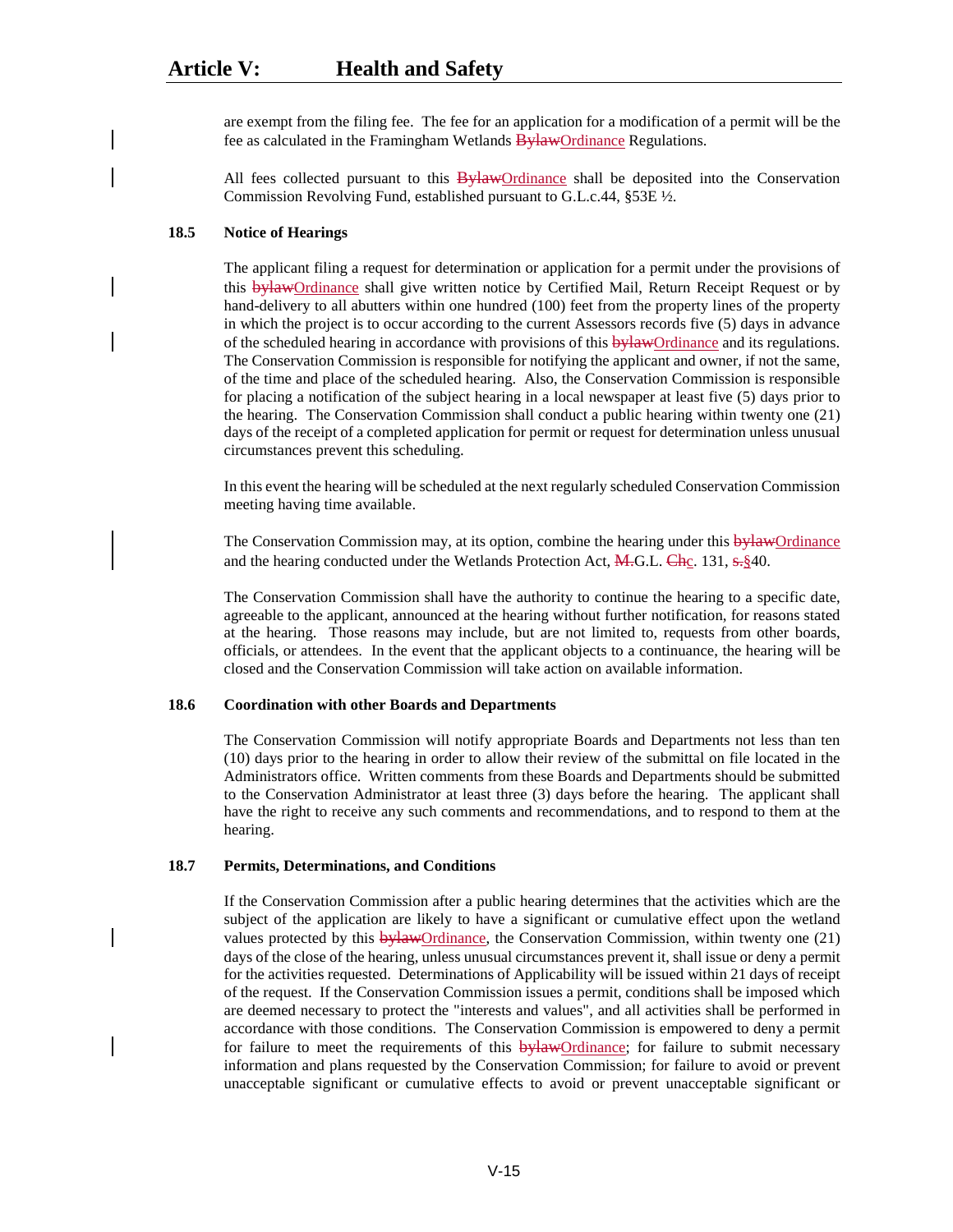are exempt from the filing fee. The fee for an application for a modification of a permit will be the fee as calculated in the Framingham Wetlands ~~Bylaw~~Ordinance Regulations.

All fees collected pursuant to this ~~Bylaw~~Ordinance shall be deposited into the Conservation Commission Revolving Fund, established pursuant to G.L.c.44, §53E ½.

**18.5 Notice of Hearings**

The applicant filing a request for determination or application for a permit under the provisions of this ~~bylaw~~Ordinance shall give written notice by Certified Mail, Return Receipt Request or by hand-delivery to all abutters within one hundred (100) feet from the property lines of the property in which the project is to occur according to the current Assessors records five (5) days in advance of the scheduled hearing in accordance with provisions of this ~~bylaw~~Ordinance and its regulations. The Conservation Commission is responsible for notifying the applicant and owner, if not the same, of the time and place of the scheduled hearing. Also, the Conservation Commission is responsible for placing a notification of the subject hearing in a local newspaper at least five (5) days prior to the hearing. The Conservation Commission shall conduct a public hearing within twenty one (21) days of the receipt of a completed application for permit or request for determination unless unusual circumstances prevent this scheduling.

In this event the hearing will be scheduled at the next regularly scheduled Conservation Commission meeting having time available.

The Conservation Commission may, at its option, combine the hearing under this ~~bylaw~~Ordinance and the hearing conducted under the Wetlands Protection Act, ~~M.~~G.L. ~~Ch~~c. 131, ~~s.~~§40.

The Conservation Commission shall have the authority to continue the hearing to a specific date, agreeable to the applicant, announced at the hearing without further notification, for reasons stated at the hearing. Those reasons may include, but are not limited to, requests from other boards, officials, or attendees. In the event that the applicant objects to a continuance, the hearing will be closed and the Conservation Commission will take action on available information.

**18.6 Coordination with other Boards and Departments**

The Conservation Commission will notify appropriate Boards and Departments not less than ten (10) days prior to the hearing in order to allow their review of the submittal on file located in the Administrators office. Written comments from these Boards and Departments should be submitted to the Conservation Administrator at least three (3) days before the hearing. The applicant shall have the right to receive any such comments and recommendations, and to respond to them at the hearing.

**18.7 Permits, Determinations, and Conditions**

If the Conservation Commission after a public hearing determines that the activities which are the subject of the application are likely to have a significant or cumulative effect upon the wetland values protected by this ~~bylaw~~Ordinance, the Conservation Commission, within twenty one (21) days of the close of the hearing, unless unusual circumstances prevent it, shall issue or deny a permit for the activities requested. Determinations of Applicability will be issued within 21 days of receipt of the request. If the Conservation Commission issues a permit, conditions shall be imposed which are deemed necessary to protect the "interests and values", and all activities shall be performed in accordance with those conditions. The Conservation Commission is empowered to deny a permit for failure to meet the requirements of this ~~bylaw~~Ordinance; for failure to submit necessary information and plans requested by the Conservation Commission; for failure to avoid or prevent unacceptable significant or cumulative effects to avoid or prevent unacceptable significant or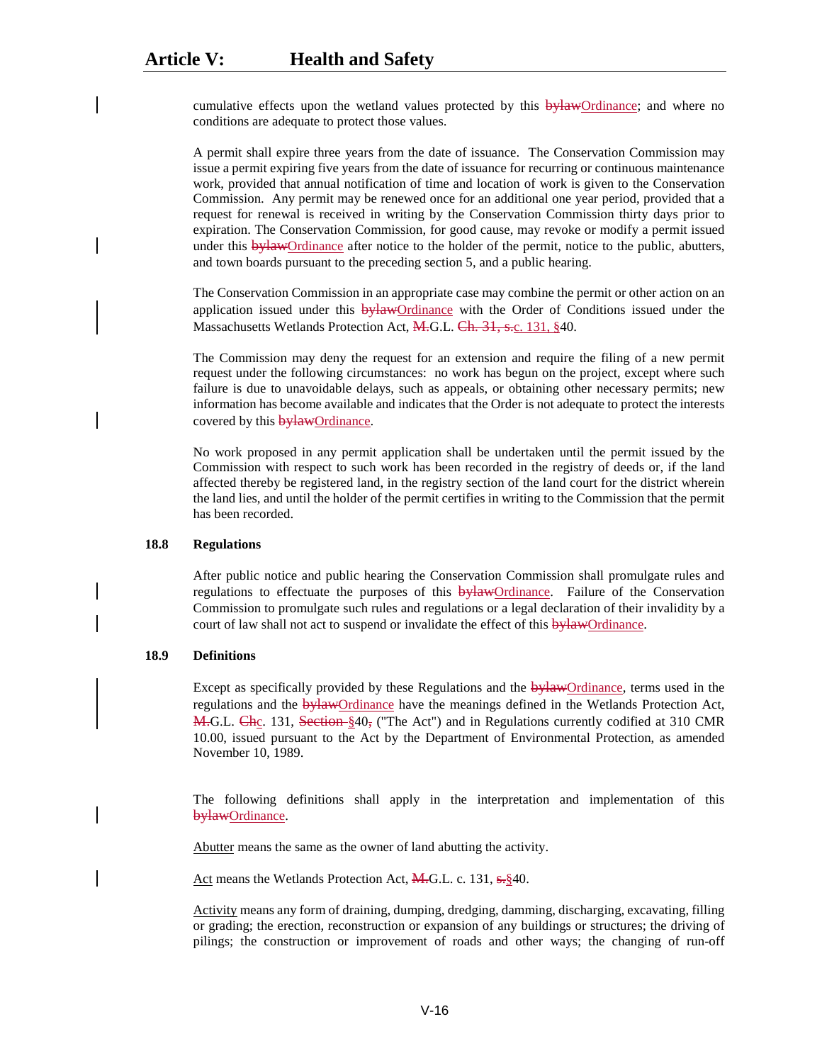cumulative effects upon the wetland values protected by this ~~bylaw~~Ordinance; and where no conditions are adequate to protect those values.

A permit shall expire three years from the date of issuance. The Conservation Commission may issue a permit expiring five years from the date of issuance for recurring or continuous maintenance work, provided that annual notification of time and location of work is given to the Conservation Commission. Any permit may be renewed once for an additional one year period, provided that a request for renewal is received in writing by the Conservation Commission thirty days prior to expiration. The Conservation Commission, for good cause, may revoke or modify a permit issued under this ~~bylaw~~Ordinance after notice to the holder of the permit, notice to the public, abutters, and town boards pursuant to the preceding section 5, and a public hearing.

The Conservation Commission in an appropriate case may combine the permit or other action on an application issued under this ~~bylaw~~Ordinance with the Order of Conditions issued under the Massachusetts Wetlands Protection Act, ~~M.~~G.L. ~~Ch. 31, s.~~c. 131, §40.

The Commission may deny the request for an extension and require the filing of a new permit request under the following circumstances: no work has begun on the project, except where such failure is due to unavoidable delays, such as appeals, or obtaining other necessary permits; new information has become available and indicates that the Order is not adequate to protect the interests covered by this ~~bylaw~~Ordinance.

No work proposed in any permit application shall be undertaken until the permit issued by the Commission with respect to such work has been recorded in the registry of deeds or, if the land affected thereby be registered land, in the registry section of the land court for the district wherein the land lies, and until the holder of the permit certifies in writing to the Commission that the permit has been recorded.

### 18.8 Regulations

After public notice and public hearing the Conservation Commission shall promulgate rules and regulations to effectuate the purposes of this ~~bylaw~~Ordinance. Failure of the Conservation Commission to promulgate such rules and regulations or a legal declaration of their invalidity by a court of law shall not act to suspend or invalidate the effect of this ~~bylaw~~Ordinance.

### 18.9 Definitions

Except as specifically provided by these Regulations and the ~~bylaw~~Ordinance, terms used in the regulations and the ~~bylaw~~Ordinance have the meanings defined in the Wetlands Protection Act, ~~M.~~G.L. ~~Ch~~c. 131, ~~Section~~ §40~~,~~ ("The Act") and in Regulations currently codified at 310 CMR 10.00, issued pursuant to the Act by the Department of Environmental Protection, as amended November 10, 1989.

The following definitions shall apply in the interpretation and implementation of this ~~bylaw~~Ordinance.

Abutter means the same as the owner of land abutting the activity.

Act means the Wetlands Protection Act, ~~M.~~G.L. c. 131, ~~s.~~§40.

Activity means any form of draining, dumping, dredging, damming, discharging, excavating, filling or grading; the erection, reconstruction or expansion of any buildings or structures; the driving of pilings; the construction or improvement of roads and other ways; the changing of run-off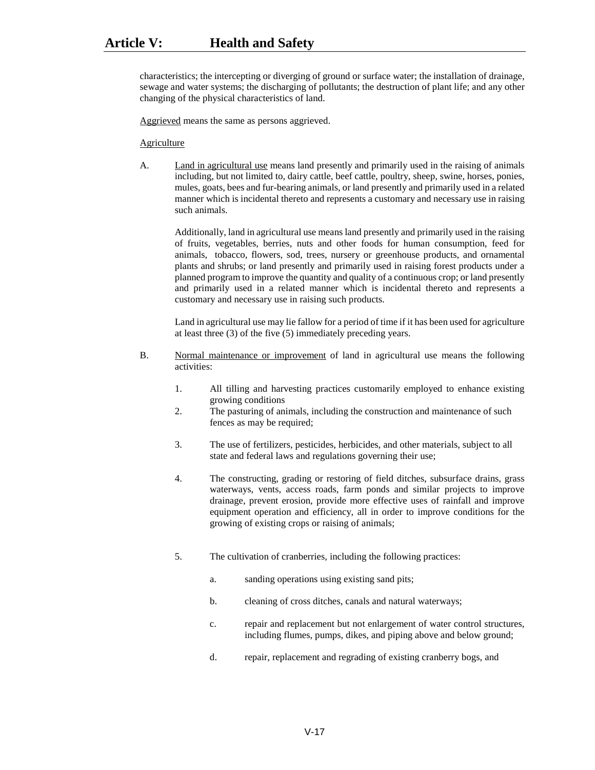characteristics; the intercepting or diverging of ground or surface water; the installation of drainage, sewage and water systems; the discharging of pollutants; the destruction of plant life; and any other changing of the physical characteristics of land.

Aggrieved means the same as persons aggrieved.

Agriculture

A. Land in agricultural use means land presently and primarily used in the raising of animals including, but not limited to, dairy cattle, beef cattle, poultry, sheep, swine, horses, ponies, mules, goats, bees and fur-bearing animals, or land presently and primarily used in a related manner which is incidental thereto and represents a customary and necessary use in raising such animals.

   Additionally, land in agricultural use means land presently and primarily used in the raising of fruits, vegetables, berries, nuts and other foods for human consumption, feed for animals, tobacco, flowers, sod, trees, nursery or greenhouse products, and ornamental plants and shrubs; or land presently and primarily used in raising forest products under a planned program to improve the quantity and quality of a continuous crop; or land presently and primarily used in a related manner which is incidental thereto and represents a customary and necessary use in raising such products.

   Land in agricultural use may lie fallow for a period of time if it has been used for agriculture at least three (3) of the five (5) immediately preceding years.

B. Normal maintenance or improvement of land in agricultural use means the following activities:

   1. All tilling and harvesting practices customarily employed to enhance existing growing conditions
   2. The pasturing of animals, including the construction and maintenance of such fences as may be required;
   3. The use of fertilizers, pesticides, herbicides, and other materials, subject to all state and federal laws and regulations governing their use;
   4. The constructing, grading or restoring of field ditches, subsurface drains, grass waterways, vents, access roads, farm ponds and similar projects to improve drainage, prevent erosion, provide more effective uses of rainfall and improve equipment operation and efficiency, all in order to improve conditions for the growing of existing crops or raising of animals;
   5. The cultivation of cranberries, including the following practices:
      a. sanding operations using existing sand pits;
      b. cleaning of cross ditches, canals and natural waterways;
      c. repair and replacement but not enlargement of water control structures, including flumes, pumps, dikes, and piping above and below ground;
      d. repair, replacement and regrading of existing cranberry bogs, and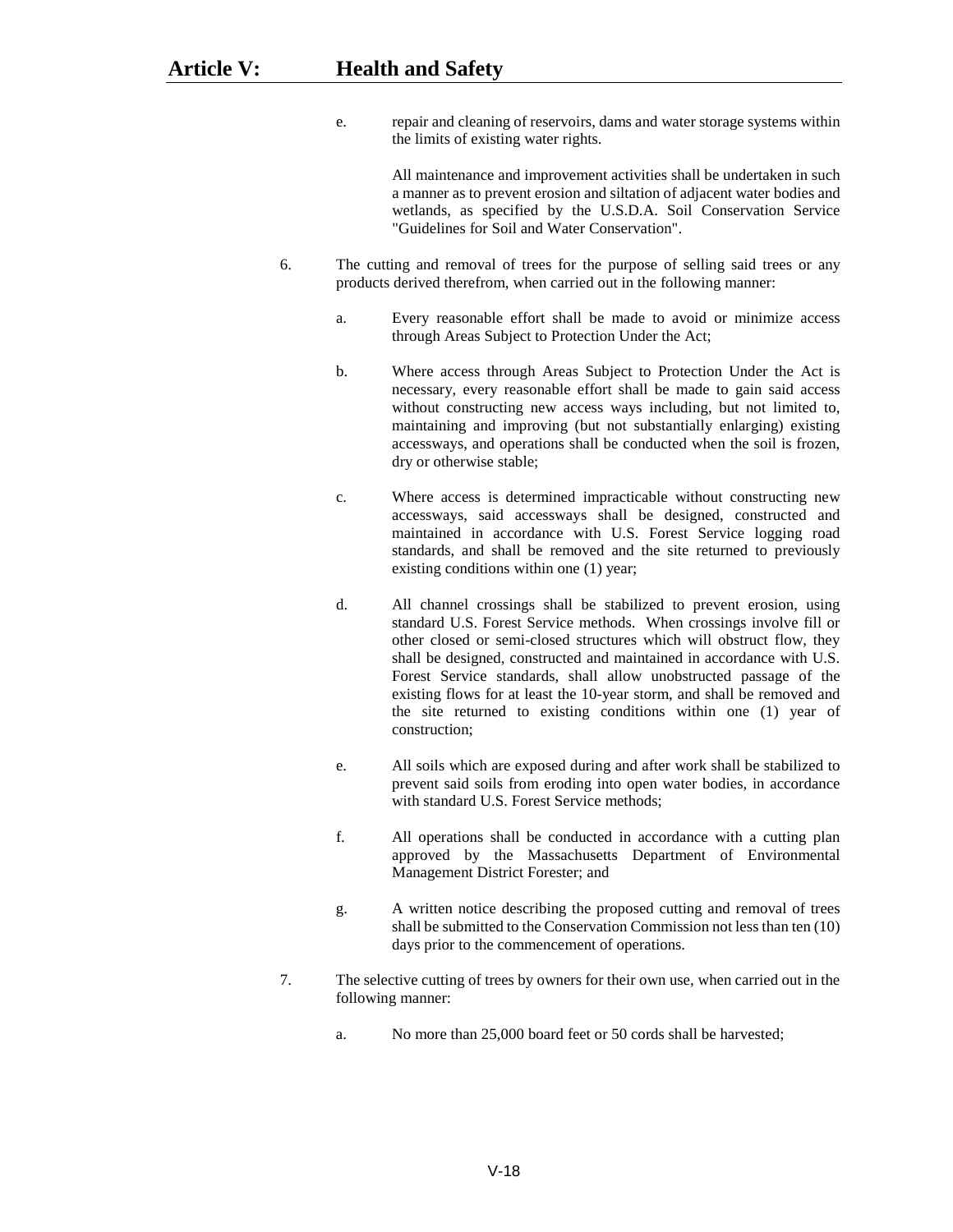e. repair and cleaning of reservoirs, dams and water storage systems within the limits of existing water rights.

All maintenance and improvement activities shall be undertaken in such a manner as to prevent erosion and siltation of adjacent water bodies and wetlands, as specified by the U.S.D.A. Soil Conservation Service "Guidelines for Soil and Water Conservation".

6. The cutting and removal of trees for the purpose of selling said trees or any products derived therefrom, when carried out in the following manner:

   a. Every reasonable effort shall be made to avoid or minimize access through Areas Subject to Protection Under the Act;

   b. Where access through Areas Subject to Protection Under the Act is necessary, every reasonable effort shall be made to gain said access without constructing new access ways including, but not limited to, maintaining and improving (but not substantially enlarging) existing accessways, and operations shall be conducted when the soil is frozen, dry or otherwise stable;

   c. Where access is determined impracticable without constructing new accessways, said accessways shall be designed, constructed and maintained in accordance with U.S. Forest Service logging road standards, and shall be removed and the site returned to previously existing conditions within one (1) year;

   d. All channel crossings shall be stabilized to prevent erosion, using standard U.S. Forest Service methods. When crossings involve fill or other closed or semi-closed structures which will obstruct flow, they shall be designed, constructed and maintained in accordance with U.S. Forest Service standards, shall allow unobstructed passage of the existing flows for at least the 10-year storm, and shall be removed and the site returned to existing conditions within one (1) year of construction;

   e. All soils which are exposed during and after work shall be stabilized to prevent said soils from eroding into open water bodies, in accordance with standard U.S. Forest Service methods;

   f. All operations shall be conducted in accordance with a cutting plan approved by the Massachusetts Department of Environmental Management District Forester; and

   g. A written notice describing the proposed cutting and removal of trees shall be submitted to the Conservation Commission not less than ten (10) days prior to the commencement of operations.

7. The selective cutting of trees by owners for their own use, when carried out in the following manner:

   a. No more than 25,000 board feet or 50 cords shall be harvested;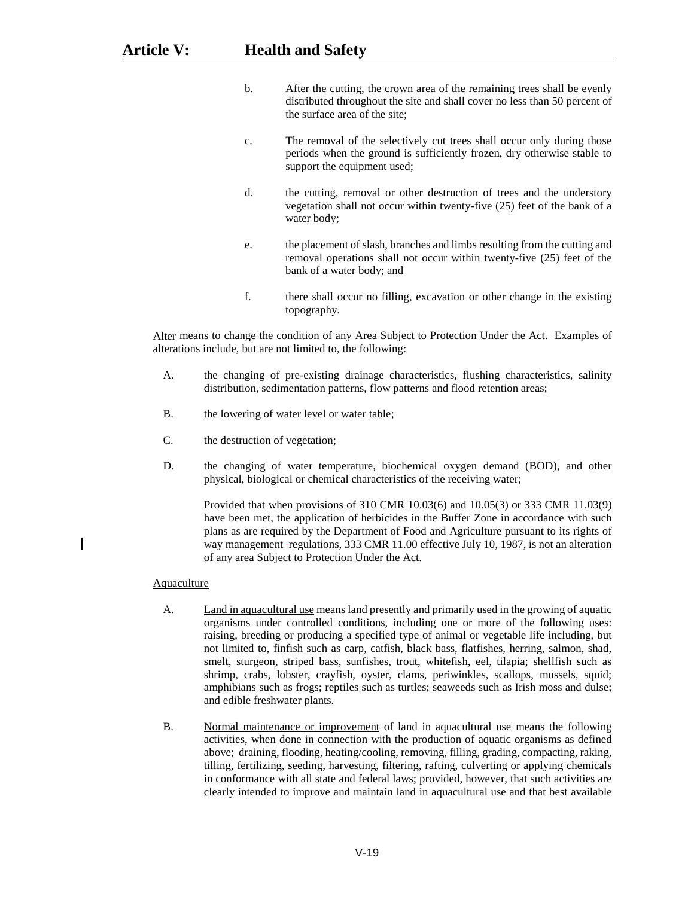b. After the cutting, the crown area of the remaining trees shall be evenly distributed throughout the site and shall cover no less than 50 percent of the surface area of the site;

c. The removal of the selectively cut trees shall occur only during those periods when the ground is sufficiently frozen, dry otherwise stable to support the equipment used;

d. the cutting, removal or other destruction of trees and the understory vegetation shall not occur within twenty-five (25) feet of the bank of a water body;

e. the placement of slash, branches and limbs resulting from the cutting and removal operations shall not occur within twenty-five (25) feet of the bank of a water body; and

f. there shall occur no filling, excavation or other change in the existing topography.

<u>Alter</u> means to change the condition of any Area Subject to Protection Under the Act. Examples of alterations include, but are not limited to, the following:

A. the changing of pre-existing drainage characteristics, flushing characteristics, salinity distribution, sedimentation patterns, flow patterns and flood retention areas;

B. the lowering of water level or water table;

C. the destruction of vegetation;

D. the changing of water temperature, biochemical oxygen demand (BOD), and other physical, biological or chemical characteristics of the receiving water;

Provided that when provisions of 310 CMR 10.03(6) and 10.05(3) or 333 CMR 11.03(9) have been met, the application of herbicides in the Buffer Zone in accordance with such plans as are required by the Department of Food and Agriculture pursuant to its rights of way management regulations, 333 CMR 11.00 effective July 10, 1987, is not an alteration of any area Subject to Protection Under the Act.

<u>Aquaculture</u>

A. <u>Land in aquacultural use</u> means land presently and primarily used in the growing of aquatic organisms under controlled conditions, including one or more of the following uses: raising, breeding or producing a specified type of animal or vegetable life including, but not limited to, finfish such as carp, catfish, black bass, flatfishes, herring, salmon, shad, smelt, sturgeon, striped bass, sunfishes, trout, whitefish, eel, tilapia; shellfish such as shrimp, crabs, lobster, crayfish, oyster, clams, periwinkles, scallops, mussels, squid; amphibians such as frogs; reptiles such as turtles; seaweeds such as Irish moss and dulse; and edible freshwater plants.

B. <u>Normal maintenance or improvement</u> of land in aquacultural use means the following activities, when done in connection with the production of aquatic organisms as defined above; draining, flooding, heating/cooling, removing, filling, grading, compacting, raking, tilling, fertilizing, seeding, harvesting, filtering, rafting, culverting or applying chemicals in conformance with all state and federal laws; provided, however, that such activities are clearly intended to improve and maintain land in aquacultural use and that best available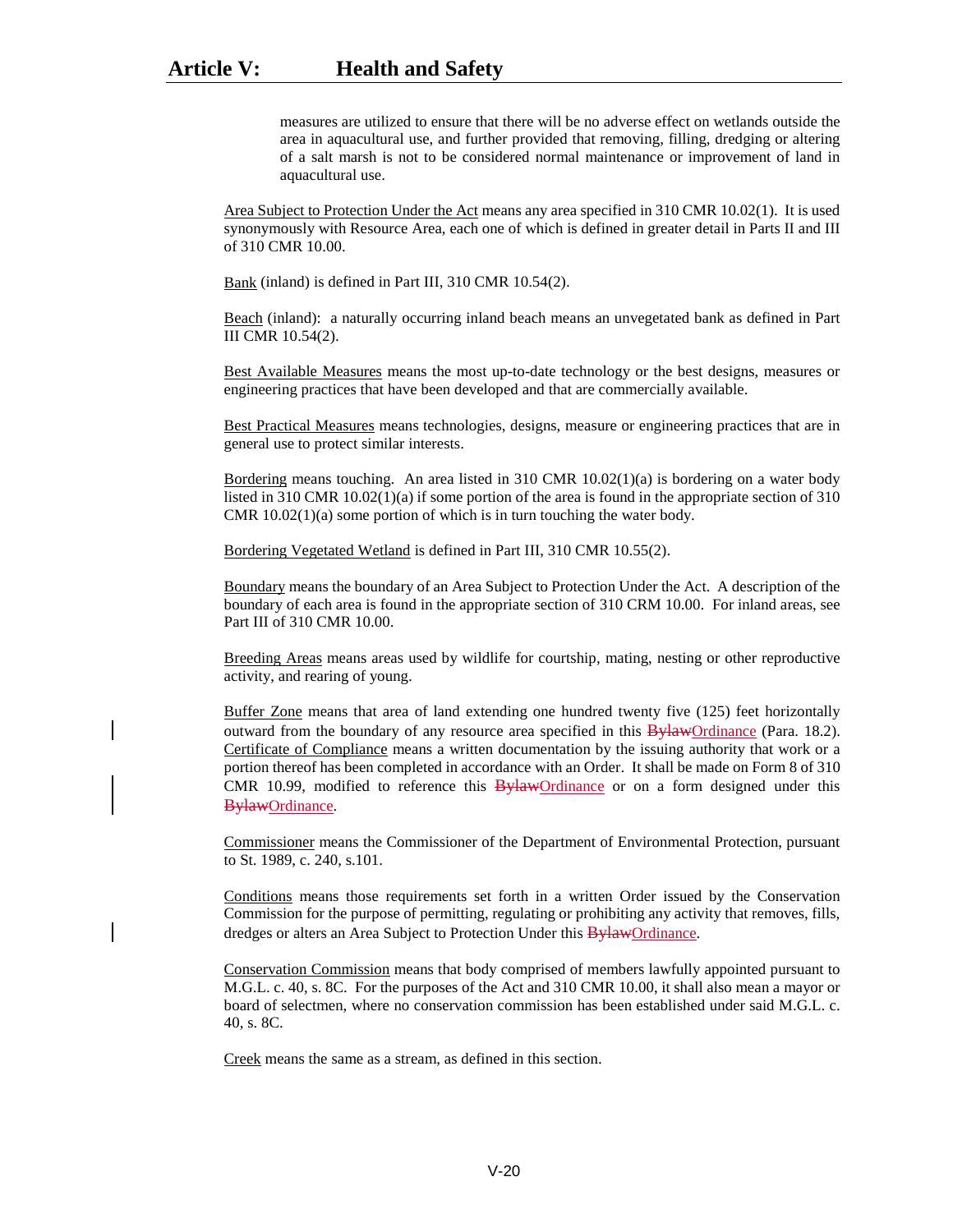measures are utilized to ensure that there will be no adverse effect on wetlands outside the area in aquacultural use, and further provided that removing, filling, dredging or altering of a salt marsh is not to be considered normal maintenance or improvement of land in aquacultural use.

Area Subject to Protection Under the Act means any area specified in 310 CMR 10.02(1). It is used synonymously with Resource Area, each one of which is defined in greater detail in Parts II and III of 310 CMR 10.00.

Bank (inland) is defined in Part III, 310 CMR 10.54(2).

Beach (inland): a naturally occurring inland beach means an unvegetated bank as defined in Part III CMR 10.54(2).

Best Available Measures means the most up-to-date technology or the best designs, measures or engineering practices that have been developed and that are commercially available.

Best Practical Measures means technologies, designs, measure or engineering practices that are in general use to protect similar interests.

Bordering means touching. An area listed in 310 CMR 10.02(1)(a) is bordering on a water body listed in 310 CMR 10.02(1)(a) if some portion of the area is found in the appropriate section of 310 CMR 10.02(1)(a) some portion of which is in turn touching the water body.

Bordering Vegetated Wetland is defined in Part III, 310 CMR 10.55(2).

Boundary means the boundary of an Area Subject to Protection Under the Act. A description of the boundary of each area is found in the appropriate section of 310 CRM 10.00. For inland areas, see Part III of 310 CMR 10.00.

Breeding Areas means areas used by wildlife for courtship, mating, nesting or other reproductive activity, and rearing of young.

Buffer Zone means that area of land extending one hundred twenty five (125) feet horizontally outward from the boundary of any resource area specified in this ~~Bylaw~~Ordinance (Para. 18.2).
Certificate of Compliance means a written documentation by the issuing authority that work or a portion thereof has been completed in accordance with an Order. It shall be made on Form 8 of 310 CMR 10.99, modified to reference this ~~Bylaw~~Ordinance or on a form designed under this ~~Bylaw~~Ordinance.

Commissioner means the Commissioner of the Department of Environmental Protection, pursuant to St. 1989, c. 240, s.101.

Conditions means those requirements set forth in a written Order issued by the Conservation Commission for the purpose of permitting, regulating or prohibiting any activity that removes, fills, dredges or alters an Area Subject to Protection Under this ~~Bylaw~~Ordinance.

Conservation Commission means that body comprised of members lawfully appointed pursuant to M.G.L. c. 40, s. 8C. For the purposes of the Act and 310 CMR 10.00, it shall also mean a mayor or board of selectmen, where no conservation commission has been established under said M.G.L. c. 40, s. 8C.

Creek means the same as a stream, as defined in this section.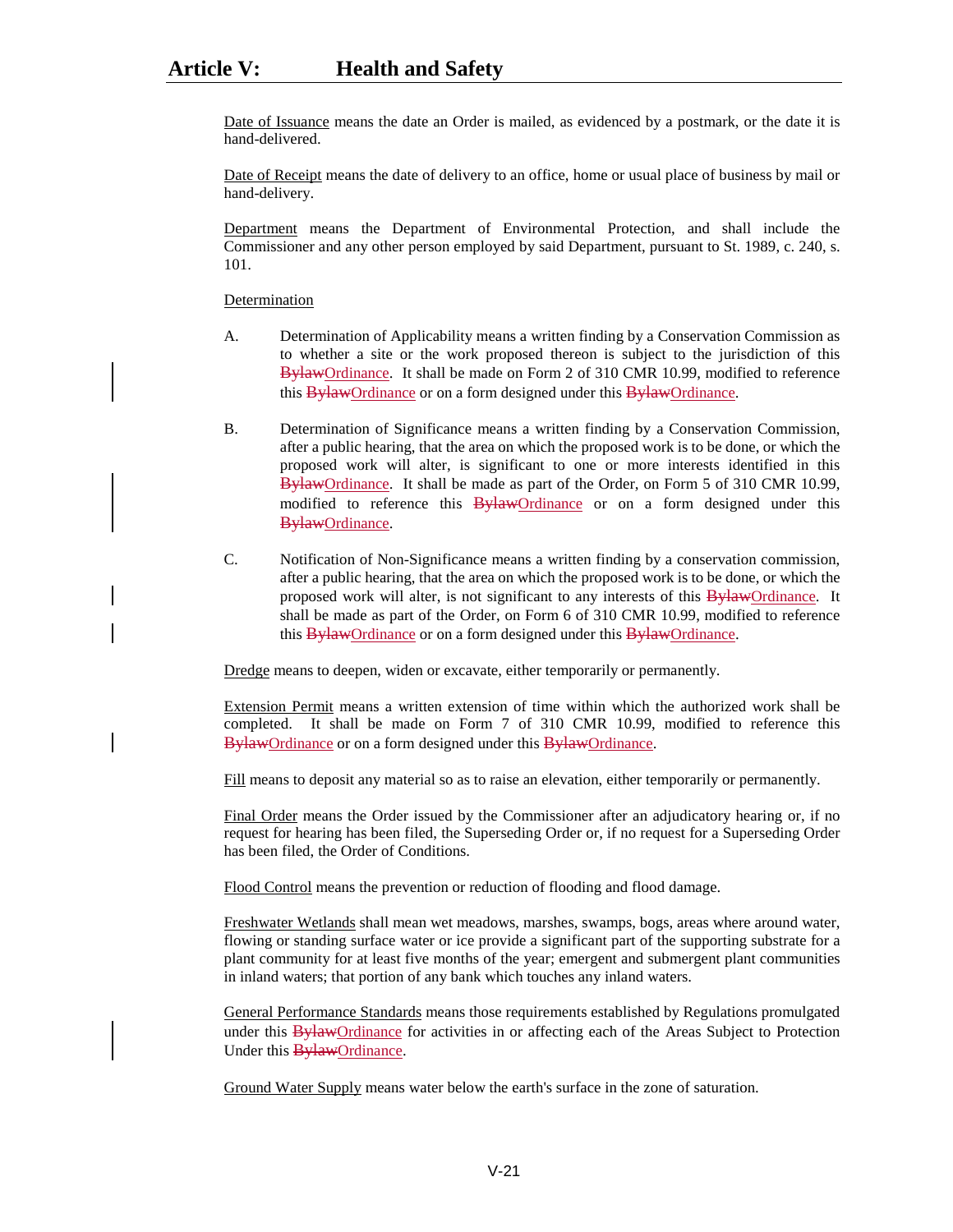Date of Issuance means the date an Order is mailed, as evidenced by a postmark, or the date it is hand-delivered.

Date of Receipt means the date of delivery to an office, home or usual place of business by mail or hand-delivery.

Department means the Department of Environmental Protection, and shall include the Commissioner and any other person employed by said Department, pursuant to St. 1989, c. 240, s. 101.

Determination

A. Determination of Applicability means a written finding by a Conservation Commission as to whether a site or the work proposed thereon is subject to the jurisdiction of this ~~Bylaw~~Ordinance. It shall be made on Form 2 of 310 CMR 10.99, modified to reference this ~~Bylaw~~Ordinance or on a form designed under this ~~Bylaw~~Ordinance.

B. Determination of Significance means a written finding by a Conservation Commission, after a public hearing, that the area on which the proposed work is to be done, or which the proposed work will alter, is significant to one or more interests identified in this ~~Bylaw~~Ordinance. It shall be made as part of the Order, on Form 5 of 310 CMR 10.99, modified to reference this ~~Bylaw~~Ordinance or on a form designed under this ~~Bylaw~~Ordinance.

C. Notification of Non-Significance means a written finding by a conservation commission, after a public hearing, that the area on which the proposed work is to be done, or which the proposed work will alter, is not significant to any interests of this ~~Bylaw~~Ordinance. It shall be made as part of the Order, on Form 6 of 310 CMR 10.99, modified to reference this ~~Bylaw~~Ordinance or on a form designed under this ~~Bylaw~~Ordinance.

Dredge means to deepen, widen or excavate, either temporarily or permanently.

Extension Permit means a written extension of time within which the authorized work shall be completed. It shall be made on Form 7 of 310 CMR 10.99, modified to reference this ~~Bylaw~~Ordinance or on a form designed under this ~~Bylaw~~Ordinance.

Fill means to deposit any material so as to raise an elevation, either temporarily or permanently.

Final Order means the Order issued by the Commissioner after an adjudicatory hearing or, if no request for hearing has been filed, the Superseding Order or, if no request for a Superseding Order has been filed, the Order of Conditions.

Flood Control means the prevention or reduction of flooding and flood damage.

Freshwater Wetlands shall mean wet meadows, marshes, swamps, bogs, areas where around water, flowing or standing surface water or ice provide a significant part of the supporting substrate for a plant community for at least five months of the year; emergent and submergent plant communities in inland waters; that portion of any bank which touches any inland waters.

General Performance Standards means those requirements established by Regulations promulgated under this ~~Bylaw~~Ordinance for activities in or affecting each of the Areas Subject to Protection Under this ~~Bylaw~~Ordinance.

Ground Water Supply means water below the earth's surface in the zone of saturation.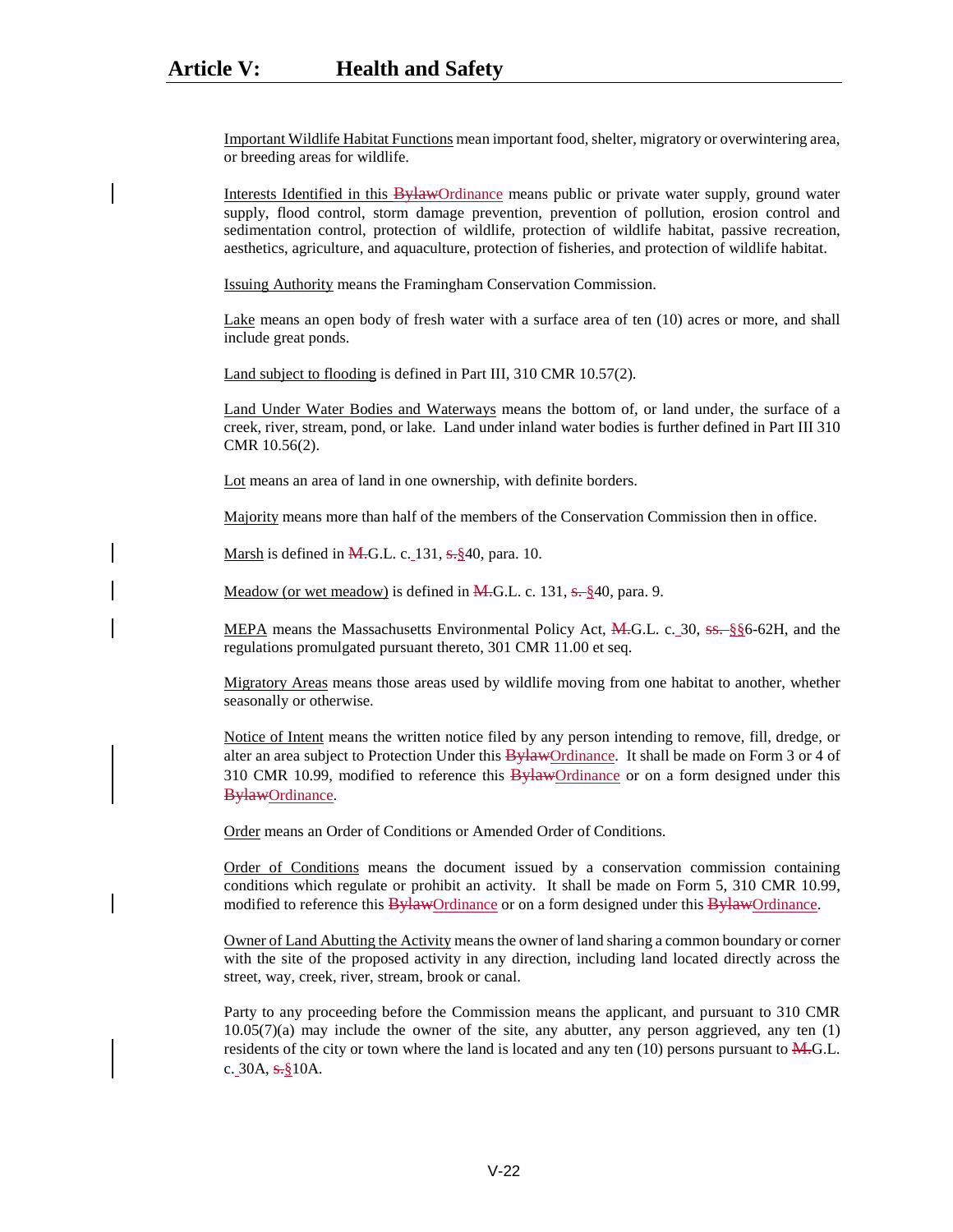Important Wildlife Habitat Functions mean important food, shelter, migratory or overwintering area, or breeding areas for wildlife.

Interests Identified in this ~~Bylaw~~Ordinance means public or private water supply, ground water supply, flood control, storm damage prevention, prevention of pollution, erosion control and sedimentation control, protection of wildlife, protection of wildlife habitat, passive recreation, aesthetics, agriculture, and aquaculture, protection of fisheries, and protection of wildlife habitat.

Issuing Authority means the Framingham Conservation Commission.

Lake means an open body of fresh water with a surface area of ten (10) acres or more, and shall include great ponds.

Land subject to flooding is defined in Part III, 310 CMR 10.57(2).

Land Under Water Bodies and Waterways means the bottom of, or land under, the surface of a creek, river, stream, pond, or lake. Land under inland water bodies is further defined in Part III 310 CMR 10.56(2).

Lot means an area of land in one ownership, with definite borders.

Majority means more than half of the members of the Conservation Commission then in office.

Marsh is defined in ~~M.~~G.L. c. 131, ~~s.~~§40, para. 10.

Meadow (or wet meadow) is defined in ~~M.~~G.L. c. 131, ~~s.~~ §40, para. 9.

MEPA means the Massachusetts Environmental Policy Act, ~~M.~~G.L. c. 30, ~~ss.~~ §§6-62H, and the regulations promulgated pursuant thereto, 301 CMR 11.00 et seq.

Migratory Areas means those areas used by wildlife moving from one habitat to another, whether seasonally or otherwise.

Notice of Intent means the written notice filed by any person intending to remove, fill, dredge, or alter an area subject to Protection Under this ~~Bylaw~~Ordinance. It shall be made on Form 3 or 4 of 310 CMR 10.99, modified to reference this ~~Bylaw~~Ordinance or on a form designed under this ~~Bylaw~~Ordinance.

Order means an Order of Conditions or Amended Order of Conditions.

Order of Conditions means the document issued by a conservation commission containing conditions which regulate or prohibit an activity. It shall be made on Form 5, 310 CMR 10.99, modified to reference this ~~Bylaw~~Ordinance or on a form designed under this ~~Bylaw~~Ordinance.

Owner of Land Abutting the Activity means the owner of land sharing a common boundary or corner with the site of the proposed activity in any direction, including land located directly across the street, way, creek, river, stream, brook or canal.

Party to any proceeding before the Commission means the applicant, and pursuant to 310 CMR 10.05(7)(a) may include the owner of the site, any abutter, any person aggrieved, any ten (1) residents of the city or town where the land is located and any ten (10) persons pursuant to ~~M.~~G.L. c. 30A, ~~s.~~§10A.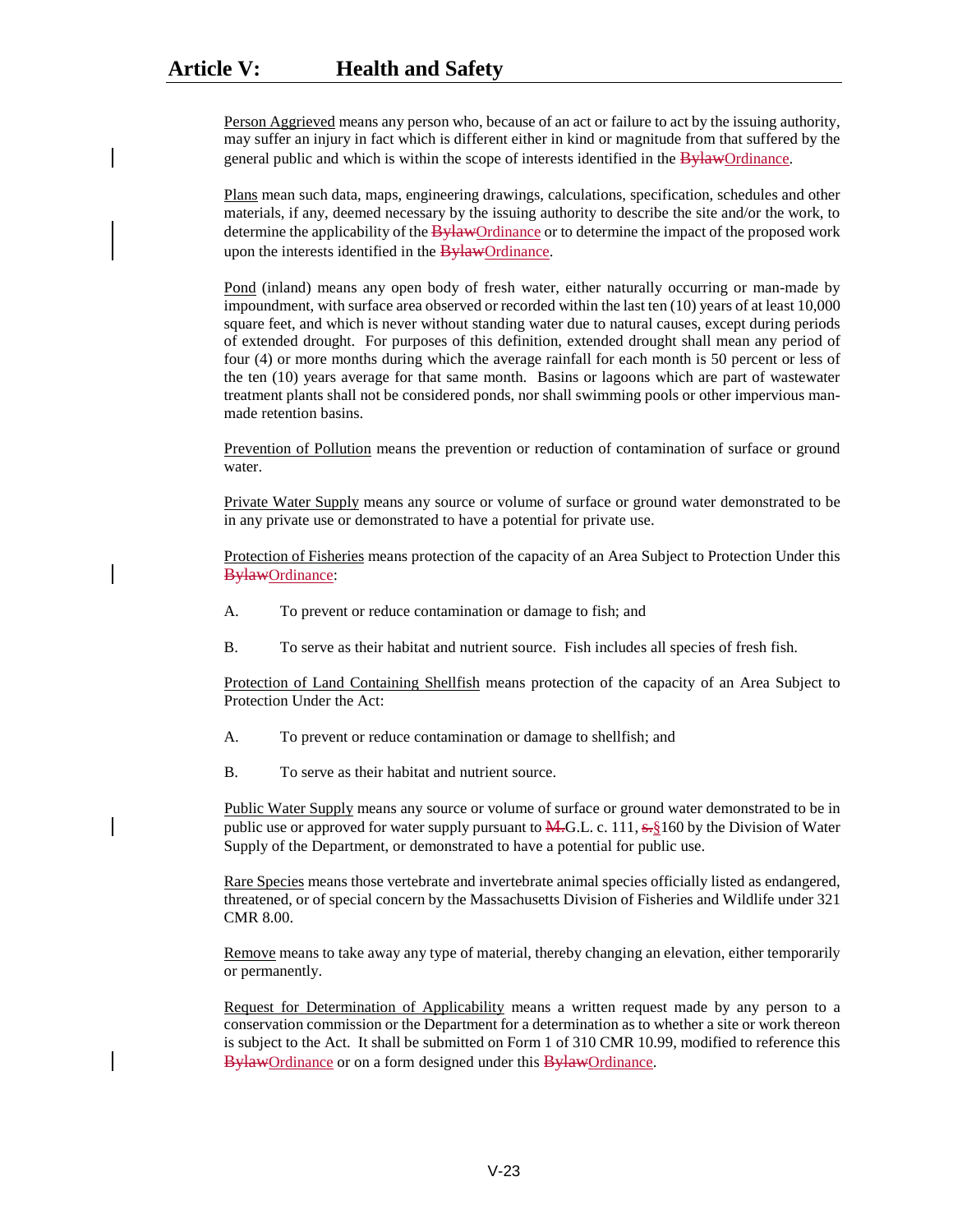Person Aggrieved means any person who, because of an act or failure to act by the issuing authority, may suffer an injury in fact which is different either in kind or magnitude from that suffered by the general public and which is within the scope of interests identified in the ~~Bylaw~~Ordinance.

Plans mean such data, maps, engineering drawings, calculations, specification, schedules and other materials, if any, deemed necessary by the issuing authority to describe the site and/or the work, to determine the applicability of the ~~Bylaw~~Ordinance or to determine the impact of the proposed work upon the interests identified in the ~~Bylaw~~Ordinance.

Pond (inland) means any open body of fresh water, either naturally occurring or man-made by impoundment, with surface area observed or recorded within the last ten (10) years of at least 10,000 square feet, and which is never without standing water due to natural causes, except during periods of extended drought. For purposes of this definition, extended drought shall mean any period of four (4) or more months during which the average rainfall for each month is 50 percent or less of the ten (10) years average for that same month. Basins or lagoons which are part of wastewater treatment plants shall not be considered ponds, nor shall swimming pools or other impervious man-made retention basins.

Prevention of Pollution means the prevention or reduction of contamination of surface or ground water.

Private Water Supply means any source or volume of surface or ground water demonstrated to be in any private use or demonstrated to have a potential for private use.

Protection of Fisheries means protection of the capacity of an Area Subject to Protection Under this ~~Bylaw~~Ordinance:

A. To prevent or reduce contamination or damage to fish; and

B. To serve as their habitat and nutrient source. Fish includes all species of fresh fish.

Protection of Land Containing Shellfish means protection of the capacity of an Area Subject to Protection Under the Act:

A. To prevent or reduce contamination or damage to shellfish; and

B. To serve as their habitat and nutrient source.

Public Water Supply means any source or volume of surface or ground water demonstrated to be in public use or approved for water supply pursuant to ~~M.~~G.L. c. 111, ~~s.~~§160 by the Division of Water Supply of the Department, or demonstrated to have a potential for public use.

Rare Species means those vertebrate and invertebrate animal species officially listed as endangered, threatened, or of special concern by the Massachusetts Division of Fisheries and Wildlife under 321 CMR 8.00.

Remove means to take away any type of material, thereby changing an elevation, either temporarily or permanently.

Request for Determination of Applicability means a written request made by any person to a conservation commission or the Department for a determination as to whether a site or work thereon is subject to the Act. It shall be submitted on Form 1 of 310 CMR 10.99, modified to reference this ~~Bylaw~~Ordinance or on a form designed under this ~~Bylaw~~Ordinance.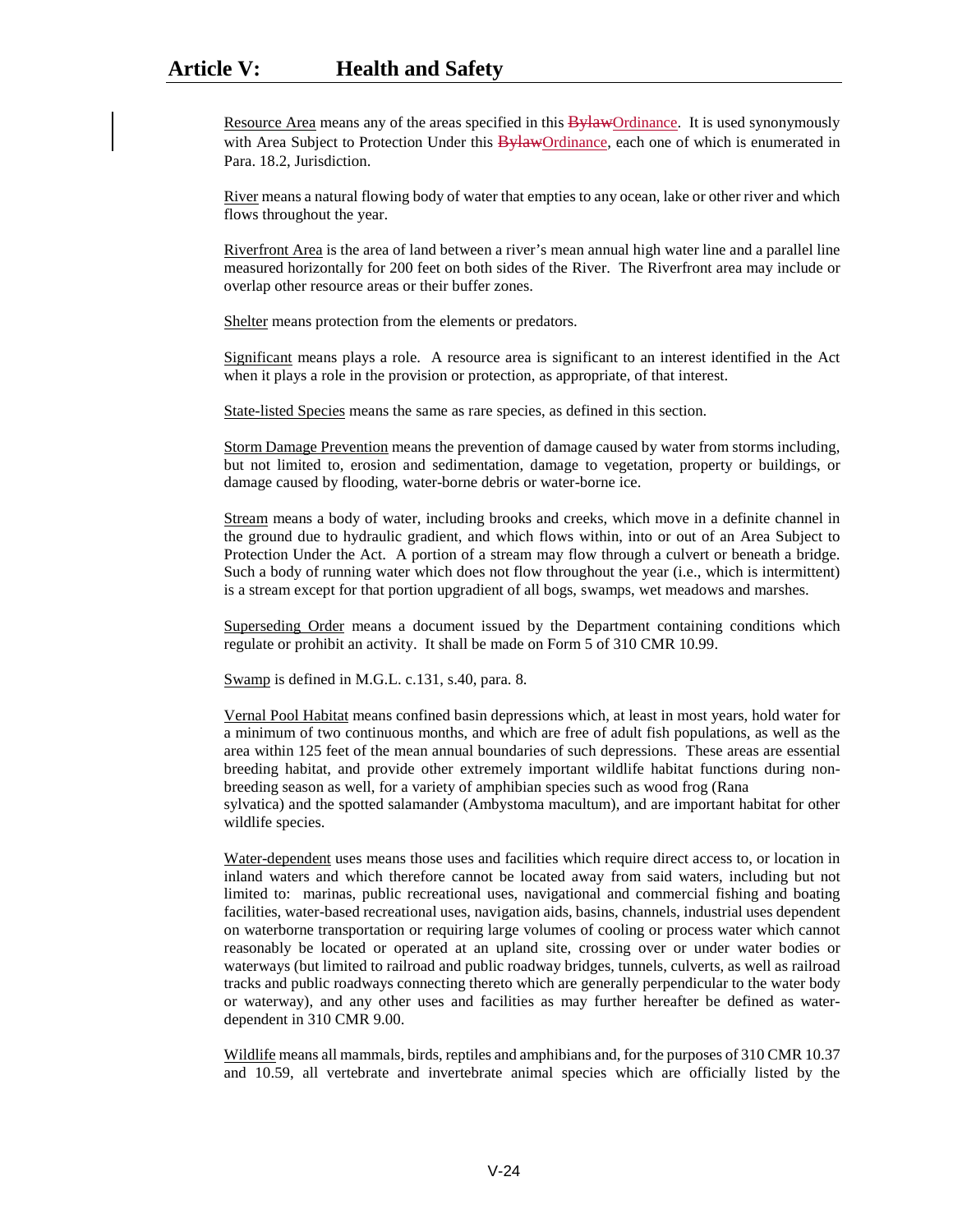Resource Area means any of the areas specified in this ~~Bylaw~~Ordinance. It is used synonymously with Area Subject to Protection Under this ~~Bylaw~~Ordinance, each one of which is enumerated in Para. 18.2, Jurisdiction.

River means a natural flowing body of water that empties to any ocean, lake or other river and which flows throughout the year.

Riverfront Area is the area of land between a river's mean annual high water line and a parallel line measured horizontally for 200 feet on both sides of the River. The Riverfront area may include or overlap other resource areas or their buffer zones.

Shelter means protection from the elements or predators.

Significant means plays a role. A resource area is significant to an interest identified in the Act when it plays a role in the provision or protection, as appropriate, of that interest.

State-listed Species means the same as rare species, as defined in this section.

Storm Damage Prevention means the prevention of damage caused by water from storms including, but not limited to, erosion and sedimentation, damage to vegetation, property or buildings, or damage caused by flooding, water-borne debris or water-borne ice.

Stream means a body of water, including brooks and creeks, which move in a definite channel in the ground due to hydraulic gradient, and which flows within, into or out of an Area Subject to Protection Under the Act. A portion of a stream may flow through a culvert or beneath a bridge. Such a body of running water which does not flow throughout the year (i.e., which is intermittent) is a stream except for that portion upgradient of all bogs, swamps, wet meadows and marshes.

Superseding Order means a document issued by the Department containing conditions which regulate or prohibit an activity. It shall be made on Form 5 of 310 CMR 10.99.

Swamp is defined in M.G.L. c.131, s.40, para. 8.

Vernal Pool Habitat means confined basin depressions which, at least in most years, hold water for a minimum of two continuous months, and which are free of adult fish populations, as well as the area within 125 feet of the mean annual boundaries of such depressions. These areas are essential breeding habitat, and provide other extremely important wildlife habitat functions during non-breeding season as well, for a variety of amphibian species such as wood frog (Rana sylvatica) and the spotted salamander (Ambystoma macultum), and are important habitat for other wildlife species.

Water-dependent uses means those uses and facilities which require direct access to, or location in inland waters and which therefore cannot be located away from said waters, including but not limited to: marinas, public recreational uses, navigational and commercial fishing and boating facilities, water-based recreational uses, navigation aids, basins, channels, industrial uses dependent on waterborne transportation or requiring large volumes of cooling or process water which cannot reasonably be located or operated at an upland site, crossing over or under water bodies or waterways (but limited to railroad and public roadway bridges, tunnels, culverts, as well as railroad tracks and public roadways connecting thereto which are generally perpendicular to the water body or waterway), and any other uses and facilities as may further hereafter be defined as water-dependent in 310 CMR 9.00.

Wildlife means all mammals, birds, reptiles and amphibians and, for the purposes of 310 CMR 10.37 and 10.59, all vertebrate and invertebrate animal species which are officially listed by the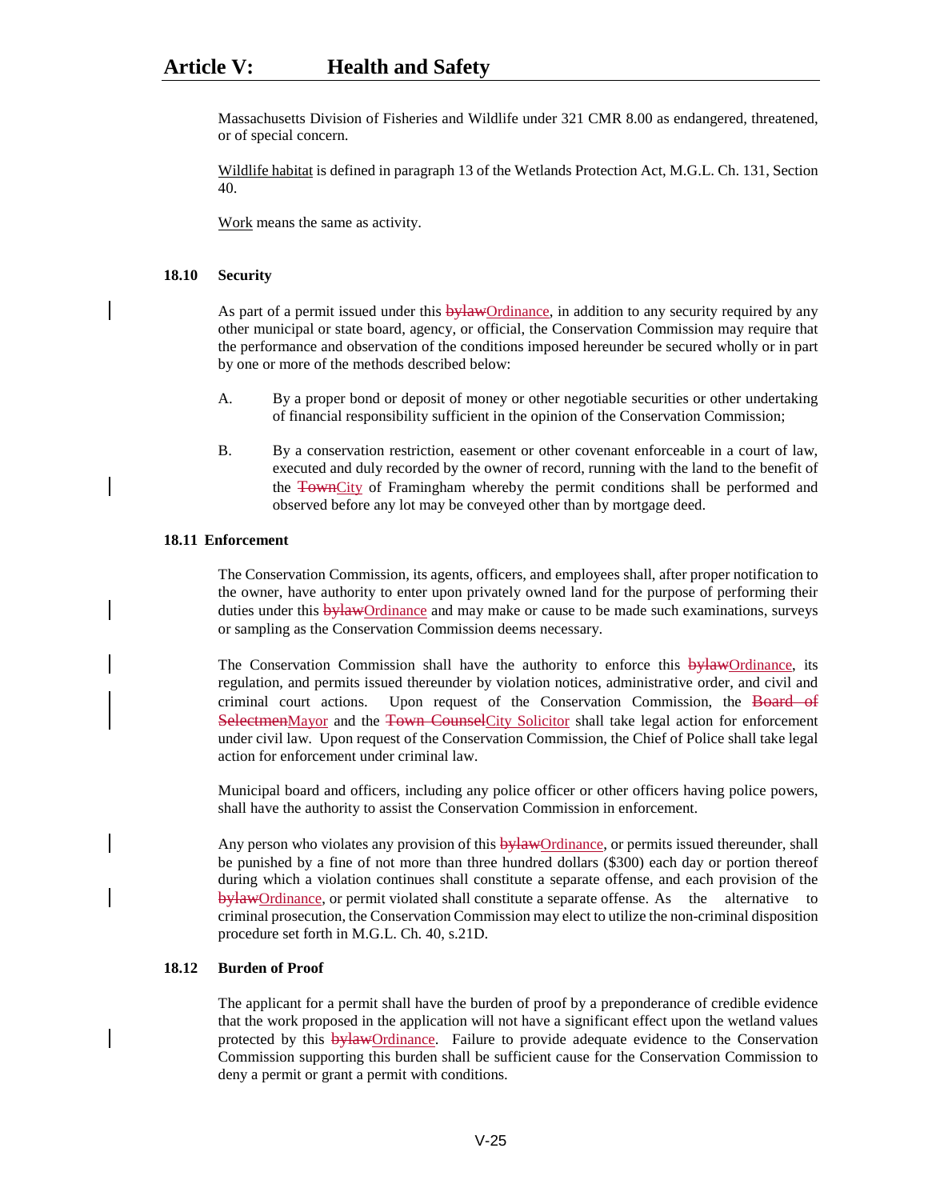Massachusetts Division of Fisheries and Wildlife under 321 CMR 8.00 as endangered, threatened, or of special concern.

Wildlife habitat is defined in paragraph 13 of the Wetlands Protection Act, M.G.L. Ch. 131, Section 40.

Work means the same as activity.

### 18.10 Security

As part of a permit issued under this ~~bylaw~~Ordinance, in addition to any security required by any other municipal or state board, agency, or official, the Conservation Commission may require that the performance and observation of the conditions imposed hereunder be secured wholly or in part by one or more of the methods described below:

A. By a proper bond or deposit of money or other negotiable securities or other undertaking of financial responsibility sufficient in the opinion of the Conservation Commission;

B. By a conservation restriction, easement or other covenant enforceable in a court of law, executed and duly recorded by the owner of record, running with the land to the benefit of the ~~Town~~City of Framingham whereby the permit conditions shall be performed and observed before any lot may be conveyed other than by mortgage deed.

### 18.11 Enforcement

The Conservation Commission, its agents, officers, and employees shall, after proper notification to the owner, have authority to enter upon privately owned land for the purpose of performing their duties under this ~~bylaw~~Ordinance and may make or cause to be made such examinations, surveys or sampling as the Conservation Commission deems necessary.

The Conservation Commission shall have the authority to enforce this ~~bylaw~~Ordinance, its regulation, and permits issued thereunder by violation notices, administrative order, and civil and criminal court actions. Upon request of the Conservation Commission, the ~~Board of Selectmen~~Mayor and the ~~Town Counsel~~City Solicitor shall take legal action for enforcement under civil law. Upon request of the Conservation Commission, the Chief of Police shall take legal action for enforcement under criminal law.

Municipal board and officers, including any police officer or other officers having police powers, shall have the authority to assist the Conservation Commission in enforcement.

Any person who violates any provision of this ~~bylaw~~Ordinance, or permits issued thereunder, shall be punished by a fine of not more than three hundred dollars ($300) each day or portion thereof during which a violation continues shall constitute a separate offense, and each provision of the ~~bylaw~~Ordinance, or permit violated shall constitute a separate offense. As the alternative to criminal prosecution, the Conservation Commission may elect to utilize the non-criminal disposition procedure set forth in M.G.L. Ch. 40, s.21D.

### 18.12 Burden of Proof

The applicant for a permit shall have the burden of proof by a preponderance of credible evidence that the work proposed in the application will not have a significant effect upon the wetland values protected by this ~~bylaw~~Ordinance. Failure to provide adequate evidence to the Conservation Commission supporting this burden shall be sufficient cause for the Conservation Commission to deny a permit or grant a permit with conditions.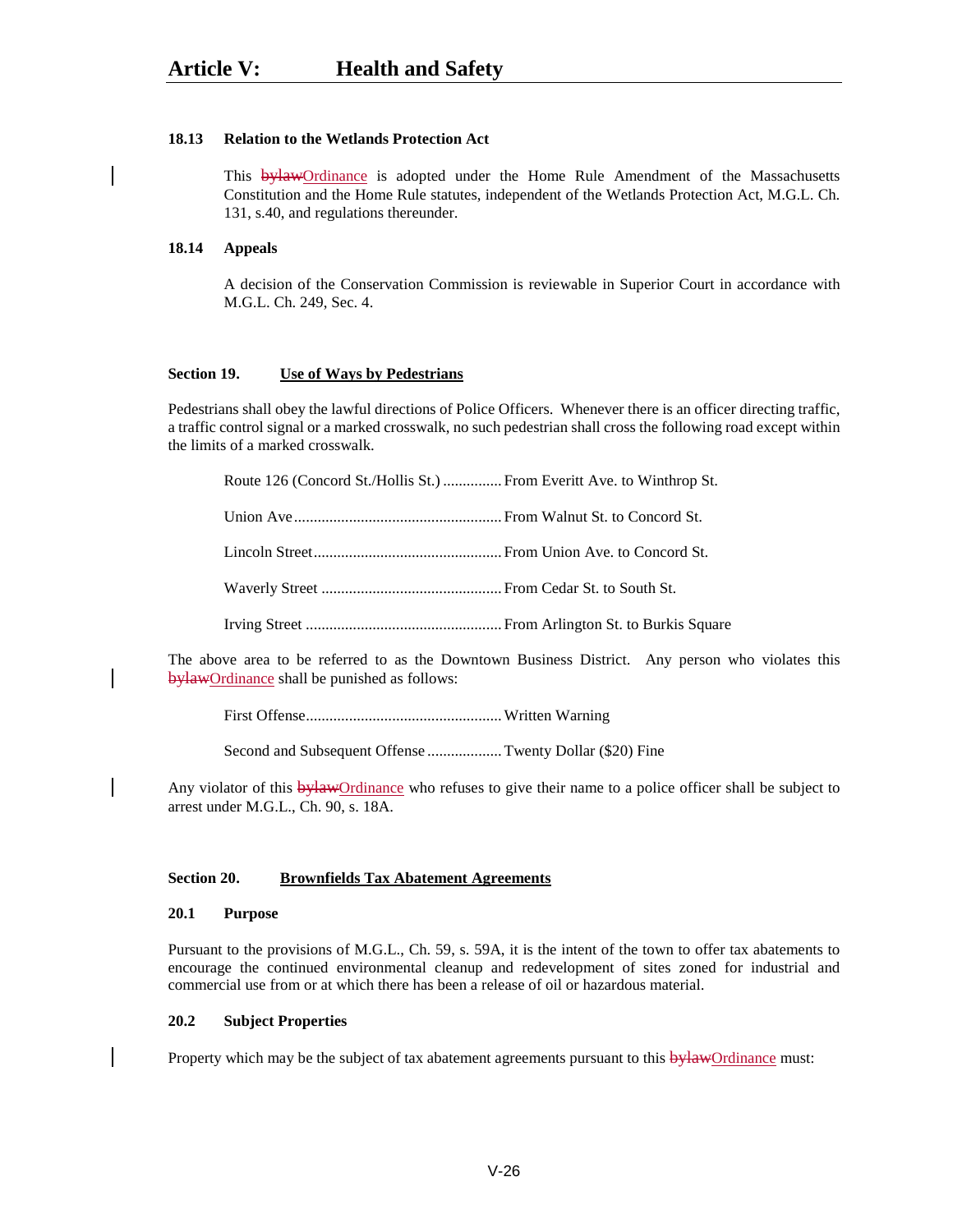### 18.13 Relation to the Wetlands Protection Act

This ~~bylaw~~Ordinance is adopted under the Home Rule Amendment of the Massachusetts Constitution and the Home Rule statutes, independent of the Wetlands Protection Act, M.G.L. Ch. 131, s.40, and regulations thereunder.

### 18.14 Appeals

A decision of the Conservation Commission is reviewable in Superior Court in accordance with M.G.L. Ch. 249, Sec. 4.

## Section 19. Use of Ways by Pedestrians

Pedestrians shall obey the lawful directions of Police Officers. Whenever there is an officer directing traffic, a traffic control signal or a marked crosswalk, no such pedestrian shall cross the following road except within the limits of a marked crosswalk.

| Road | Limits |
|---|---|
| Route 126 (Concord St./Hollis St.) | From Everitt Ave. to Winthrop St. |
| Union Ave | From Walnut St. to Concord St. |
| Lincoln Street | From Union Ave. to Concord St. |
| Waverly Street | From Cedar St. to South St. |
| Irving Street | From Arlington St. to Burkis Square |

The above area to be referred to as the Downtown Business District. Any person who violates this ~~bylaw~~Ordinance shall be punished as follows:

| Offense | Penalty |
|---|---|
| First Offense | Written Warning |
| Second and Subsequent Offense | Twenty Dollar ($20) Fine |

Any violator of this ~~bylaw~~Ordinance who refuses to give their name to a police officer shall be subject to arrest under M.G.L., Ch. 90, s. 18A.

## Section 20. Brownfields Tax Abatement Agreements

### 20.1 Purpose

Pursuant to the provisions of M.G.L., Ch. 59, s. 59A, it is the intent of the town to offer tax abatements to encourage the continued environmental cleanup and redevelopment of sites zoned for industrial and commercial use from or at which there has been a release of oil or hazardous material.

### 20.2 Subject Properties

Property which may be the subject of tax abatement agreements pursuant to this ~~bylaw~~Ordinance must: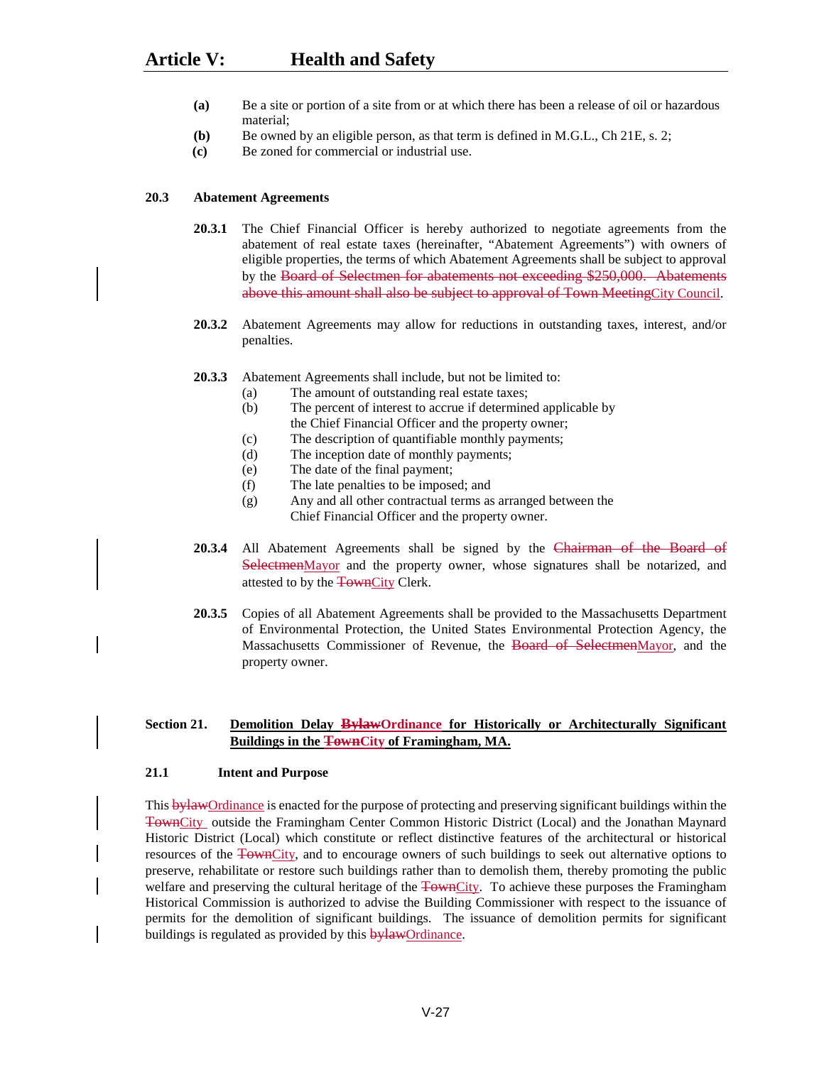**(a)** Be a site or portion of a site from or at which there has been a release of oil or hazardous material;

**(b)** Be owned by an eligible person, as that term is defined in M.G.L., Ch 21E, s. 2;

**(c)** Be zoned for commercial or industrial use.

### 20.3 Abatement Agreements

**20.3.1** The Chief Financial Officer is hereby authorized to negotiate agreements from the abatement of real estate taxes (hereinafter, "Abatement Agreements") with owners of eligible properties, the terms of which Abatement Agreements shall be subject to approval by the ~~Board of Selectmen for abatements not exceeding $250,000. Abatements above this amount shall also be subject to approval of Town Meeting~~City Council.

**20.3.2** Abatement Agreements may allow for reductions in outstanding taxes, interest, and/or penalties.

**20.3.3** Abatement Agreements shall include, but not be limited to:

- (a) The amount of outstanding real estate taxes;
- (b) The percent of interest to accrue if determined applicable by the Chief Financial Officer and the property owner;
- (c) The description of quantifiable monthly payments;
- (d) The inception date of monthly payments;
- (e) The date of the final payment;
- (f) The late penalties to be imposed; and
- (g) Any and all other contractual terms as arranged between the Chief Financial Officer and the property owner.

**20.3.4** All Abatement Agreements shall be signed by the ~~Chairman of the Board of Selectmen~~Mayor and the property owner, whose signatures shall be notarized, and attested to by the ~~Town~~City Clerk.

**20.3.5** Copies of all Abatement Agreements shall be provided to the Massachusetts Department of Environmental Protection, the United States Environmental Protection Agency, the Massachusetts Commissioner of Revenue, the ~~Board of Selectmen~~Mayor, and the property owner.

## Section 21. Demolition Delay ~~Bylaw~~Ordinance for Historically or Architecturally Significant Buildings in the ~~Town~~City of Framingham, MA.

### 21.1 Intent and Purpose

This ~~bylaw~~Ordinance is enacted for the purpose of protecting and preserving significant buildings within the ~~Town~~City outside the Framingham Center Common Historic District (Local) and the Jonathan Maynard Historic District (Local) which constitute or reflect distinctive features of the architectural or historical resources of the ~~Town~~City, and to encourage owners of such buildings to seek out alternative options to preserve, rehabilitate or restore such buildings rather than to demolish them, thereby promoting the public welfare and preserving the cultural heritage of the ~~Town~~City. To achieve these purposes the Framingham Historical Commission is authorized to advise the Building Commissioner with respect to the issuance of permits for the demolition of significant buildings. The issuance of demolition permits for significant buildings is regulated as provided by this ~~bylaw~~Ordinance.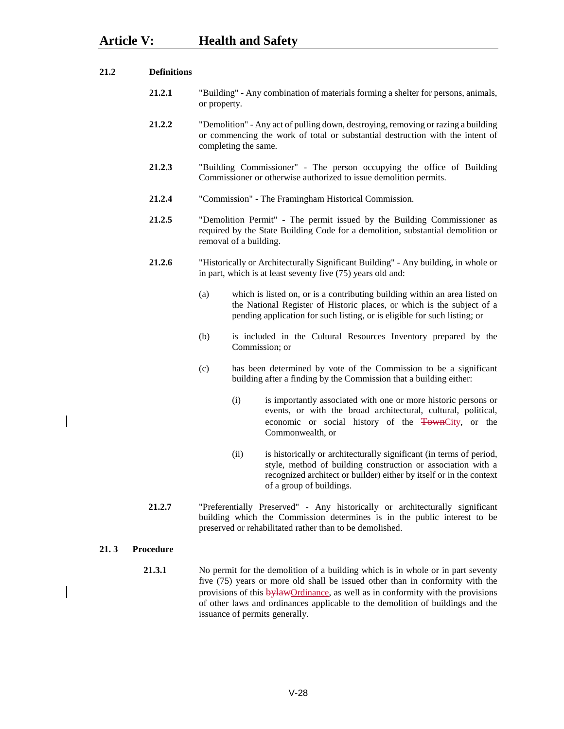## 21.2 Definitions

**21.2.1** "Building" - Any combination of materials forming a shelter for persons, animals, or property.

**21.2.2** "Demolition" - Any act of pulling down, destroying, removing or razing a building or commencing the work of total or substantial destruction with the intent of completing the same.

**21.2.3** "Building Commissioner" - The person occupying the office of Building Commissioner or otherwise authorized to issue demolition permits.

**21.2.4** "Commission" - The Framingham Historical Commission.

**21.2.5** "Demolition Permit" - The permit issued by the Building Commissioner as required by the State Building Code for a demolition, substantial demolition or removal of a building.

**21.2.6** "Historically or Architecturally Significant Building" - Any building, in whole or in part, which is at least seventy five (75) years old and:

(a) which is listed on, or is a contributing building within an area listed on the National Register of Historic places, or which is the subject of a pending application for such listing, or is eligible for such listing; or

(b) is included in the Cultural Resources Inventory prepared by the Commission; or

(c) has been determined by vote of the Commission to be a significant building after a finding by the Commission that a building either:

(i) is importantly associated with one or more historic persons or events, or with the broad architectural, cultural, political, economic or social history of the ~~Town~~City, or the Commonwealth, or

(ii) is historically or architecturally significant (in terms of period, style, method of building construction or association with a recognized architect or builder) either by itself or in the context of a group of buildings.

**21.2.7** "Preferentially Preserved" - Any historically or architecturally significant building which the Commission determines is in the public interest to be preserved or rehabilitated rather than to be demolished.

## 21. 3 Procedure

**21.3.1** No permit for the demolition of a building which is in whole or in part seventy five (75) years or more old shall be issued other than in conformity with the provisions of this ~~bylaw~~Ordinance, as well as in conformity with the provisions of other laws and ordinances applicable to the demolition of buildings and the issuance of permits generally.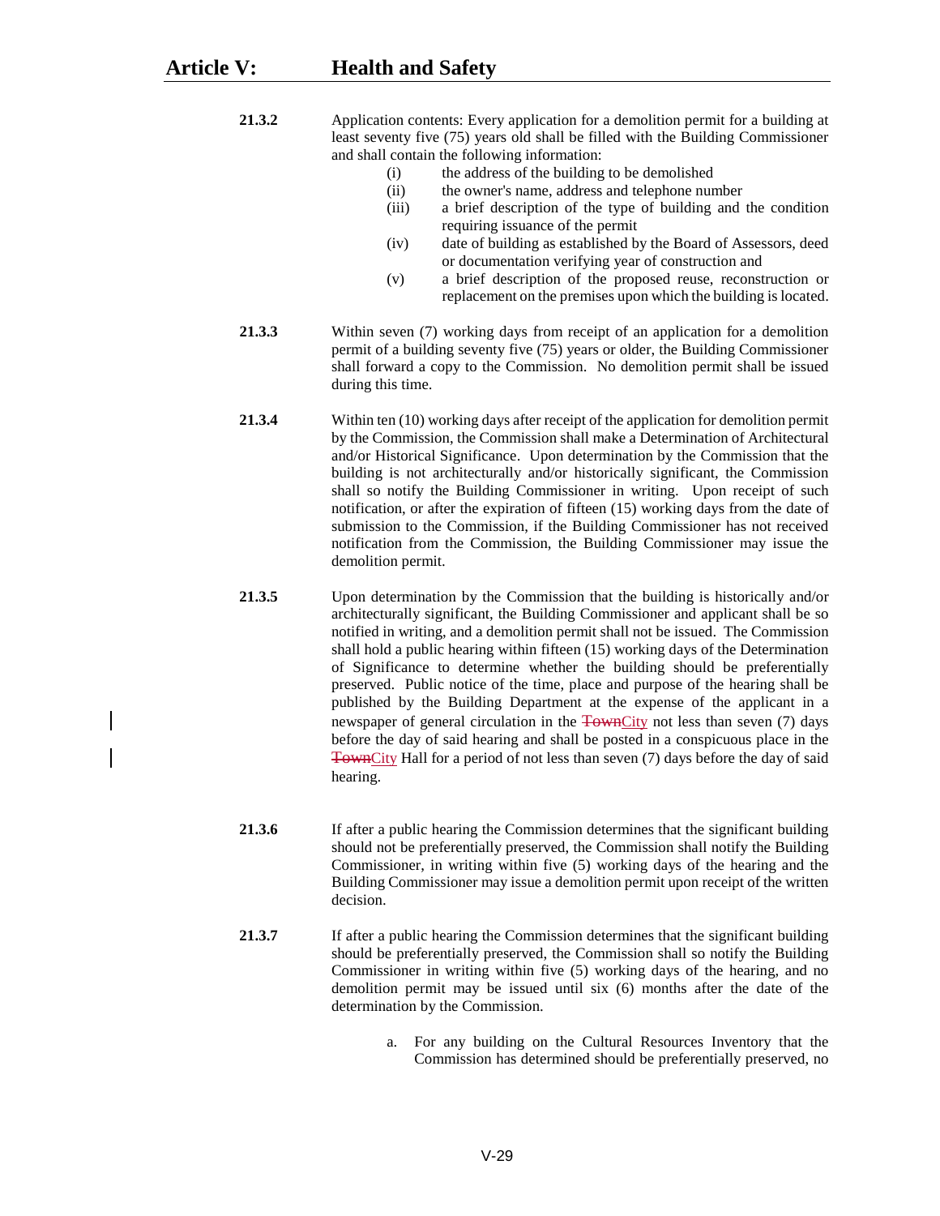# Article V: Health and Safety

**21.3.2** Application contents: Every application for a demolition permit for a building at least seventy five (75) years old shall be filled with the Building Commissioner and shall contain the following information:

- (i) the address of the building to be demolished
- (ii) the owner's name, address and telephone number
- (iii) a brief description of the type of building and the condition requiring issuance of the permit
- (iv) date of building as established by the Board of Assessors, deed or documentation verifying year of construction and
- (v) a brief description of the proposed reuse, reconstruction or replacement on the premises upon which the building is located.

**21.3.3** Within seven (7) working days from receipt of an application for a demolition permit of a building seventy five (75) years or older, the Building Commissioner shall forward a copy to the Commission. No demolition permit shall be issued during this time.

**21.3.4** Within ten (10) working days after receipt of the application for demolition permit by the Commission, the Commission shall make a Determination of Architectural and/or Historical Significance. Upon determination by the Commission that the building is not architecturally and/or historically significant, the Commission shall so notify the Building Commissioner in writing. Upon receipt of such notification, or after the expiration of fifteen (15) working days from the date of submission to the Commission, if the Building Commissioner has not received notification from the Commission, the Building Commissioner may issue the demolition permit.

**21.3.5** Upon determination by the Commission that the building is historically and/or architecturally significant, the Building Commissioner and applicant shall be so notified in writing, and a demolition permit shall not be issued. The Commission shall hold a public hearing within fifteen (15) working days of the Determination of Significance to determine whether the building should be preferentially preserved. Public notice of the time, place and purpose of the hearing shall be published by the Building Department at the expense of the applicant in a newspaper of general circulation in the ~~Town~~City not less than seven (7) days before the day of said hearing and shall be posted in a conspicuous place in the ~~Town~~City Hall for a period of not less than seven (7) days before the day of said hearing.

**21.3.6** If after a public hearing the Commission determines that the significant building should not be preferentially preserved, the Commission shall notify the Building Commissioner, in writing within five (5) working days of the hearing and the Building Commissioner may issue a demolition permit upon receipt of the written decision.

**21.3.7** If after a public hearing the Commission determines that the significant building should be preferentially preserved, the Commission shall so notify the Building Commissioner in writing within five (5) working days of the hearing, and no demolition permit may be issued until six (6) months after the date of the determination by the Commission.

a. For any building on the Cultural Resources Inventory that the Commission has determined should be preferentially preserved, no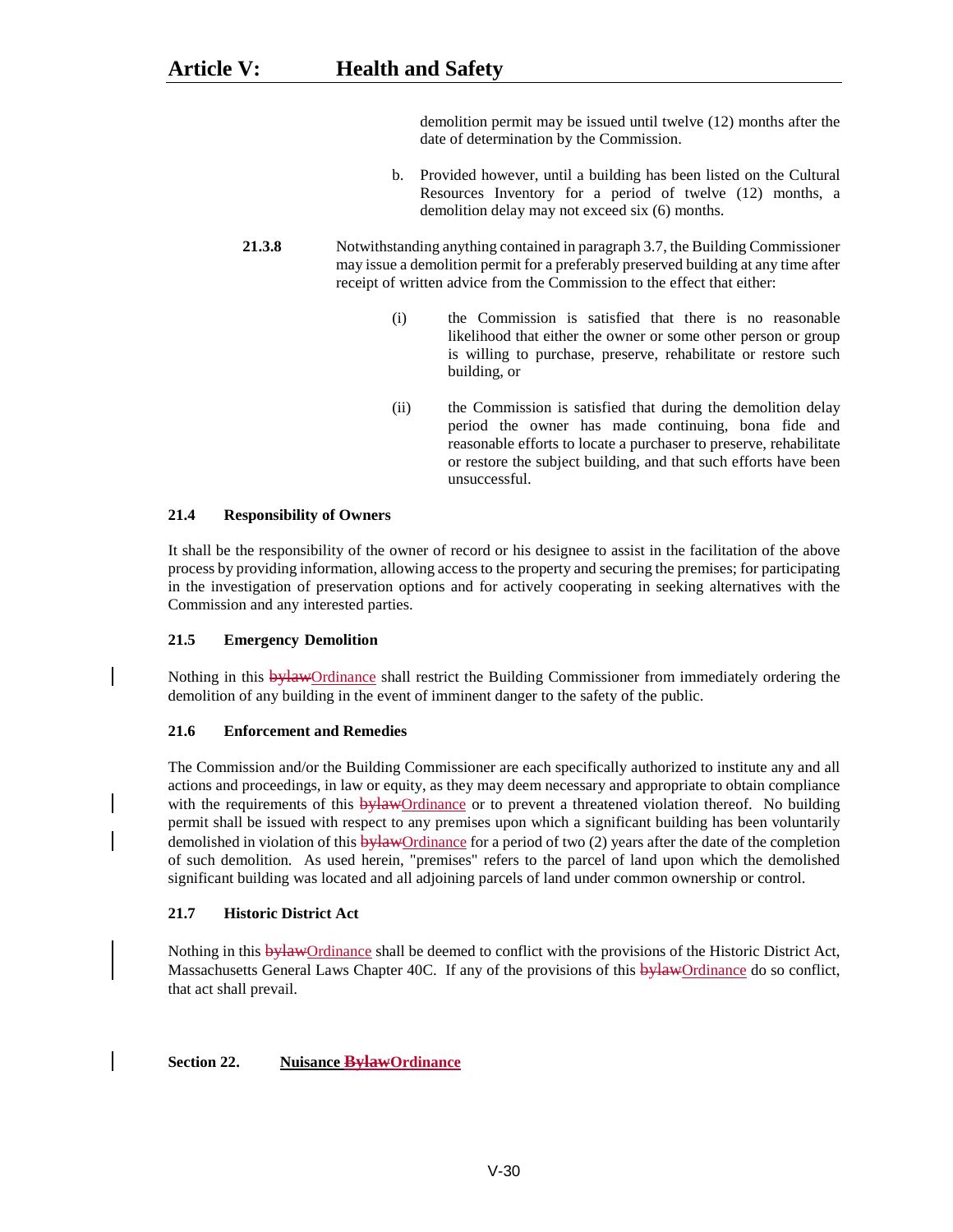demolition permit may be issued until twelve (12) months after the date of determination by the Commission.

b. Provided however, until a building has been listed on the Cultural Resources Inventory for a period of twelve (12) months, a demolition delay may not exceed six (6) months.

**21.3.8** Notwithstanding anything contained in paragraph 3.7, the Building Commissioner may issue a demolition permit for a preferably preserved building at any time after receipt of written advice from the Commission to the effect that either:

(i) the Commission is satisfied that there is no reasonable likelihood that either the owner or some other person or group is willing to purchase, preserve, rehabilitate or restore such building, or

(ii) the Commission is satisfied that during the demolition delay period the owner has made continuing, bona fide and reasonable efforts to locate a purchaser to preserve, rehabilitate or restore the subject building, and that such efforts have been unsuccessful.

### 21.4 Responsibility of Owners

It shall be the responsibility of the owner of record or his designee to assist in the facilitation of the above process by providing information, allowing access to the property and securing the premises; for participating in the investigation of preservation options and for actively cooperating in seeking alternatives with the Commission and any interested parties.

### 21.5 Emergency Demolition

Nothing in this ~~bylaw~~Ordinance shall restrict the Building Commissioner from immediately ordering the demolition of any building in the event of imminent danger to the safety of the public.

### 21.6 Enforcement and Remedies

The Commission and/or the Building Commissioner are each specifically authorized to institute any and all actions and proceedings, in law or equity, as they may deem necessary and appropriate to obtain compliance with the requirements of this ~~bylaw~~Ordinance or to prevent a threatened violation thereof. No building permit shall be issued with respect to any premises upon which a significant building has been voluntarily demolished in violation of this ~~bylaw~~Ordinance for a period of two (2) years after the date of the completion of such demolition. As used herein, "premises" refers to the parcel of land upon which the demolished significant building was located and all adjoining parcels of land under common ownership or control.

### 21.7 Historic District Act

Nothing in this ~~bylaw~~Ordinance shall be deemed to conflict with the provisions of the Historic District Act, Massachusetts General Laws Chapter 40C. If any of the provisions of this ~~bylaw~~Ordinance do so conflict, that act shall prevail.

## Section 22. Nuisance ~~Bylaw~~Ordinance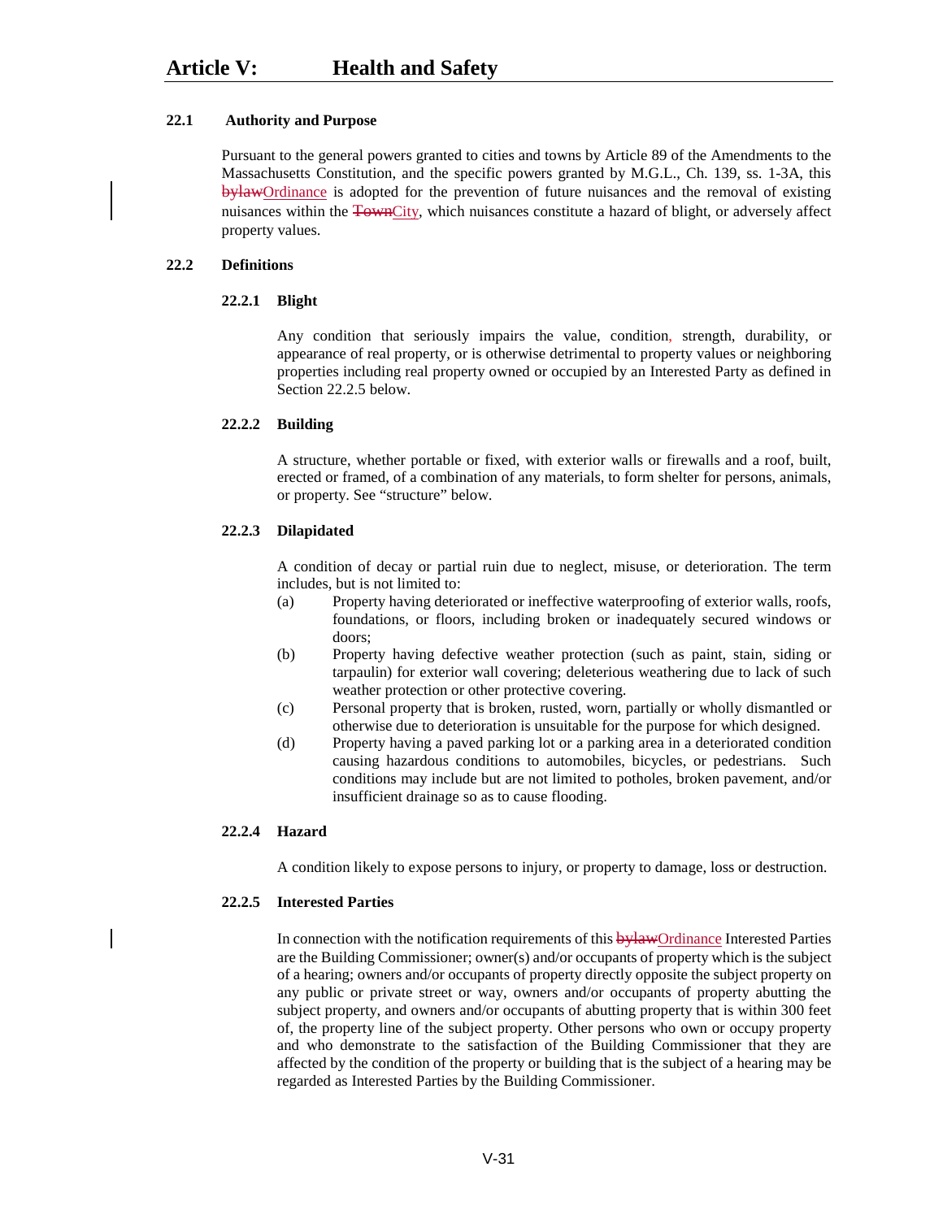## 22.1 Authority and Purpose

Pursuant to the general powers granted to cities and towns by Article 89 of the Amendments to the Massachusetts Constitution, and the specific powers granted by M.G.L., Ch. 139, ss. 1-3A, this ~~bylaw~~Ordinance is adopted for the prevention of future nuisances and the removal of existing nuisances within the ~~Town~~City, which nuisances constitute a hazard of blight, or adversely affect property values.

## 22.2 Definitions

### 22.2.1 Blight

Any condition that seriously impairs the value, condition, strength, durability, or appearance of real property, or is otherwise detrimental to property values or neighboring properties including real property owned or occupied by an Interested Party as defined in Section 22.2.5 below.

### 22.2.2 Building

A structure, whether portable or fixed, with exterior walls or firewalls and a roof, built, erected or framed, of a combination of any materials, to form shelter for persons, animals, or property. See "structure" below.

### 22.2.3 Dilapidated

A condition of decay or partial ruin due to neglect, misuse, or deterioration. The term includes, but is not limited to:

(a) Property having deteriorated or ineffective waterproofing of exterior walls, roofs, foundations, or floors, including broken or inadequately secured windows or doors;

(b) Property having defective weather protection (such as paint, stain, siding or tarpaulin) for exterior wall covering; deleterious weathering due to lack of such weather protection or other protective covering.

(c) Personal property that is broken, rusted, worn, partially or wholly dismantled or otherwise due to deterioration is unsuitable for the purpose for which designed.

(d) Property having a paved parking lot or a parking area in a deteriorated condition causing hazardous conditions to automobiles, bicycles, or pedestrians. Such conditions may include but are not limited to potholes, broken pavement, and/or insufficient drainage so as to cause flooding.

### 22.2.4 Hazard

A condition likely to expose persons to injury, or property to damage, loss or destruction.

### 22.2.5 Interested Parties

In connection with the notification requirements of this ~~bylaw~~Ordinance Interested Parties are the Building Commissioner; owner(s) and/or occupants of property which is the subject of a hearing; owners and/or occupants of property directly opposite the subject property on any public or private street or way, owners and/or occupants of property abutting the subject property, and owners and/or occupants of abutting property that is within 300 feet of, the property line of the subject property. Other persons who own or occupy property and who demonstrate to the satisfaction of the Building Commissioner that they are affected by the condition of the property or building that is the subject of a hearing may be regarded as Interested Parties by the Building Commissioner.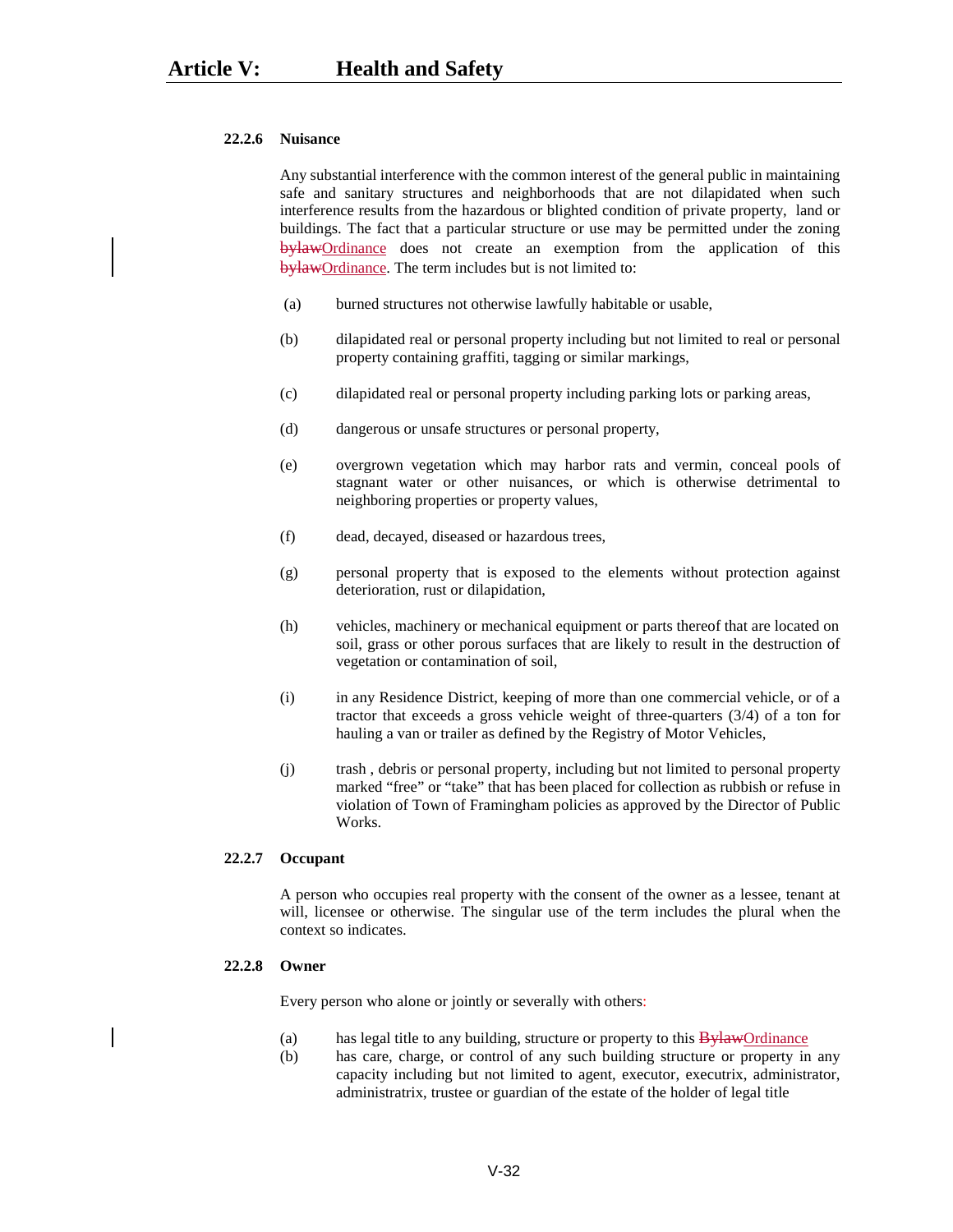#### 22.2.6 Nuisance

Any substantial interference with the common interest of the general public in maintaining safe and sanitary structures and neighborhoods that are not dilapidated when such interference results from the hazardous or blighted condition of private property, land or buildings. The fact that a particular structure or use may be permitted under the zoning ~~bylaw~~Ordinance does not create an exemption from the application of this ~~bylaw~~Ordinance. The term includes but is not limited to:

(a) burned structures not otherwise lawfully habitable or usable,

(b) dilapidated real or personal property including but not limited to real or personal property containing graffiti, tagging or similar markings,

(c) dilapidated real or personal property including parking lots or parking areas,

(d) dangerous or unsafe structures or personal property,

(e) overgrown vegetation which may harbor rats and vermin, conceal pools of stagnant water or other nuisances, or which is otherwise detrimental to neighboring properties or property values,

(f) dead, decayed, diseased or hazardous trees,

(g) personal property that is exposed to the elements without protection against deterioration, rust or dilapidation,

(h) vehicles, machinery or mechanical equipment or parts thereof that are located on soil, grass or other porous surfaces that are likely to result in the destruction of vegetation or contamination of soil,

(i) in any Residence District, keeping of more than one commercial vehicle, or of a tractor that exceeds a gross vehicle weight of three-quarters (3/4) of a ton for hauling a van or trailer as defined by the Registry of Motor Vehicles,

(j) trash , debris or personal property, including but not limited to personal property marked “free” or “take” that has been placed for collection as rubbish or refuse in violation of Town of Framingham policies as approved by the Director of Public Works.

#### 22.2.7 Occupant

A person who occupies real property with the consent of the owner as a lessee, tenant at will, licensee or otherwise. The singular use of the term includes the plural when the context so indicates.

#### 22.2.8 Owner

Every person who alone or jointly or severally with others:

(a) has legal title to any building, structure or property to this ~~Bylaw~~Ordinance

(b) has care, charge, or control of any such building structure or property in any capacity including but not limited to agent, executor, executrix, administrator, administratrix, trustee or guardian of the estate of the holder of legal title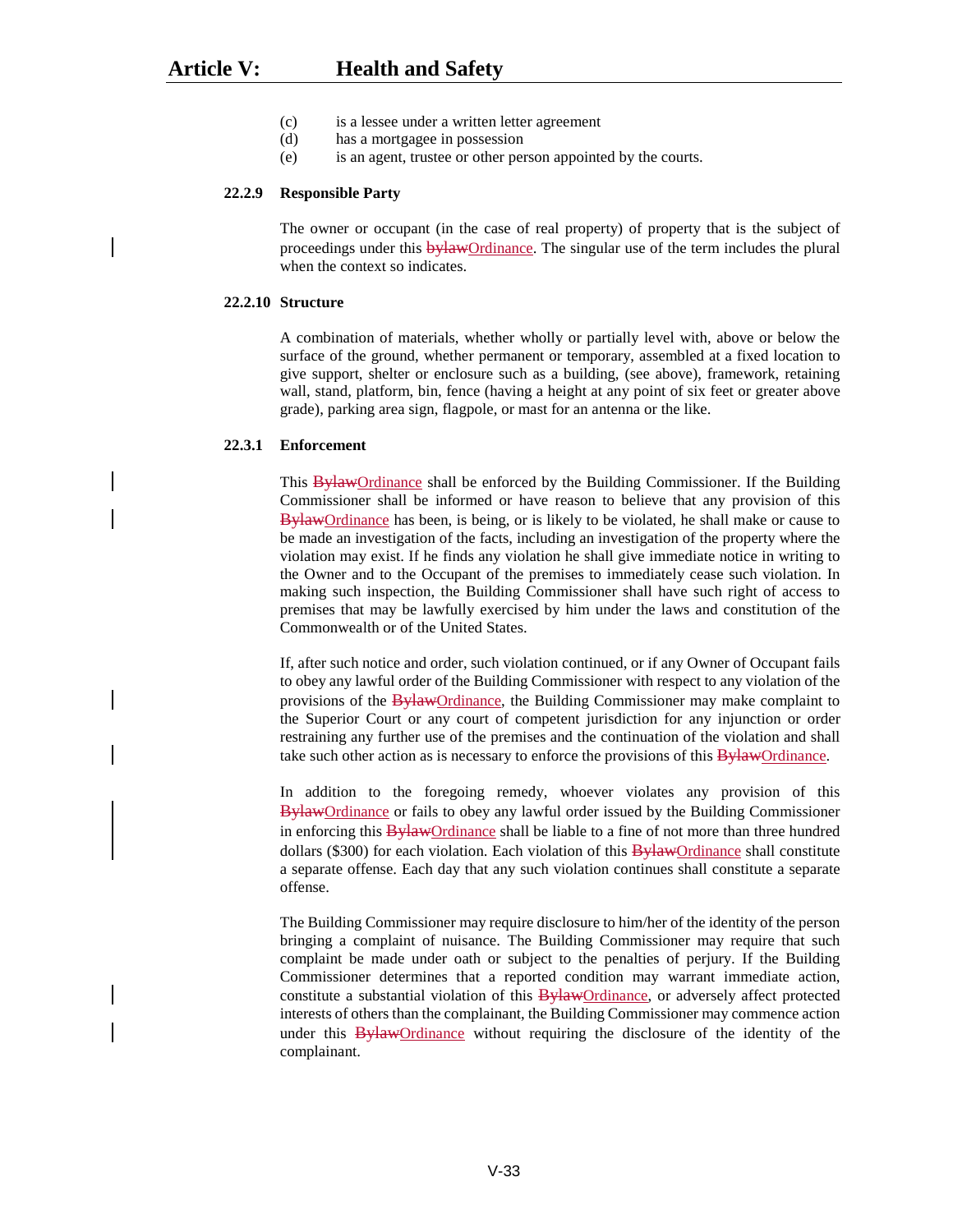(c) is a lessee under a written letter agreement
(d) has a mortgagee in possession
(e) is an agent, trustee or other person appointed by the courts.

**22.2.9 Responsible Party**

The owner or occupant (in the case of real property) of property that is the subject of proceedings under this ~~bylaw~~Ordinance. The singular use of the term includes the plural when the context so indicates.

**22.2.10 Structure**

A combination of materials, whether wholly or partially level with, above or below the surface of the ground, whether permanent or temporary, assembled at a fixed location to give support, shelter or enclosure such as a building, (see above), framework, retaining wall, stand, platform, bin, fence (having a height at any point of six feet or greater above grade), parking area sign, flagpole, or mast for an antenna or the like.

**22.3.1 Enforcement**

This ~~Bylaw~~Ordinance shall be enforced by the Building Commissioner. If the Building Commissioner shall be informed or have reason to believe that any provision of this ~~Bylaw~~Ordinance has been, is being, or is likely to be violated, he shall make or cause to be made an investigation of the facts, including an investigation of the property where the violation may exist. If he finds any violation he shall give immediate notice in writing to the Owner and to the Occupant of the premises to immediately cease such violation. In making such inspection, the Building Commissioner shall have such right of access to premises that may be lawfully exercised by him under the laws and constitution of the Commonwealth or of the United States.

If, after such notice and order, such violation continued, or if any Owner of Occupant fails to obey any lawful order of the Building Commissioner with respect to any violation of the provisions of the ~~Bylaw~~Ordinance, the Building Commissioner may make complaint to the Superior Court or any court of competent jurisdiction for any injunction or order restraining any further use of the premises and the continuation of the violation and shall take such other action as is necessary to enforce the provisions of this ~~Bylaw~~Ordinance.

In addition to the foregoing remedy, whoever violates any provision of this ~~Bylaw~~Ordinance or fails to obey any lawful order issued by the Building Commissioner in enforcing this ~~Bylaw~~Ordinance shall be liable to a fine of not more than three hundred dollars ($300) for each violation. Each violation of this ~~Bylaw~~Ordinance shall constitute a separate offense. Each day that any such violation continues shall constitute a separate offense.

The Building Commissioner may require disclosure to him/her of the identity of the person bringing a complaint of nuisance. The Building Commissioner may require that such complaint be made under oath or subject to the penalties of perjury. If the Building Commissioner determines that a reported condition may warrant immediate action, constitute a substantial violation of this ~~Bylaw~~Ordinance, or adversely affect protected interests of others than the complainant, the Building Commissioner may commence action under this ~~Bylaw~~Ordinance without requiring the disclosure of the identity of the complainant.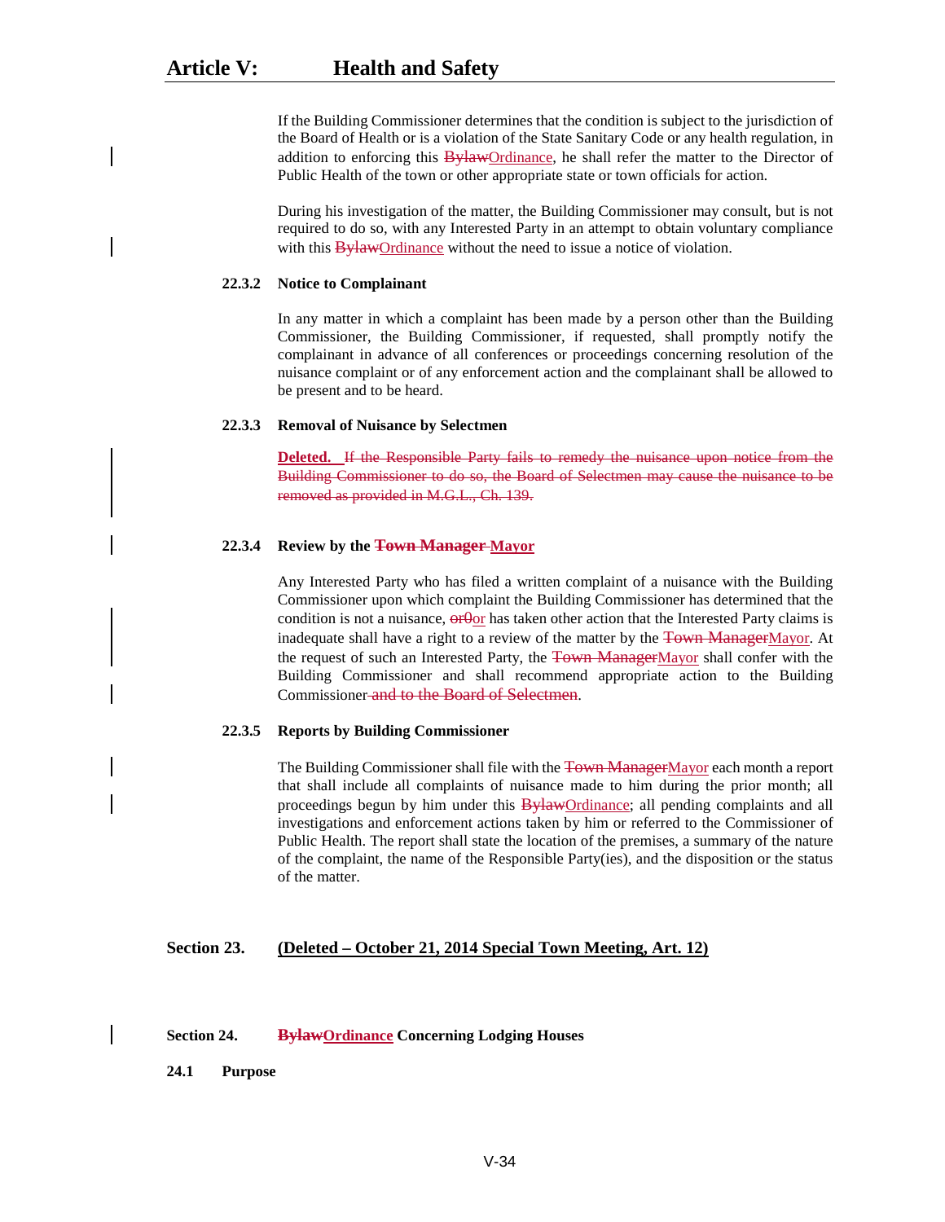If the Building Commissioner determines that the condition is subject to the jurisdiction of the Board of Health or is a violation of the State Sanitary Code or any health regulation, in addition to enforcing this ~~Bylaw~~Ordinance, he shall refer the matter to the Director of Public Health of the town or other appropriate state or town officials for action.

During his investigation of the matter, the Building Commissioner may consult, but is not required to do so, with any Interested Party in an attempt to obtain voluntary compliance with this ~~Bylaw~~Ordinance without the need to issue a notice of violation.

**22.3.2 Notice to Complainant**

In any matter in which a complaint has been made by a person other than the Building Commissioner, the Building Commissioner, if requested, shall promptly notify the complainant in advance of all conferences or proceedings concerning resolution of the nuisance complaint or of any enforcement action and the complainant shall be allowed to be present and to be heard.

**22.3.3 Removal of Nuisance by Selectmen**

**Deleted.** ~~If the Responsible Party fails to remedy the nuisance upon notice from the Building Commissioner to do so, the Board of Selectmen may cause the nuisance to be removed as provided in M.G.L., Ch. 139.~~

**22.3.4 Review by the ~~Town Manager~~ Mayor**

Any Interested Party who has filed a written complaint of a nuisance with the Building Commissioner upon which complaint the Building Commissioner has determined that the condition is not a nuisance, ~~or0~~or has taken other action that the Interested Party claims is inadequate shall have a right to a review of the matter by the ~~Town Manager~~Mayor. At the request of such an Interested Party, the ~~Town Manager~~Mayor shall confer with the Building Commissioner and shall recommend appropriate action to the Building Commissioner ~~and to the Board of Selectmen~~.

**22.3.5 Reports by Building Commissioner**

The Building Commissioner shall file with the ~~Town Manager~~Mayor each month a report that shall include all complaints of nuisance made to him during the prior month; all proceedings begun by him under this ~~Bylaw~~Ordinance; all pending complaints and all investigations and enforcement actions taken by him or referred to the Commissioner of Public Health. The report shall state the location of the premises, a summary of the nature of the complaint, the name of the Responsible Party(ies), and the disposition or the status of the matter.

## Section 23. (Deleted – October 21, 2014 Special Town Meeting, Art. 12)

## Section 24. ~~Bylaw~~Ordinance Concerning Lodging Houses

**24.1 Purpose**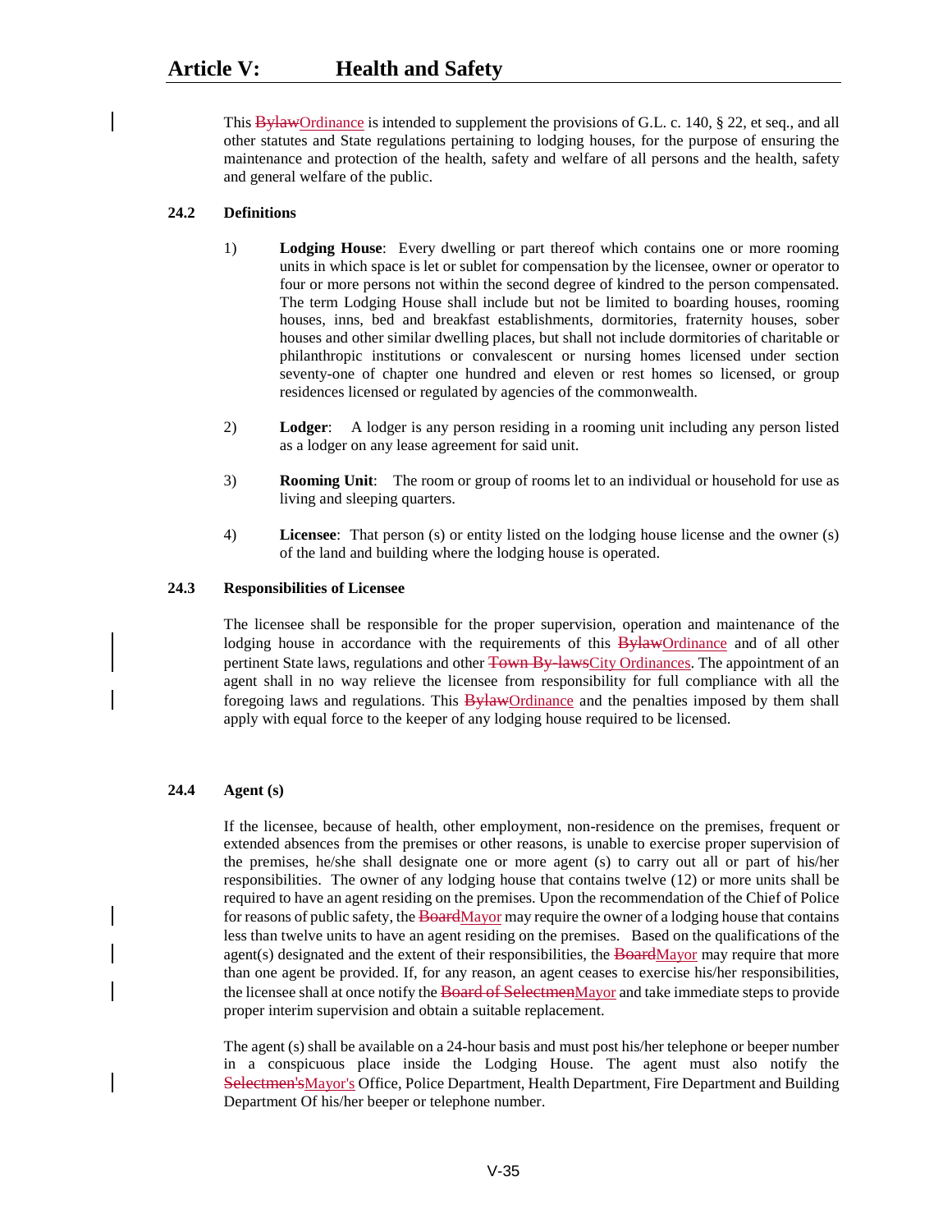This ~~Bylaw~~Ordinance is intended to supplement the provisions of G.L. c. 140, § 22, et seq., and all other statutes and State regulations pertaining to lodging houses, for the purpose of ensuring the maintenance and protection of the health, safety and welfare of all persons and the health, safety and general welfare of the public.

### 24.2 Definitions

1) **Lodging House**: Every dwelling or part thereof which contains one or more rooming units in which space is let or sublet for compensation by the licensee, owner or operator to four or more persons not within the second degree of kindred to the person compensated. The term Lodging House shall include but not be limited to boarding houses, rooming houses, inns, bed and breakfast establishments, dormitories, fraternity houses, sober houses and other similar dwelling places, but shall not include dormitories of charitable or philanthropic institutions or convalescent or nursing homes licensed under section seventy-one of chapter one hundred and eleven or rest homes so licensed, or group residences licensed or regulated by agencies of the commonwealth.

2) **Lodger**: A lodger is any person residing in a rooming unit including any person listed as a lodger on any lease agreement for said unit.

3) **Rooming Unit**: The room or group of rooms let to an individual or household for use as living and sleeping quarters.

4) **Licensee**: That person (s) or entity listed on the lodging house license and the owner (s) of the land and building where the lodging house is operated.

### 24.3 Responsibilities of Licensee

The licensee shall be responsible for the proper supervision, operation and maintenance of the lodging house in accordance with the requirements of this ~~Bylaw~~Ordinance and of all other pertinent State laws, regulations and other ~~Town By-laws~~City Ordinances. The appointment of an agent shall in no way relieve the licensee from responsibility for full compliance with all the foregoing laws and regulations. This ~~Bylaw~~Ordinance and the penalties imposed by them shall apply with equal force to the keeper of any lodging house required to be licensed.

### 24.4 Agent (s)

If the licensee, because of health, other employment, non-residence on the premises, frequent or extended absences from the premises or other reasons, is unable to exercise proper supervision of the premises, he/she shall designate one or more agent (s) to carry out all or part of his/her responsibilities. The owner of any lodging house that contains twelve (12) or more units shall be required to have an agent residing on the premises. Upon the recommendation of the Chief of Police for reasons of public safety, the ~~Board~~Mayor may require the owner of a lodging house that contains less than twelve units to have an agent residing on the premises. Based on the qualifications of the agent(s) designated and the extent of their responsibilities, the ~~Board~~Mayor may require that more than one agent be provided. If, for any reason, an agent ceases to exercise his/her responsibilities, the licensee shall at once notify the ~~Board of Selectmen~~Mayor and take immediate steps to provide proper interim supervision and obtain a suitable replacement.

The agent (s) shall be available on a 24-hour basis and must post his/her telephone or beeper number in a conspicuous place inside the Lodging House. The agent must also notify the ~~Selectmen's~~Mayor's Office, Police Department, Health Department, Fire Department and Building Department Of his/her beeper or telephone number.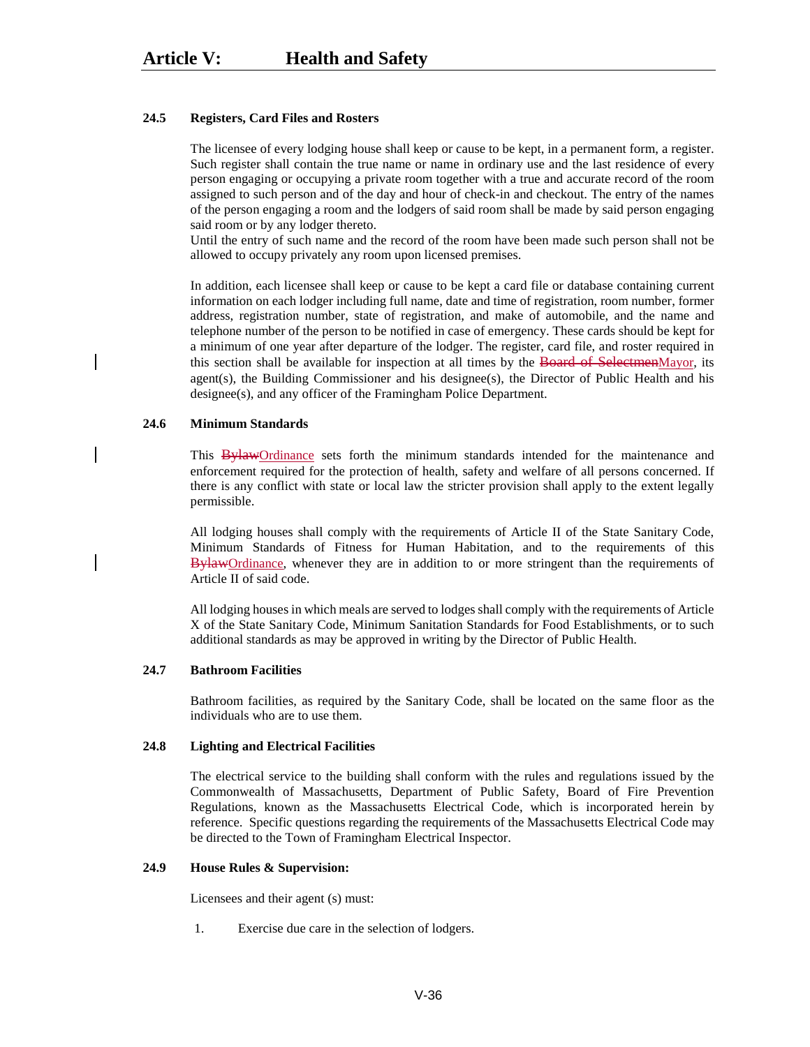### 24.5 Registers, Card Files and Rosters

The licensee of every lodging house shall keep or cause to be kept, in a permanent form, a register. Such register shall contain the true name or name in ordinary use and the last residence of every person engaging or occupying a private room together with a true and accurate record of the room assigned to such person and of the day and hour of check-in and checkout. The entry of the names of the person engaging a room and the lodgers of said room shall be made by said person engaging said room or by any lodger thereto.
Until the entry of such name and the record of the room have been made such person shall not be allowed to occupy privately any room upon licensed premises.

In addition, each licensee shall keep or cause to be kept a card file or database containing current information on each lodger including full name, date and time of registration, room number, former address, registration number, state of registration, and make of automobile, and the name and telephone number of the person to be notified in case of emergency. These cards should be kept for a minimum of one year after departure of the lodger. The register, card file, and roster required in this section shall be available for inspection at all times by the ~~Board of Selectmen~~Mayor, its agent(s), the Building Commissioner and his designee(s), the Director of Public Health and his designee(s), and any officer of the Framingham Police Department.

### 24.6 Minimum Standards

This ~~Bylaw~~Ordinance sets forth the minimum standards intended for the maintenance and enforcement required for the protection of health, safety and welfare of all persons concerned. If there is any conflict with state or local law the stricter provision shall apply to the extent legally permissible.

All lodging houses shall comply with the requirements of Article II of the State Sanitary Code, Minimum Standards of Fitness for Human Habitation, and to the requirements of this ~~Bylaw~~Ordinance, whenever they are in addition to or more stringent than the requirements of Article II of said code.

All lodging houses in which meals are served to lodges shall comply with the requirements of Article X of the State Sanitary Code, Minimum Sanitation Standards for Food Establishments, or to such additional standards as may be approved in writing by the Director of Public Health.

### 24.7 Bathroom Facilities

Bathroom facilities, as required by the Sanitary Code, shall be located on the same floor as the individuals who are to use them.

### 24.8 Lighting and Electrical Facilities

The electrical service to the building shall conform with the rules and regulations issued by the Commonwealth of Massachusetts, Department of Public Safety, Board of Fire Prevention Regulations, known as the Massachusetts Electrical Code, which is incorporated herein by reference. Specific questions regarding the requirements of the Massachusetts Electrical Code may be directed to the Town of Framingham Electrical Inspector.

### 24.9 House Rules & Supervision:

Licensees and their agent (s) must:

1. Exercise due care in the selection of lodgers.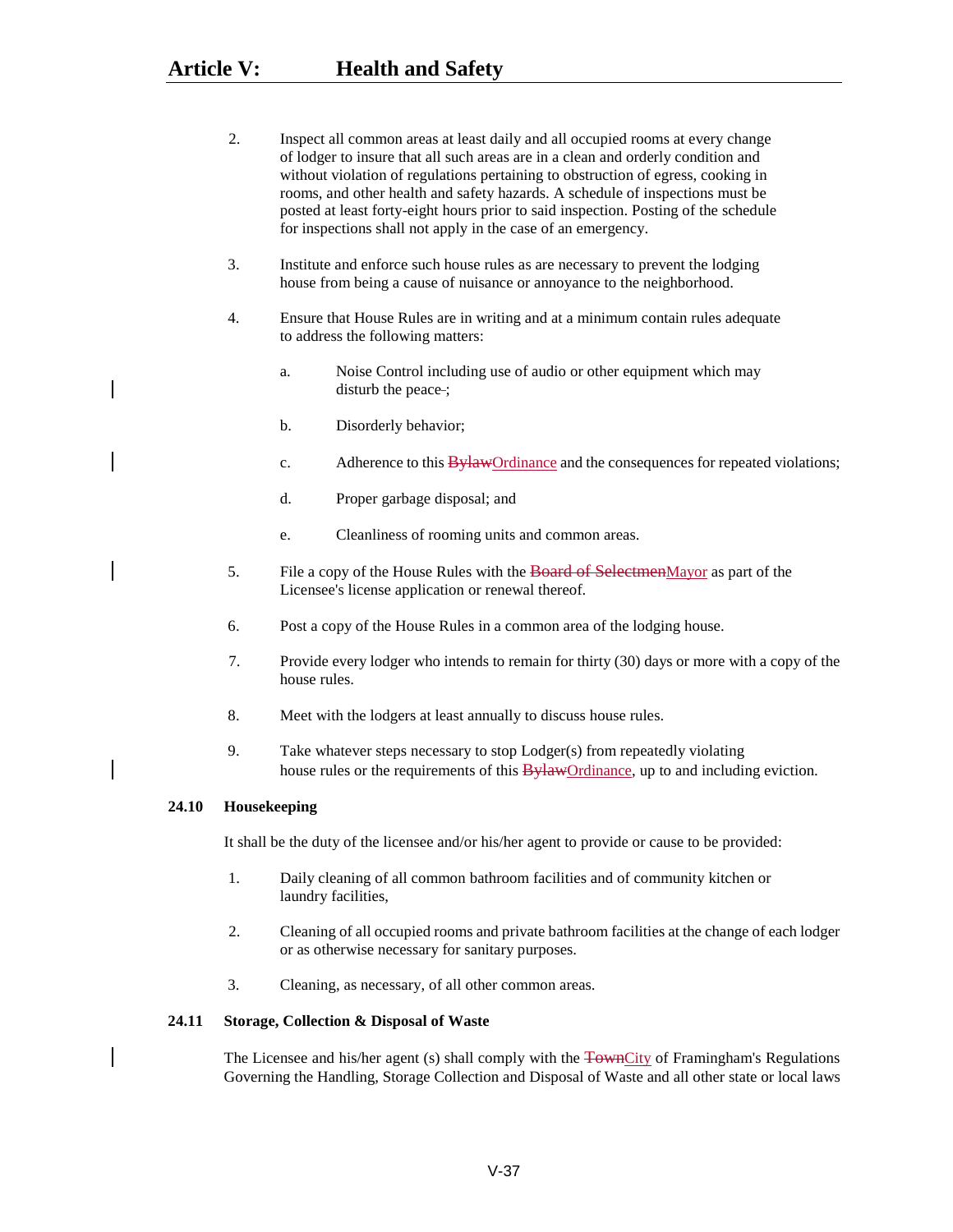2. Inspect all common areas at least daily and all occupied rooms at every change of lodger to insure that all such areas are in a clean and orderly condition and without violation of regulations pertaining to obstruction of egress, cooking in rooms, and other health and safety hazards. A schedule of inspections must be posted at least forty-eight hours prior to said inspection. Posting of the schedule for inspections shall not apply in the case of an emergency.

3. Institute and enforce such house rules as are necessary to prevent the lodging house from being a cause of nuisance or annoyance to the neighborhood.

4. Ensure that House Rules are in writing and at a minimum contain rules adequate to address the following matters:

   a. Noise Control including use of audio or other equipment which may disturb the peace ~~.~~;

   b. Disorderly behavior;

   c. Adherence to this ~~Bylaw~~Ordinance and the consequences for repeated violations;

   d. Proper garbage disposal; and

   e. Cleanliness of rooming units and common areas.

5. File a copy of the House Rules with the ~~Board of Selectmen~~Mayor as part of the Licensee's license application or renewal thereof.

6. Post a copy of the House Rules in a common area of the lodging house.

7. Provide every lodger who intends to remain for thirty (30) days or more with a copy of the house rules.

8. Meet with the lodgers at least annually to discuss house rules.

9. Take whatever steps necessary to stop Lodger(s) from repeatedly violating house rules or the requirements of this ~~Bylaw~~Ordinance, up to and including eviction.

**24.10 Housekeeping**

It shall be the duty of the licensee and/or his/her agent to provide or cause to be provided:

1. Daily cleaning of all common bathroom facilities and of community kitchen or laundry facilities,

2. Cleaning of all occupied rooms and private bathroom facilities at the change of each lodger or as otherwise necessary for sanitary purposes.

3. Cleaning, as necessary, of all other common areas.

**24.11 Storage, Collection & Disposal of Waste**

The Licensee and his/her agent (s) shall comply with the ~~Town~~City of Framingham's Regulations Governing the Handling, Storage Collection and Disposal of Waste and all other state or local laws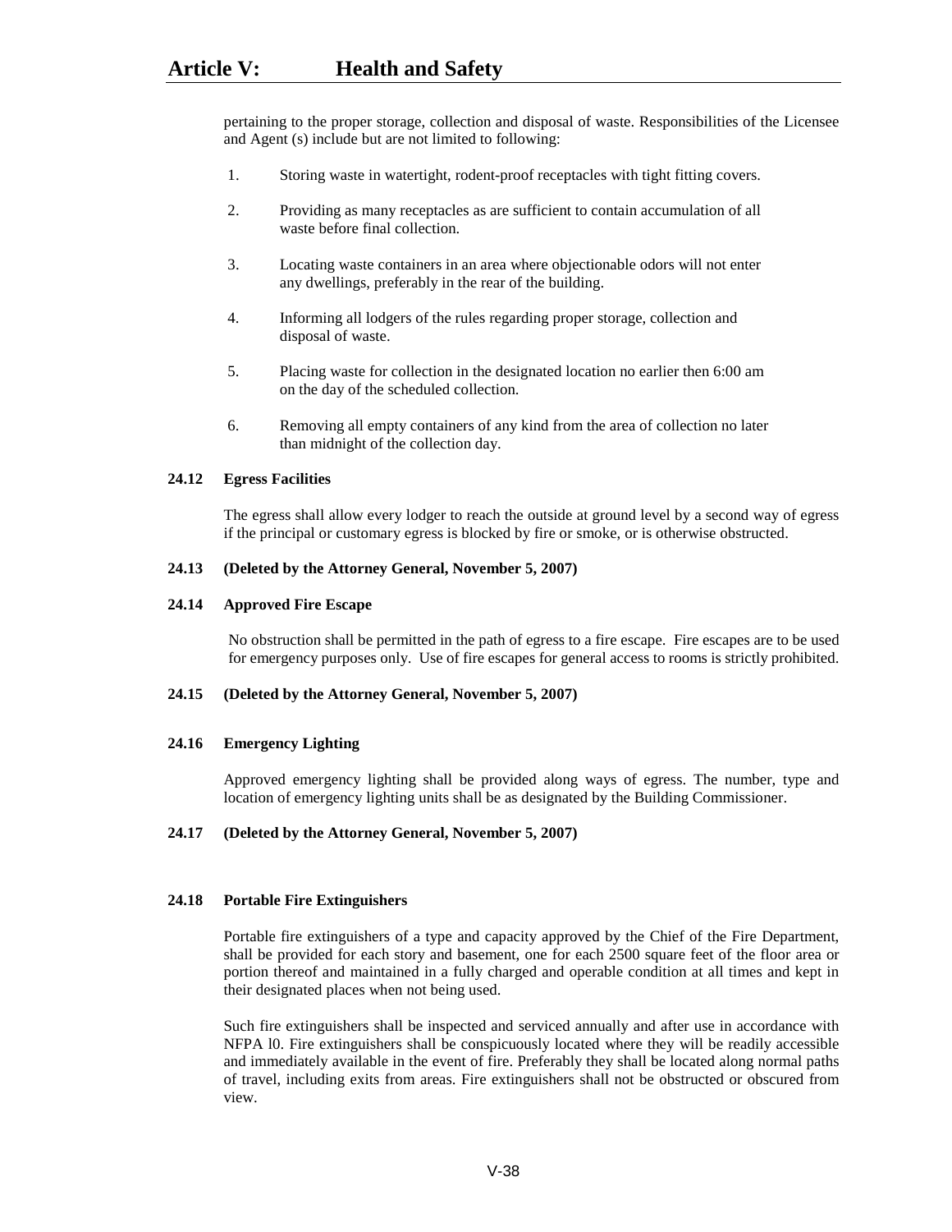pertaining to the proper storage, collection and disposal of waste. Responsibilities of the Licensee and Agent (s) include but are not limited to following:

1. Storing waste in watertight, rodent-proof receptacles with tight fitting covers.
2. Providing as many receptacles as are sufficient to contain accumulation of all waste before final collection.
3. Locating waste containers in an area where objectionable odors will not enter any dwellings, preferably in the rear of the building.
4. Informing all lodgers of the rules regarding proper storage, collection and disposal of waste.
5. Placing waste for collection in the designated location no earlier then 6:00 am on the day of the scheduled collection.
6. Removing all empty containers of any kind from the area of collection no later than midnight of the collection day.

**24.12 Egress Facilities**

The egress shall allow every lodger to reach the outside at ground level by a second way of egress if the principal or customary egress is blocked by fire or smoke, or is otherwise obstructed.

**24.13 (Deleted by the Attorney General, November 5, 2007)**

**24.14 Approved Fire Escape**

No obstruction shall be permitted in the path of egress to a fire escape. Fire escapes are to be used for emergency purposes only. Use of fire escapes for general access to rooms is strictly prohibited.

**24.15 (Deleted by the Attorney General, November 5, 2007)**

**24.16 Emergency Lighting**

Approved emergency lighting shall be provided along ways of egress. The number, type and location of emergency lighting units shall be as designated by the Building Commissioner.

**24.17 (Deleted by the Attorney General, November 5, 2007)**

**24.18 Portable Fire Extinguishers**

Portable fire extinguishers of a type and capacity approved by the Chief of the Fire Department, shall be provided for each story and basement, one for each 2500 square feet of the floor area or portion thereof and maintained in a fully charged and operable condition at all times and kept in their designated places when not being used.

Such fire extinguishers shall be inspected and serviced annually and after use in accordance with NFPA l0. Fire extinguishers shall be conspicuously located where they will be readily accessible and immediately available in the event of fire. Preferably they shall be located along normal paths of travel, including exits from areas. Fire extinguishers shall not be obstructed or obscured from view.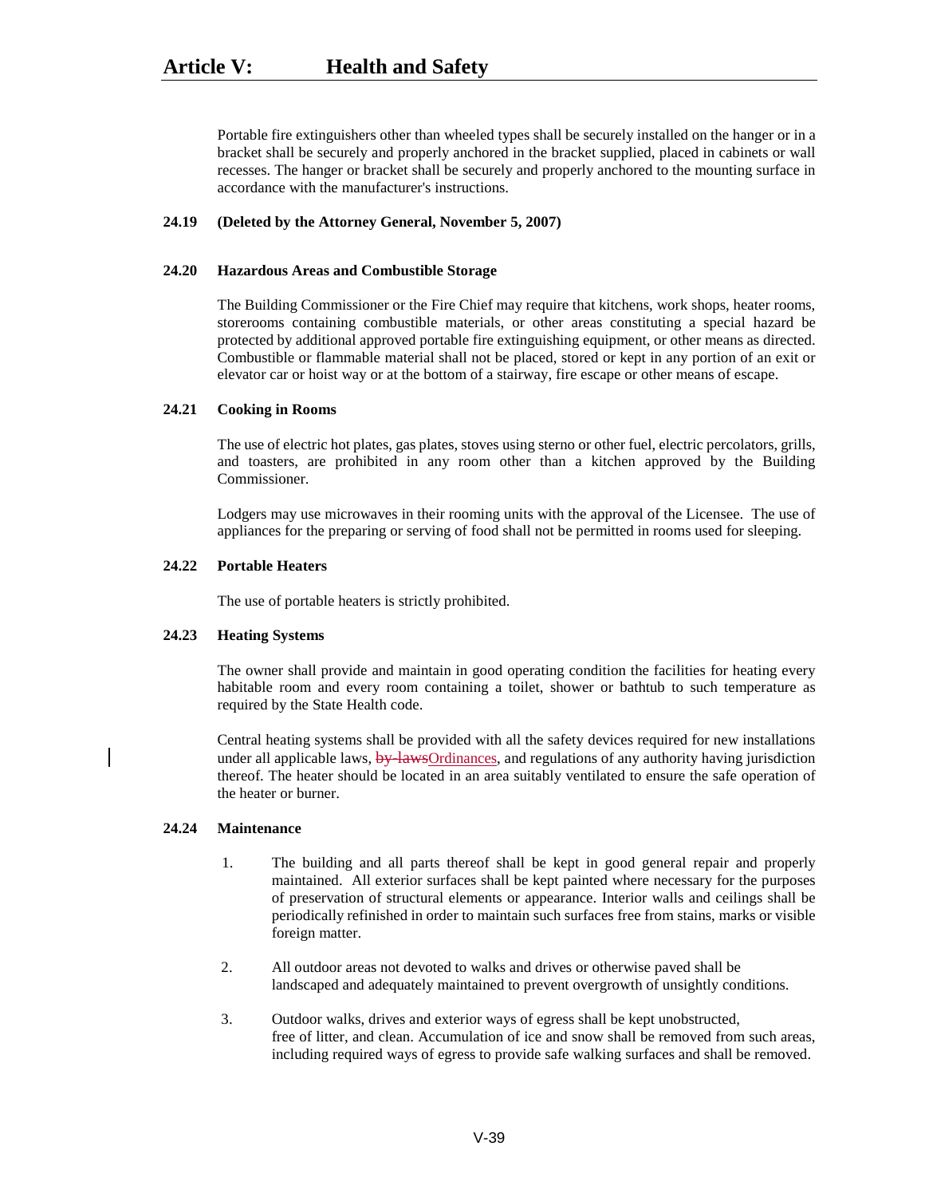Portable fire extinguishers other than wheeled types shall be securely installed on the hanger or in a bracket shall be securely and properly anchored in the bracket supplied, placed in cabinets or wall recesses. The hanger or bracket shall be securely and properly anchored to the mounting surface in accordance with the manufacturer's instructions.

**24.19 (Deleted by the Attorney General, November 5, 2007)**

**24.20 Hazardous Areas and Combustible Storage**

The Building Commissioner or the Fire Chief may require that kitchens, work shops, heater rooms, storerooms containing combustible materials, or other areas constituting a special hazard be protected by additional approved portable fire extinguishing equipment, or other means as directed. Combustible or flammable material shall not be placed, stored or kept in any portion of an exit or elevator car or hoist way or at the bottom of a stairway, fire escape or other means of escape.

**24.21 Cooking in Rooms**

The use of electric hot plates, gas plates, stoves using sterno or other fuel, electric percolators, grills, and toasters, are prohibited in any room other than a kitchen approved by the Building Commissioner.

Lodgers may use microwaves in their rooming units with the approval of the Licensee. The use of appliances for the preparing or serving of food shall not be permitted in rooms used for sleeping.

**24.22 Portable Heaters**

The use of portable heaters is strictly prohibited.

**24.23 Heating Systems**

The owner shall provide and maintain in good operating condition the facilities for heating every habitable room and every room containing a toilet, shower or bathtub to such temperature as required by the State Health code.

Central heating systems shall be provided with all the safety devices required for new installations under all applicable laws, ~~by-laws~~Ordinances, and regulations of any authority having jurisdiction thereof. The heater should be located in an area suitably ventilated to ensure the safe operation of the heater or burner.

**24.24 Maintenance**

1. The building and all parts thereof shall be kept in good general repair and properly maintained. All exterior surfaces shall be kept painted where necessary for the purposes of preservation of structural elements or appearance. Interior walls and ceilings shall be periodically refinished in order to maintain such surfaces free from stains, marks or visible foreign matter.

2. All outdoor areas not devoted to walks and drives or otherwise paved shall be landscaped and adequately maintained to prevent overgrowth of unsightly conditions.

3. Outdoor walks, drives and exterior ways of egress shall be kept unobstructed, free of litter, and clean. Accumulation of ice and snow shall be removed from such areas, including required ways of egress to provide safe walking surfaces and shall be removed.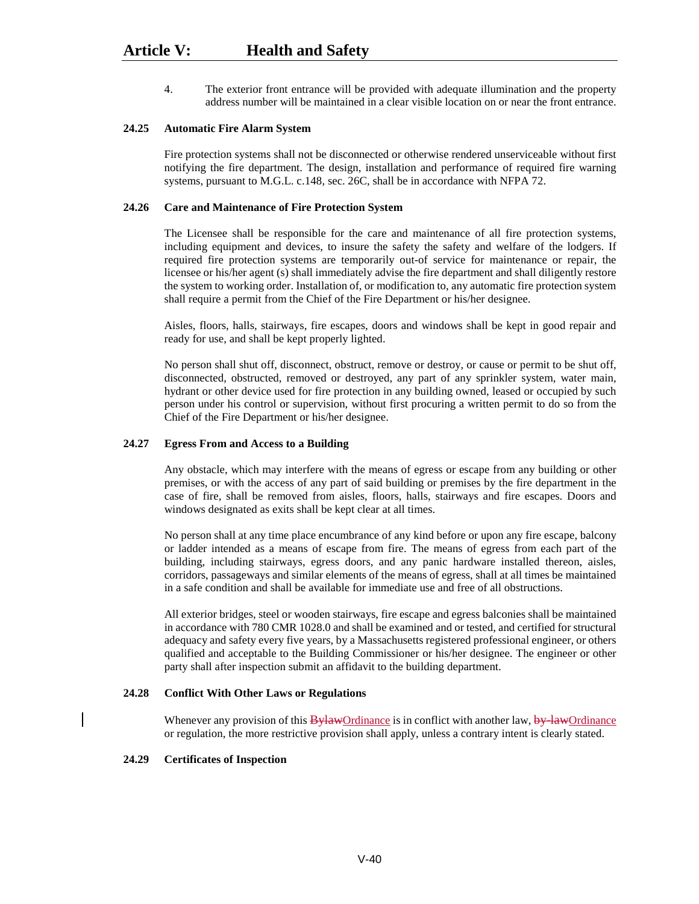4. The exterior front entrance will be provided with adequate illumination and the property address number will be maintained in a clear visible location on or near the front entrance.

**24.25 Automatic Fire Alarm System**

Fire protection systems shall not be disconnected or otherwise rendered unserviceable without first notifying the fire department. The design, installation and performance of required fire warning systems, pursuant to M.G.L. c.148, sec. 26C, shall be in accordance with NFPA 72.

**24.26 Care and Maintenance of Fire Protection System**

The Licensee shall be responsible for the care and maintenance of all fire protection systems, including equipment and devices, to insure the safety the safety and welfare of the lodgers. If required fire protection systems are temporarily out-of service for maintenance or repair, the licensee or his/her agent (s) shall immediately advise the fire department and shall diligently restore the system to working order. Installation of, or modification to, any automatic fire protection system shall require a permit from the Chief of the Fire Department or his/her designee.

Aisles, floors, halls, stairways, fire escapes, doors and windows shall be kept in good repair and ready for use, and shall be kept properly lighted.

No person shall shut off, disconnect, obstruct, remove or destroy, or cause or permit to be shut off, disconnected, obstructed, removed or destroyed, any part of any sprinkler system, water main, hydrant or other device used for fire protection in any building owned, leased or occupied by such person under his control or supervision, without first procuring a written permit to do so from the Chief of the Fire Department or his/her designee.

**24.27 Egress From and Access to a Building**

Any obstacle, which may interfere with the means of egress or escape from any building or other premises, or with the access of any part of said building or premises by the fire department in the case of fire, shall be removed from aisles, floors, halls, stairways and fire escapes. Doors and windows designated as exits shall be kept clear at all times.

No person shall at any time place encumbrance of any kind before or upon any fire escape, balcony or ladder intended as a means of escape from fire. The means of egress from each part of the building, including stairways, egress doors, and any panic hardware installed thereon, aisles, corridors, passageways and similar elements of the means of egress, shall at all times be maintained in a safe condition and shall be available for immediate use and free of all obstructions.

All exterior bridges, steel or wooden stairways, fire escape and egress balconies shall be maintained in accordance with 780 CMR 1028.0 and shall be examined and or tested, and certified for structural adequacy and safety every five years, by a Massachusetts registered professional engineer, or others qualified and acceptable to the Building Commissioner or his/her designee. The engineer or other party shall after inspection submit an affidavit to the building department.

**24.28 Conflict With Other Laws or Regulations**

Whenever any provision of this ~~Bylaw~~Ordinance is in conflict with another law, ~~by-law~~Ordinance or regulation, the more restrictive provision shall apply, unless a contrary intent is clearly stated.

**24.29 Certificates of Inspection**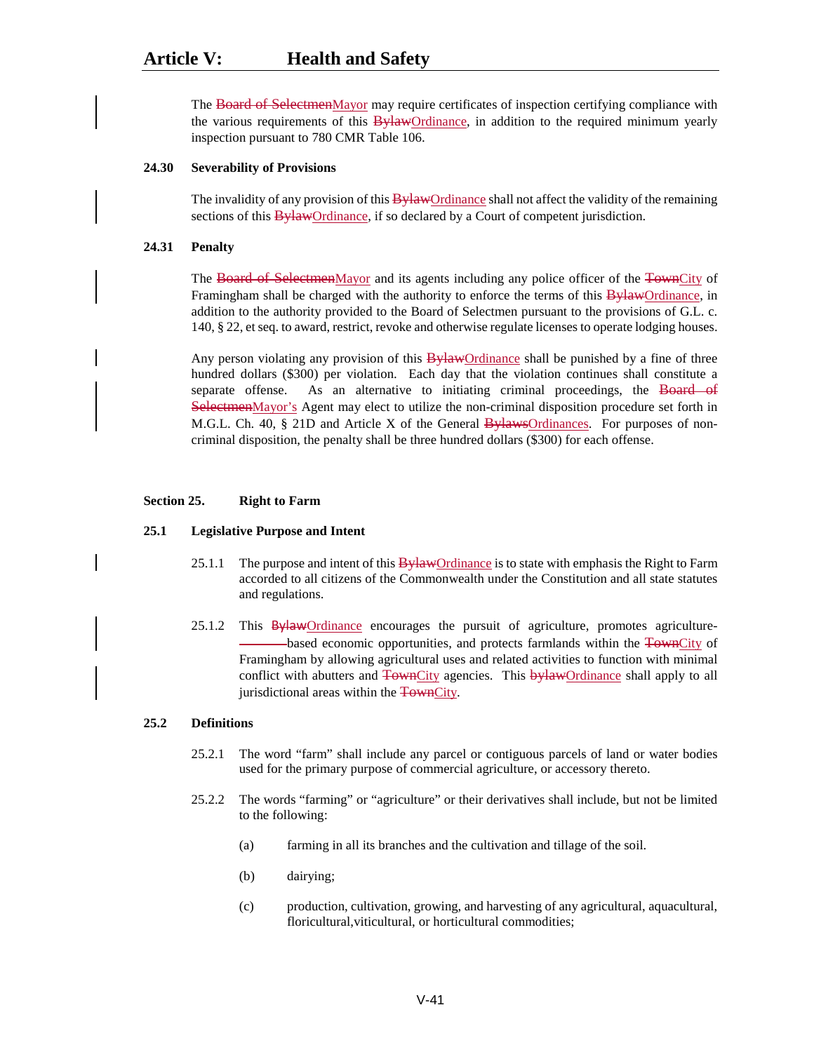The ~~Board of Selectmen~~Mayor may require certificates of inspection certifying compliance with the various requirements of this ~~Bylaw~~Ordinance, in addition to the required minimum yearly inspection pursuant to 780 CMR Table 106.

**24.30 Severability of Provisions**

The invalidity of any provision of this ~~Bylaw~~Ordinance shall not affect the validity of the remaining sections of this ~~Bylaw~~Ordinance, if so declared by a Court of competent jurisdiction.

**24.31 Penalty**

The ~~Board of Selectmen~~Mayor and its agents including any police officer of the ~~Town~~City of Framingham shall be charged with the authority to enforce the terms of this ~~Bylaw~~Ordinance, in addition to the authority provided to the Board of Selectmen pursuant to the provisions of G.L. c. 140, § 22, et seq. to award, restrict, revoke and otherwise regulate licenses to operate lodging houses.

Any person violating any provision of this ~~Bylaw~~Ordinance shall be punished by a fine of three hundred dollars ($300) per violation. Each day that the violation continues shall constitute a separate offense. As an alternative to initiating criminal proceedings, the ~~Board of Selectmen~~Mayor's Agent may elect to utilize the non-criminal disposition procedure set forth in M.G.L. Ch. 40, § 21D and Article X of the General ~~Bylaws~~Ordinances. For purposes of non-criminal disposition, the penalty shall be three hundred dollars ($300) for each offense.

## Section 25. Right to Farm

**25.1 Legislative Purpose and Intent**

25.1.1 The purpose and intent of this ~~Bylaw~~Ordinance is to state with emphasis the Right to Farm accorded to all citizens of the Commonwealth under the Constitution and all state statutes and regulations.

25.1.2 This ~~Bylaw~~Ordinance encourages the pursuit of agriculture, promotes agriculture-based economic opportunities, and protects farmlands within the ~~Town~~City of Framingham by allowing agricultural uses and related activities to function with minimal conflict with abutters and ~~Town~~City agencies. This ~~bylaw~~Ordinance shall apply to all jurisdictional areas within the ~~Town~~City.

**25.2 Definitions**

25.2.1 The word "farm" shall include any parcel or contiguous parcels of land or water bodies used for the primary purpose of commercial agriculture, or accessory thereto.

25.2.2 The words "farming" or "agriculture" or their derivatives shall include, but not be limited to the following:

(a) farming in all its branches and the cultivation and tillage of the soil.

(b) dairying;

(c) production, cultivation, growing, and harvesting of any agricultural, aquacultural, floricultural,viticultural, or horticultural commodities;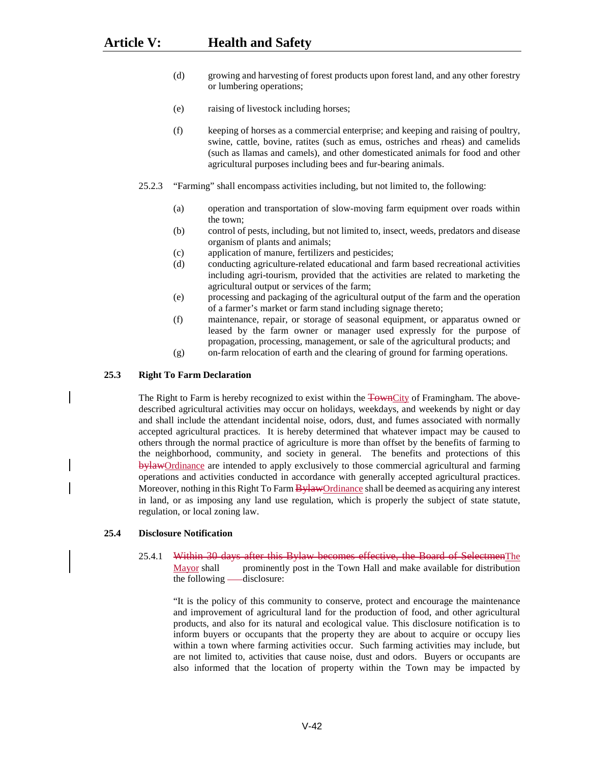(d) growing and harvesting of forest products upon forest land, and any other forestry or lumbering operations;

(e) raising of livestock including horses;

(f) keeping of horses as a commercial enterprise; and keeping and raising of poultry, swine, cattle, bovine, ratites (such as emus, ostriches and rheas) and camelids (such as llamas and camels), and other domesticated animals for food and other agricultural purposes including bees and fur-bearing animals.

25.2.3 "Farming" shall encompass activities including, but not limited to, the following:

(a) operation and transportation of slow-moving farm equipment over roads within the town;
(b) control of pests, including, but not limited to, insect, weeds, predators and disease organism of plants and animals;
(c) application of manure, fertilizers and pesticides;
(d) conducting agriculture-related educational and farm based recreational activities including agri-tourism, provided that the activities are related to marketing the agricultural output or services of the farm;
(e) processing and packaging of the agricultural output of the farm and the operation of a farmer's market or farm stand including signage thereto;
(f) maintenance, repair, or storage of seasonal equipment, or apparatus owned or leased by the farm owner or manager used expressly for the purpose of propagation, processing, management, or sale of the agricultural products; and
(g) on-farm relocation of earth and the clearing of ground for farming operations.

**25.3 Right To Farm Declaration**

The Right to Farm is hereby recognized to exist within the ~~Town~~City of Framingham. The above-described agricultural activities may occur on holidays, weekdays, and weekends by night or day and shall include the attendant incidental noise, odors, dust, and fumes associated with normally accepted agricultural practices. It is hereby determined that whatever impact may be caused to others through the normal practice of agriculture is more than offset by the benefits of farming to the neighborhood, community, and society in general. The benefits and protections of this ~~bylaw~~Ordinance are intended to apply exclusively to those commercial agricultural and farming operations and activities conducted in accordance with generally accepted agricultural practices. Moreover, nothing in this Right To Farm ~~Bylaw~~Ordinance shall be deemed as acquiring any interest in land, or as imposing any land use regulation, which is properly the subject of state statute, regulation, or local zoning law.

**25.4 Disclosure Notification**

25.4.1 ~~Within 30 days after this Bylaw becomes effective, the Board of Selectmen~~The Mayor shall prominently post in the Town Hall and make available for distribution the following disclosure:

"It is the policy of this community to conserve, protect and encourage the maintenance and improvement of agricultural land for the production of food, and other agricultural products, and also for its natural and ecological value. This disclosure notification is to inform buyers or occupants that the property they are about to acquire or occupy lies within a town where farming activities occur. Such farming activities may include, but are not limited to, activities that cause noise, dust and odors. Buyers or occupants are also informed that the location of property within the Town may be impacted by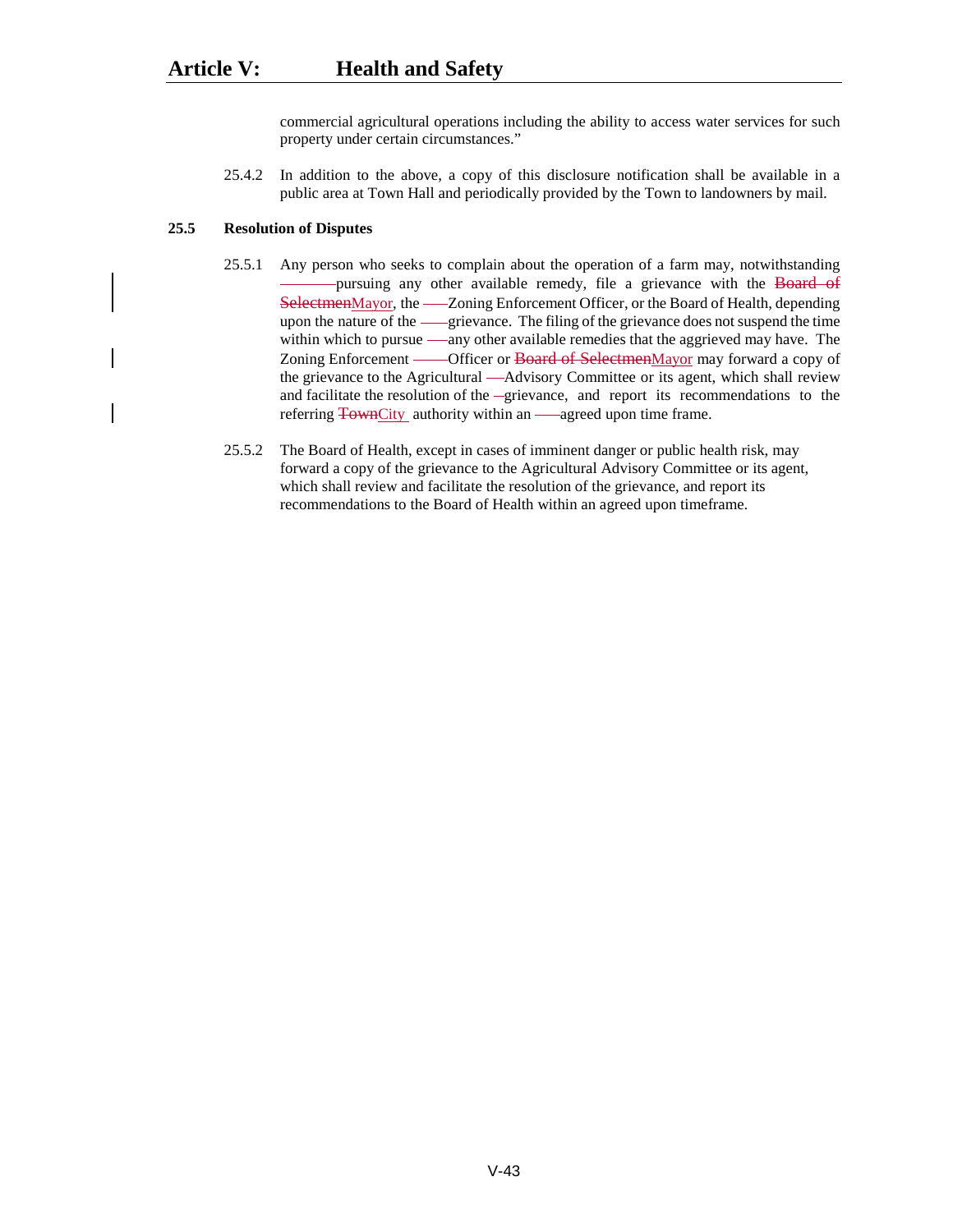commercial agricultural operations including the ability to access water services for such property under certain circumstances."

25.4.2 In addition to the above, a copy of this disclosure notification shall be available in a public area at Town Hall and periodically provided by the Town to landowners by mail.

**25.5 Resolution of Disputes**

25.5.1 Any person who seeks to complain about the operation of a farm may, notwithstanding pursuing any other available remedy, file a grievance with the ~~Board of Selectmen~~Mayor, the Zoning Enforcement Officer, or the Board of Health, depending upon the nature of the grievance. The filing of the grievance does not suspend the time within which to pursue any other available remedies that the aggrieved may have. The Zoning Enforcement Officer or ~~Board of Selectmen~~Mayor may forward a copy of the grievance to the Agricultural Advisory Committee or its agent, which shall review and facilitate the resolution of the grievance, and report its recommendations to the referring ~~Town~~City authority within an agreed upon time frame.

25.5.2 The Board of Health, except in cases of imminent danger or public health risk, may forward a copy of the grievance to the Agricultural Advisory Committee or its agent, which shall review and facilitate the resolution of the grievance, and report its recommendations to the Board of Health within an agreed upon timeframe.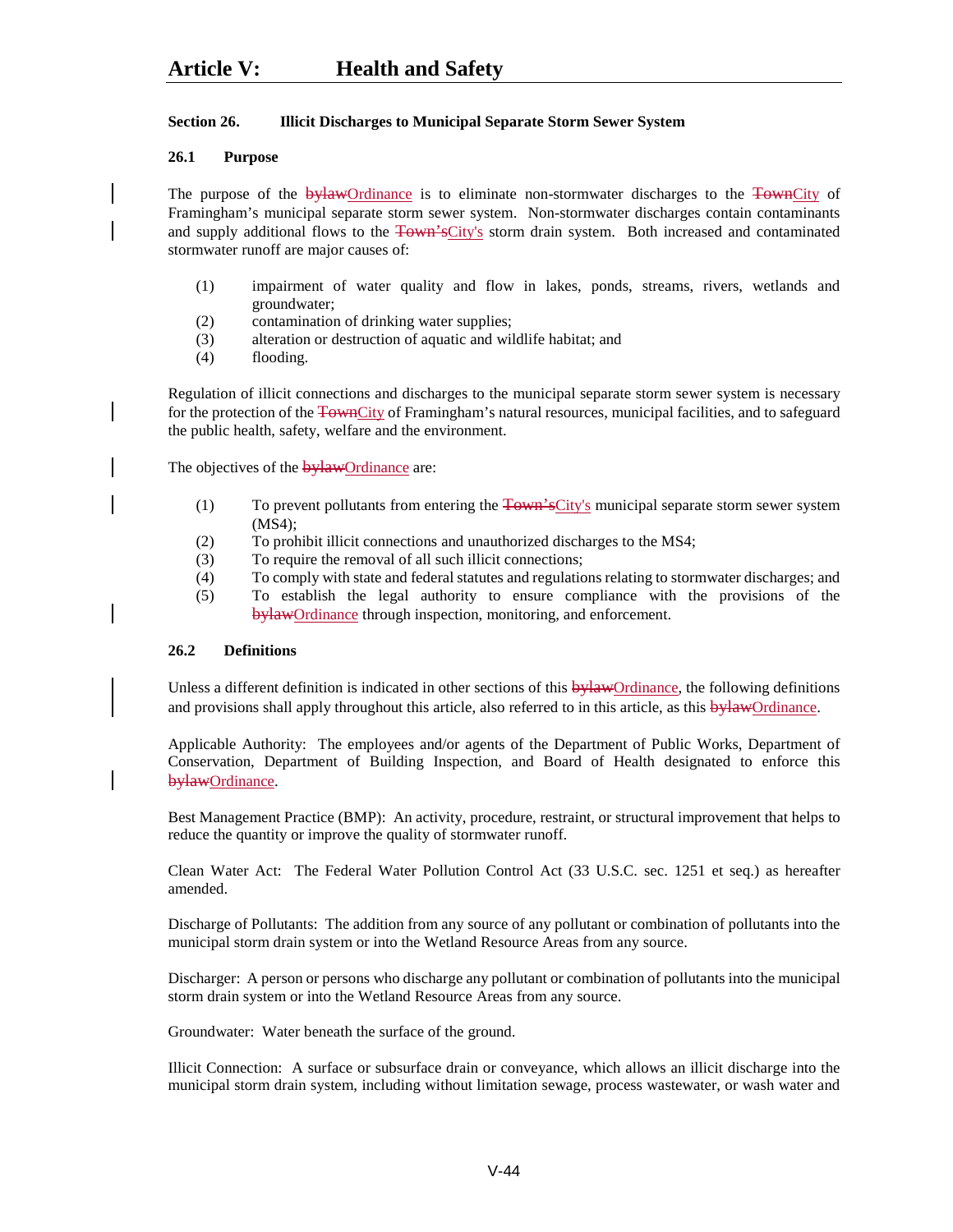### Section 26. Illicit Discharges to Municipal Separate Storm Sewer System

#### 26.1 Purpose

The purpose of the ~~bylaw~~Ordinance is to eliminate non-stormwater discharges to the ~~Town~~City of Framingham's municipal separate storm sewer system. Non-stormwater discharges contain contaminants and supply additional flows to the ~~Town's~~City's storm drain system. Both increased and contaminated stormwater runoff are major causes of:

(1) impairment of water quality and flow in lakes, ponds, streams, rivers, wetlands and groundwater;
(2) contamination of drinking water supplies;
(3) alteration or destruction of aquatic and wildlife habitat; and
(4) flooding.

Regulation of illicit connections and discharges to the municipal separate storm sewer system is necessary for the protection of the ~~Town~~City of Framingham's natural resources, municipal facilities, and to safeguard the public health, safety, welfare and the environment.

The objectives of the ~~bylaw~~Ordinance are:

(1) To prevent pollutants from entering the ~~Town's~~City's municipal separate storm sewer system (MS4);
(2) To prohibit illicit connections and unauthorized discharges to the MS4;
(3) To require the removal of all such illicit connections;
(4) To comply with state and federal statutes and regulations relating to stormwater discharges; and
(5) To establish the legal authority to ensure compliance with the provisions of the ~~bylaw~~Ordinance through inspection, monitoring, and enforcement.

#### 26.2 Definitions

Unless a different definition is indicated in other sections of this ~~bylaw~~Ordinance, the following definitions and provisions shall apply throughout this article, also referred to in this article, as this ~~bylaw~~Ordinance.

Applicable Authority: The employees and/or agents of the Department of Public Works, Department of Conservation, Department of Building Inspection, and Board of Health designated to enforce this ~~bylaw~~Ordinance.

Best Management Practice (BMP): An activity, procedure, restraint, or structural improvement that helps to reduce the quantity or improve the quality of stormwater runoff.

Clean Water Act: The Federal Water Pollution Control Act (33 U.S.C. sec. 1251 et seq.) as hereafter amended.

Discharge of Pollutants: The addition from any source of any pollutant or combination of pollutants into the municipal storm drain system or into the Wetland Resource Areas from any source.

Discharger: A person or persons who discharge any pollutant or combination of pollutants into the municipal storm drain system or into the Wetland Resource Areas from any source.

Groundwater: Water beneath the surface of the ground.

Illicit Connection: A surface or subsurface drain or conveyance, which allows an illicit discharge into the municipal storm drain system, including without limitation sewage, process wastewater, or wash water and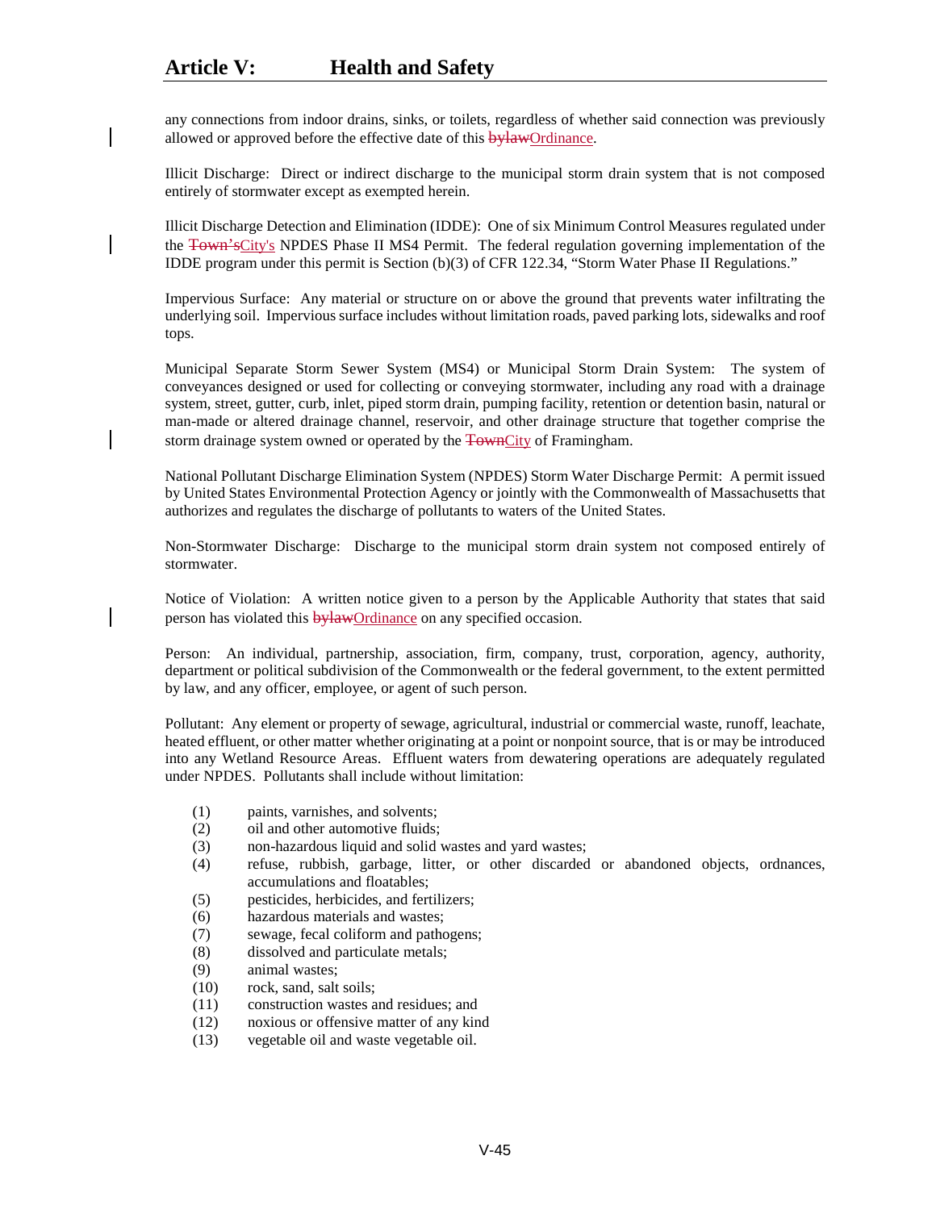any connections from indoor drains, sinks, or toilets, regardless of whether said connection was previously allowed or approved before the effective date of this ~~bylaw~~Ordinance.

Illicit Discharge: Direct or indirect discharge to the municipal storm drain system that is not composed entirely of stormwater except as exempted herein.

Illicit Discharge Detection and Elimination (IDDE): One of six Minimum Control Measures regulated under the ~~Town's~~City's NPDES Phase II MS4 Permit. The federal regulation governing implementation of the IDDE program under this permit is Section (b)(3) of CFR 122.34, "Storm Water Phase II Regulations."

Impervious Surface: Any material or structure on or above the ground that prevents water infiltrating the underlying soil. Impervious surface includes without limitation roads, paved parking lots, sidewalks and roof tops.

Municipal Separate Storm Sewer System (MS4) or Municipal Storm Drain System: The system of conveyances designed or used for collecting or conveying stormwater, including any road with a drainage system, street, gutter, curb, inlet, piped storm drain, pumping facility, retention or detention basin, natural or man-made or altered drainage channel, reservoir, and other drainage structure that together comprise the storm drainage system owned or operated by the ~~Town~~City of Framingham.

National Pollutant Discharge Elimination System (NPDES) Storm Water Discharge Permit: A permit issued by United States Environmental Protection Agency or jointly with the Commonwealth of Massachusetts that authorizes and regulates the discharge of pollutants to waters of the United States.

Non-Stormwater Discharge: Discharge to the municipal storm drain system not composed entirely of stormwater.

Notice of Violation: A written notice given to a person by the Applicable Authority that states that said person has violated this ~~bylaw~~Ordinance on any specified occasion.

Person: An individual, partnership, association, firm, company, trust, corporation, agency, authority, department or political subdivision of the Commonwealth or the federal government, to the extent permitted by law, and any officer, employee, or agent of such person.

Pollutant: Any element or property of sewage, agricultural, industrial or commercial waste, runoff, leachate, heated effluent, or other matter whether originating at a point or nonpoint source, that is or may be introduced into any Wetland Resource Areas. Effluent waters from dewatering operations are adequately regulated under NPDES. Pollutants shall include without limitation:

(1) paints, varnishes, and solvents;
(2) oil and other automotive fluids;
(3) non-hazardous liquid and solid wastes and yard wastes;
(4) refuse, rubbish, garbage, litter, or other discarded or abandoned objects, ordnances, accumulations and floatables;
(5) pesticides, herbicides, and fertilizers;
(6) hazardous materials and wastes;
(7) sewage, fecal coliform and pathogens;
(8) dissolved and particulate metals;
(9) animal wastes;
(10) rock, sand, salt soils;
(11) construction wastes and residues; and
(12) noxious or offensive matter of any kind
(13) vegetable oil and waste vegetable oil.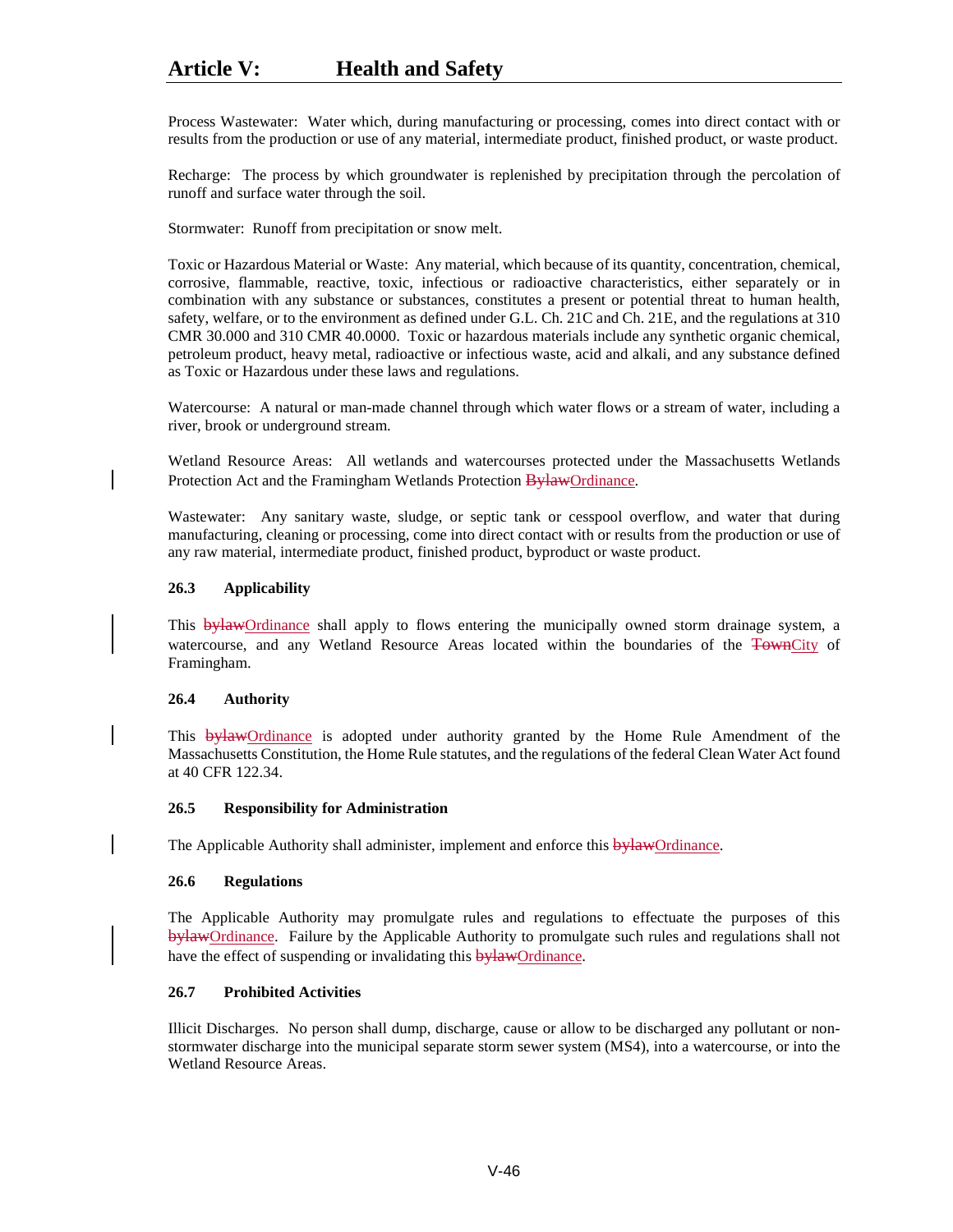Process Wastewater: Water which, during manufacturing or processing, comes into direct contact with or results from the production or use of any material, intermediate product, finished product, or waste product.

Recharge: The process by which groundwater is replenished by precipitation through the percolation of runoff and surface water through the soil.

Stormwater: Runoff from precipitation or snow melt.

Toxic or Hazardous Material or Waste: Any material, which because of its quantity, concentration, chemical, corrosive, flammable, reactive, toxic, infectious or radioactive characteristics, either separately or in combination with any substance or substances, constitutes a present or potential threat to human health, safety, welfare, or to the environment as defined under G.L. Ch. 21C and Ch. 21E, and the regulations at 310 CMR 30.000 and 310 CMR 40.0000. Toxic or hazardous materials include any synthetic organic chemical, petroleum product, heavy metal, radioactive or infectious waste, acid and alkali, and any substance defined as Toxic or Hazardous under these laws and regulations.

Watercourse: A natural or man-made channel through which water flows or a stream of water, including a river, brook or underground stream.

Wetland Resource Areas: All wetlands and watercourses protected under the Massachusetts Wetlands Protection Act and the Framingham Wetlands Protection ~~Bylaw~~Ordinance.

Wastewater: Any sanitary waste, sludge, or septic tank or cesspool overflow, and water that during manufacturing, cleaning or processing, come into direct contact with or results from the production or use of any raw material, intermediate product, finished product, byproduct or waste product.

**26.3 Applicability**

This ~~bylaw~~Ordinance shall apply to flows entering the municipally owned storm drainage system, a watercourse, and any Wetland Resource Areas located within the boundaries of the ~~Town~~City of Framingham.

**26.4 Authority**

This ~~bylaw~~Ordinance is adopted under authority granted by the Home Rule Amendment of the Massachusetts Constitution, the Home Rule statutes, and the regulations of the federal Clean Water Act found at 40 CFR 122.34.

**26.5 Responsibility for Administration**

The Applicable Authority shall administer, implement and enforce this ~~bylaw~~Ordinance.

**26.6 Regulations**

The Applicable Authority may promulgate rules and regulations to effectuate the purposes of this ~~bylaw~~Ordinance. Failure by the Applicable Authority to promulgate such rules and regulations shall not have the effect of suspending or invalidating this ~~bylaw~~Ordinance.

**26.7 Prohibited Activities**

Illicit Discharges. No person shall dump, discharge, cause or allow to be discharged any pollutant or non-stormwater discharge into the municipal separate storm sewer system (MS4), into a watercourse, or into the Wetland Resource Areas.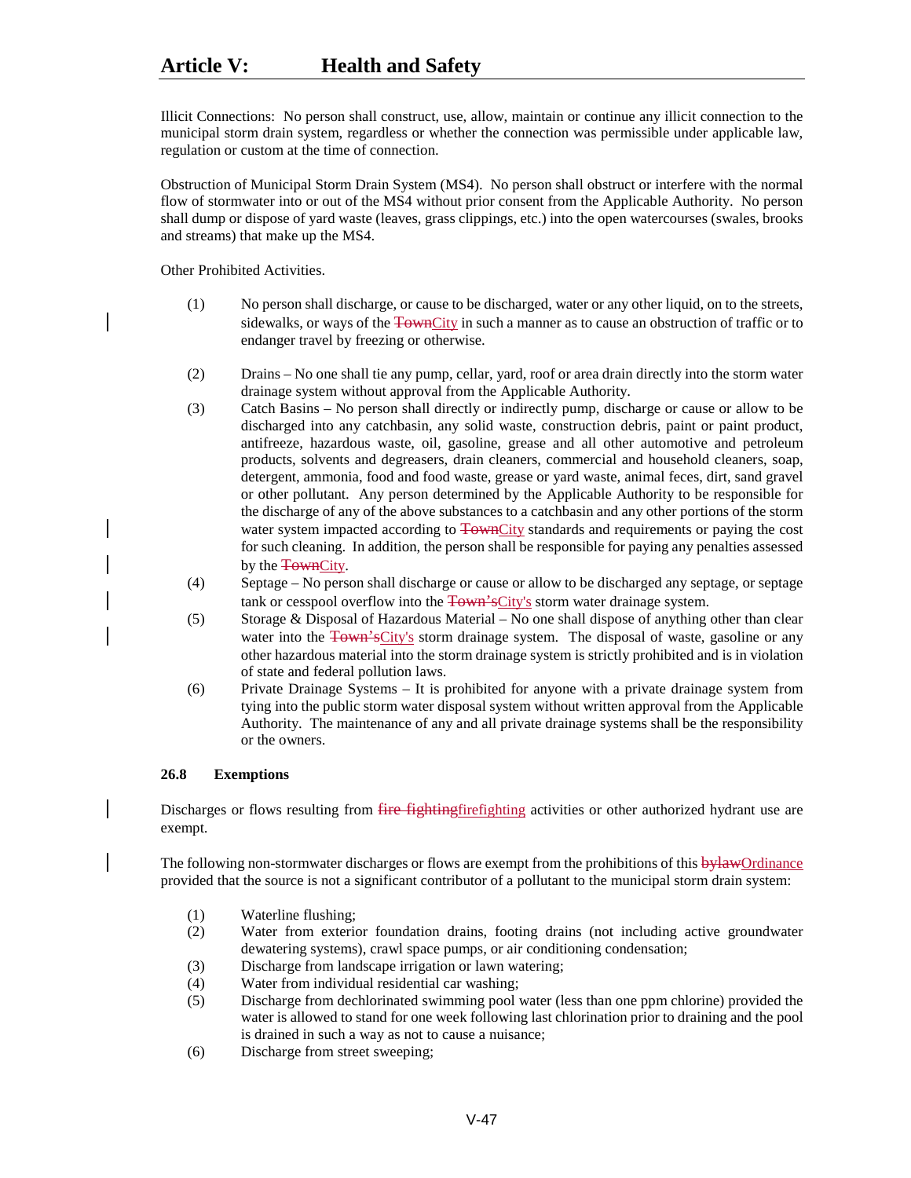Illicit Connections: No person shall construct, use, allow, maintain or continue any illicit connection to the municipal storm drain system, regardless or whether the connection was permissible under applicable law, regulation or custom at the time of connection.

Obstruction of Municipal Storm Drain System (MS4). No person shall obstruct or interfere with the normal flow of stormwater into or out of the MS4 without prior consent from the Applicable Authority. No person shall dump or dispose of yard waste (leaves, grass clippings, etc.) into the open watercourses (swales, brooks and streams) that make up the MS4.

Other Prohibited Activities.

(1) No person shall discharge, or cause to be discharged, water or any other liquid, on to the streets, sidewalks, or ways of the ~~Town~~City in such a manner as to cause an obstruction of traffic or to endanger travel by freezing or otherwise.

(2) Drains – No one shall tie any pump, cellar, yard, roof or area drain directly into the storm water drainage system without approval from the Applicable Authority.

(3) Catch Basins – No person shall directly or indirectly pump, discharge or cause or allow to be discharged into any catchbasin, any solid waste, construction debris, paint or paint product, antifreeze, hazardous waste, oil, gasoline, grease and all other automotive and petroleum products, solvents and degreasers, drain cleaners, commercial and household cleaners, soap, detergent, ammonia, food and food waste, grease or yard waste, animal feces, dirt, sand gravel or other pollutant. Any person determined by the Applicable Authority to be responsible for the discharge of any of the above substances to a catchbasin and any other portions of the storm water system impacted according to ~~Town~~City standards and requirements or paying the cost for such cleaning. In addition, the person shall be responsible for paying any penalties assessed by the ~~Town~~City.

(4) Septage – No person shall discharge or cause or allow to be discharged any septage, or septage tank or cesspool overflow into the ~~Town's~~City's storm water drainage system.

(5) Storage & Disposal of Hazardous Material – No one shall dispose of anything other than clear water into the ~~Town's~~City's storm drainage system. The disposal of waste, gasoline or any other hazardous material into the storm drainage system is strictly prohibited and is in violation of state and federal pollution laws.

(6) Private Drainage Systems – It is prohibited for anyone with a private drainage system from tying into the public storm water disposal system without written approval from the Applicable Authority. The maintenance of any and all private drainage systems shall be the responsibility or the owners.

### 26.8 Exemptions

Discharges or flows resulting from ~~fire fighting~~firefighting activities or other authorized hydrant use are exempt.

The following non-stormwater discharges or flows are exempt from the prohibitions of this ~~bylaw~~Ordinance provided that the source is not a significant contributor of a pollutant to the municipal storm drain system:

(1) Waterline flushing;

(2) Water from exterior foundation drains, footing drains (not including active groundwater dewatering systems), crawl space pumps, or air conditioning condensation;

(3) Discharge from landscape irrigation or lawn watering;

(4) Water from individual residential car washing;

(5) Discharge from dechlorinated swimming pool water (less than one ppm chlorine) provided the water is allowed to stand for one week following last chlorination prior to draining and the pool is drained in such a way as not to cause a nuisance;

(6) Discharge from street sweeping;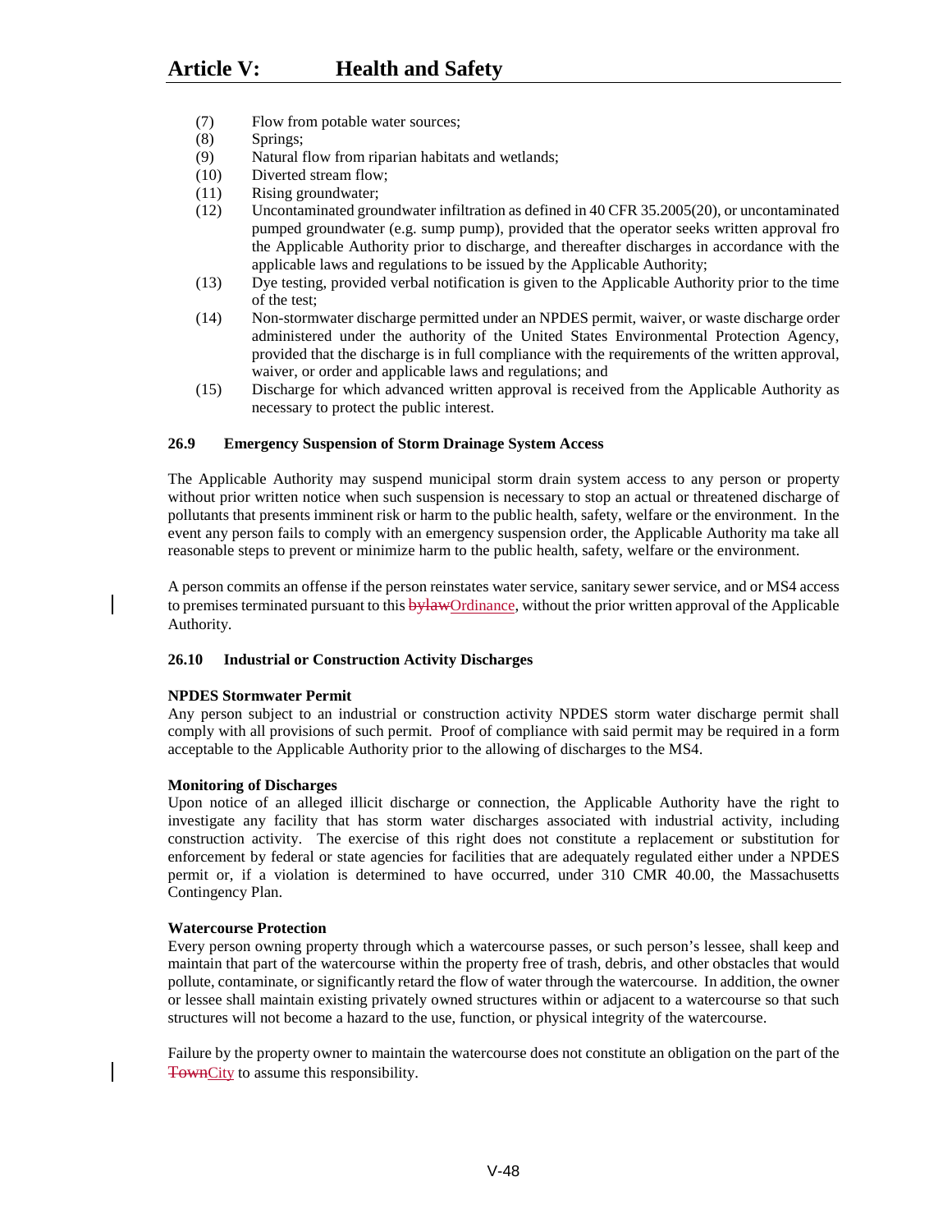(7) Flow from potable water sources;
(8) Springs;
(9) Natural flow from riparian habitats and wetlands;
(10) Diverted stream flow;
(11) Rising groundwater;
(12) Uncontaminated groundwater infiltration as defined in 40 CFR 35.2005(20), or uncontaminated pumped groundwater (e.g. sump pump), provided that the operator seeks written approval fro the Applicable Authority prior to discharge, and thereafter discharges in accordance with the applicable laws and regulations to be issued by the Applicable Authority;
(13) Dye testing, provided verbal notification is given to the Applicable Authority prior to the time of the test;
(14) Non-stormwater discharge permitted under an NPDES permit, waiver, or waste discharge order administered under the authority of the United States Environmental Protection Agency, provided that the discharge is in full compliance with the requirements of the written approval, waiver, or order and applicable laws and regulations; and
(15) Discharge for which advanced written approval is received from the Applicable Authority as necessary to protect the public interest.

### 26.9 Emergency Suspension of Storm Drainage System Access

The Applicable Authority may suspend municipal storm drain system access to any person or property without prior written notice when such suspension is necessary to stop an actual or threatened discharge of pollutants that presents imminent risk or harm to the public health, safety, welfare or the environment. In the event any person fails to comply with an emergency suspension order, the Applicable Authority ma take all reasonable steps to prevent or minimize harm to the public health, safety, welfare or the environment.

A person commits an offense if the person reinstates water service, sanitary sewer service, and or MS4 access to premises terminated pursuant to this ~~bylaw~~Ordinance, without the prior written approval of the Applicable Authority.

### 26.10 Industrial or Construction Activity Discharges

**NPDES Stormwater Permit**
Any person subject to an industrial or construction activity NPDES storm water discharge permit shall comply with all provisions of such permit. Proof of compliance with said permit may be required in a form acceptable to the Applicable Authority prior to the allowing of discharges to the MS4.

**Monitoring of Discharges**
Upon notice of an alleged illicit discharge or connection, the Applicable Authority have the right to investigate any facility that has storm water discharges associated with industrial activity, including construction activity. The exercise of this right does not constitute a replacement or substitution for enforcement by federal or state agencies for facilities that are adequately regulated either under a NPDES permit or, if a violation is determined to have occurred, under 310 CMR 40.00, the Massachusetts Contingency Plan.

**Watercourse Protection**
Every person owning property through which a watercourse passes, or such person's lessee, shall keep and maintain that part of the watercourse within the property free of trash, debris, and other obstacles that would pollute, contaminate, or significantly retard the flow of water through the watercourse. In addition, the owner or lessee shall maintain existing privately owned structures within or adjacent to a watercourse so that such structures will not become a hazard to the use, function, or physical integrity of the watercourse.

Failure by the property owner to maintain the watercourse does not constitute an obligation on the part of the ~~Town~~City to assume this responsibility.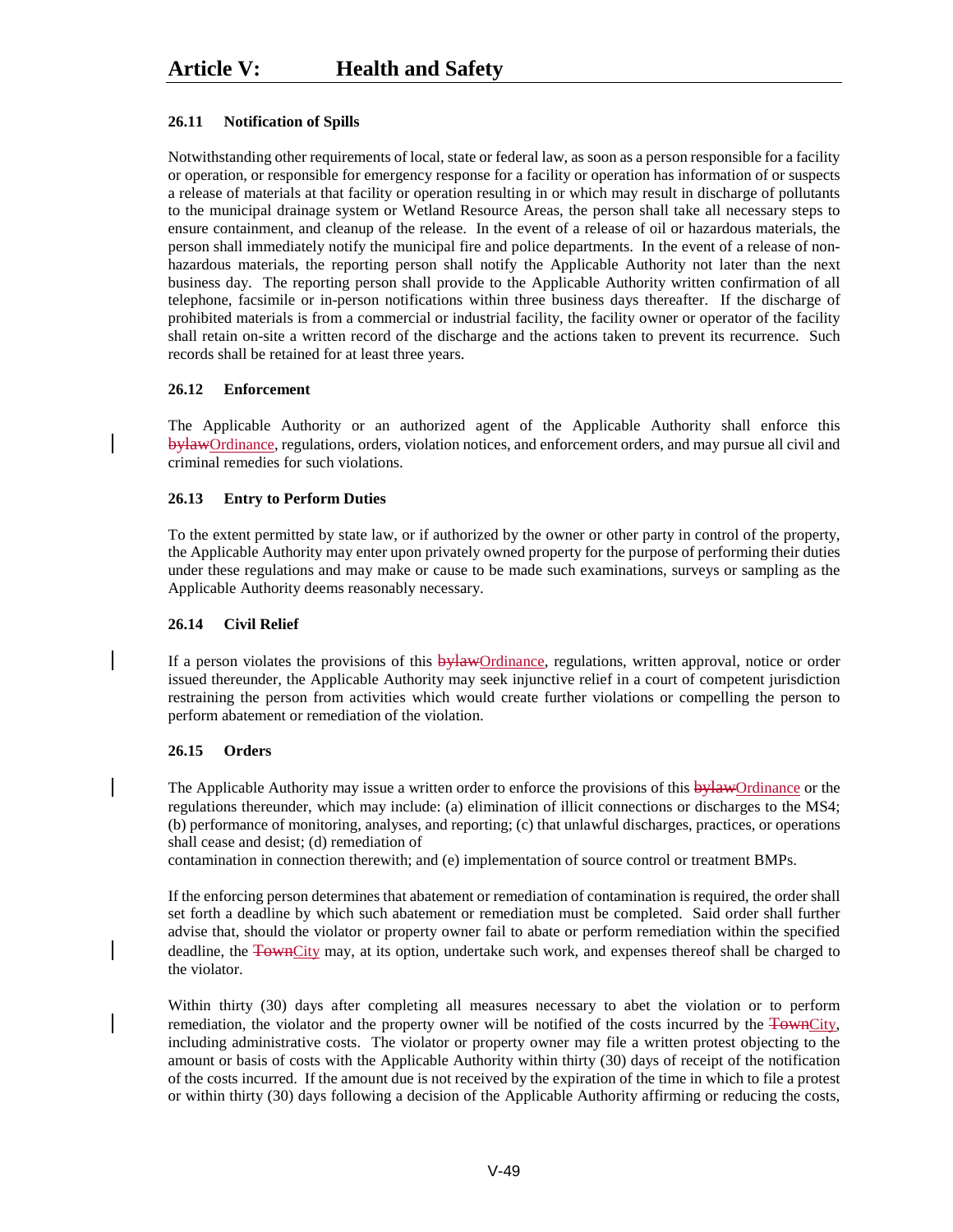### 26.11 Notification of Spills

Notwithstanding other requirements of local, state or federal law, as soon as a person responsible for a facility or operation, or responsible for emergency response for a facility or operation has information of or suspects a release of materials at that facility or operation resulting in or which may result in discharge of pollutants to the municipal drainage system or Wetland Resource Areas, the person shall take all necessary steps to ensure containment, and cleanup of the release. In the event of a release of oil or hazardous materials, the person shall immediately notify the municipal fire and police departments. In the event of a release of non-hazardous materials, the reporting person shall notify the Applicable Authority not later than the next business day. The reporting person shall provide to the Applicable Authority written confirmation of all telephone, facsimile or in-person notifications within three business days thereafter. If the discharge of prohibited materials is from a commercial or industrial facility, the facility owner or operator of the facility shall retain on-site a written record of the discharge and the actions taken to prevent its recurrence. Such records shall be retained for at least three years.

### 26.12 Enforcement

The Applicable Authority or an authorized agent of the Applicable Authority shall enforce this ~~bylaw~~Ordinance, regulations, orders, violation notices, and enforcement orders, and may pursue all civil and criminal remedies for such violations.

### 26.13 Entry to Perform Duties

To the extent permitted by state law, or if authorized by the owner or other party in control of the property, the Applicable Authority may enter upon privately owned property for the purpose of performing their duties under these regulations and may make or cause to be made such examinations, surveys or sampling as the Applicable Authority deems reasonably necessary.

### 26.14 Civil Relief

If a person violates the provisions of this ~~bylaw~~Ordinance, regulations, written approval, notice or order issued thereunder, the Applicable Authority may seek injunctive relief in a court of competent jurisdiction restraining the person from activities which would create further violations or compelling the person to perform abatement or remediation of the violation.

### 26.15 Orders

The Applicable Authority may issue a written order to enforce the provisions of this ~~bylaw~~Ordinance or the regulations thereunder, which may include: (a) elimination of illicit connections or discharges to the MS4; (b) performance of monitoring, analyses, and reporting; (c) that unlawful discharges, practices, or operations shall cease and desist; (d) remediation of
contamination in connection therewith; and (e) implementation of source control or treatment BMPs.

If the enforcing person determines that abatement or remediation of contamination is required, the order shall set forth a deadline by which such abatement or remediation must be completed. Said order shall further advise that, should the violator or property owner fail to abate or perform remediation within the specified deadline, the ~~Town~~City may, at its option, undertake such work, and expenses thereof shall be charged to the violator.

Within thirty (30) days after completing all measures necessary to abet the violation or to perform remediation, the violator and the property owner will be notified of the costs incurred by the ~~Town~~City, including administrative costs. The violator or property owner may file a written protest objecting to the amount or basis of costs with the Applicable Authority within thirty (30) days of receipt of the notification of the costs incurred. If the amount due is not received by the expiration of the time in which to file a protest or within thirty (30) days following a decision of the Applicable Authority affirming or reducing the costs,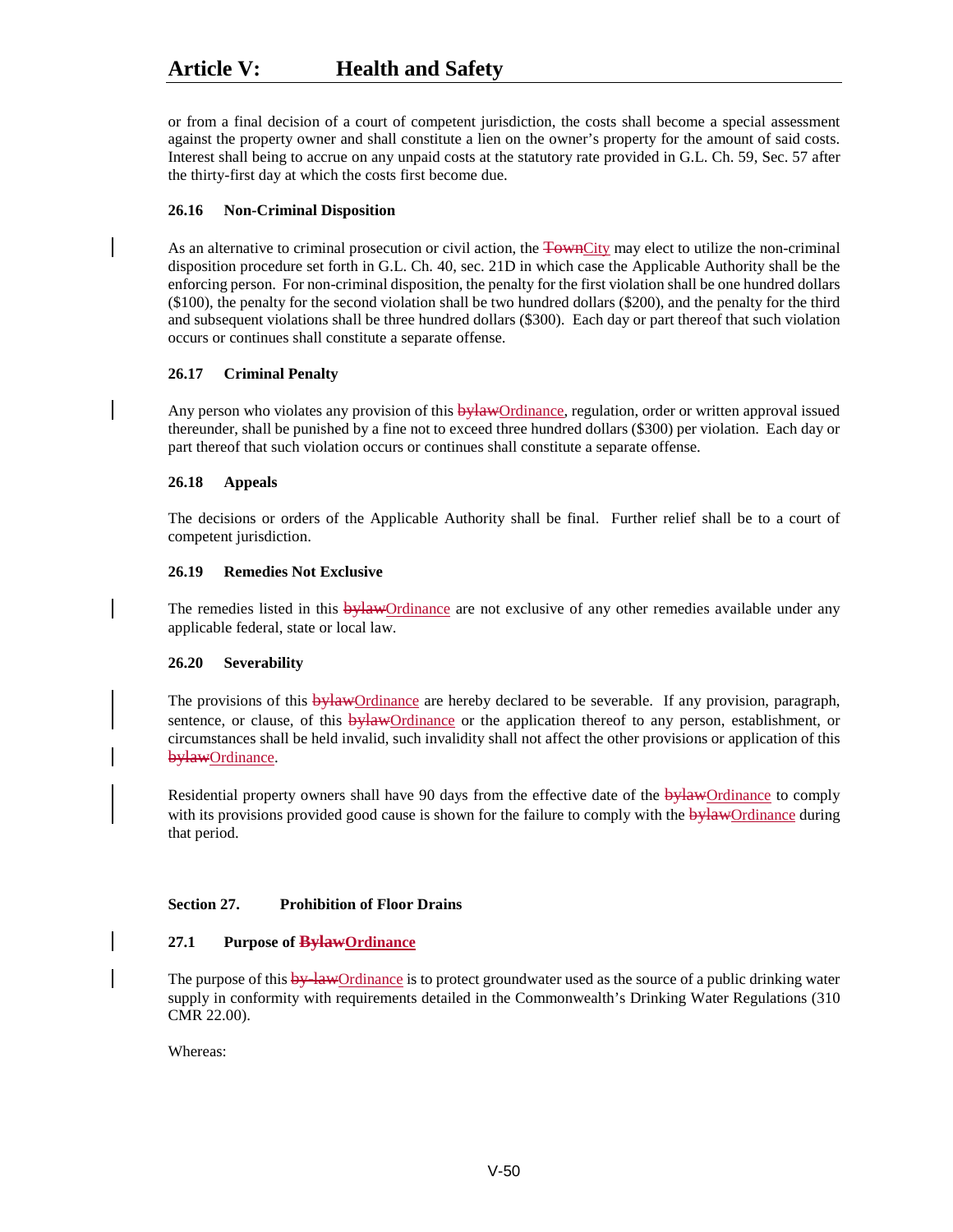or from a final decision of a court of competent jurisdiction, the costs shall become a special assessment against the property owner and shall constitute a lien on the owner's property for the amount of said costs. Interest shall being to accrue on any unpaid costs at the statutory rate provided in G.L. Ch. 59, Sec. 57 after the thirty-first day at which the costs first become due.

**26.16 Non-Criminal Disposition**

As an alternative to criminal prosecution or civil action, the ~~Town~~City may elect to utilize the non-criminal disposition procedure set forth in G.L. Ch. 40, sec. 21D in which case the Applicable Authority shall be the enforcing person. For non-criminal disposition, the penalty for the first violation shall be one hundred dollars ($100), the penalty for the second violation shall be two hundred dollars ($200), and the penalty for the third and subsequent violations shall be three hundred dollars ($300). Each day or part thereof that such violation occurs or continues shall constitute a separate offense.

**26.17 Criminal Penalty**

Any person who violates any provision of this ~~bylaw~~Ordinance, regulation, order or written approval issued thereunder, shall be punished by a fine not to exceed three hundred dollars ($300) per violation. Each day or part thereof that such violation occurs or continues shall constitute a separate offense.

**26.18 Appeals**

The decisions or orders of the Applicable Authority shall be final. Further relief shall be to a court of competent jurisdiction.

**26.19 Remedies Not Exclusive**

The remedies listed in this ~~bylaw~~Ordinance are not exclusive of any other remedies available under any applicable federal, state or local law.

**26.20 Severability**

The provisions of this ~~bylaw~~Ordinance are hereby declared to be severable. If any provision, paragraph, sentence, or clause, of this ~~bylaw~~Ordinance or the application thereof to any person, establishment, or circumstances shall be held invalid, such invalidity shall not affect the other provisions or application of this ~~bylaw~~Ordinance.

Residential property owners shall have 90 days from the effective date of the ~~bylaw~~Ordinance to comply with its provisions provided good cause is shown for the failure to comply with the ~~bylaw~~Ordinance during that period.

## Section 27. Prohibition of Floor Drains

**27.1 Purpose of ~~Bylaw~~Ordinance**

The purpose of this ~~by-law~~Ordinance is to protect groundwater used as the source of a public drinking water supply in conformity with requirements detailed in the Commonwealth's Drinking Water Regulations (310 CMR 22.00).

Whereas: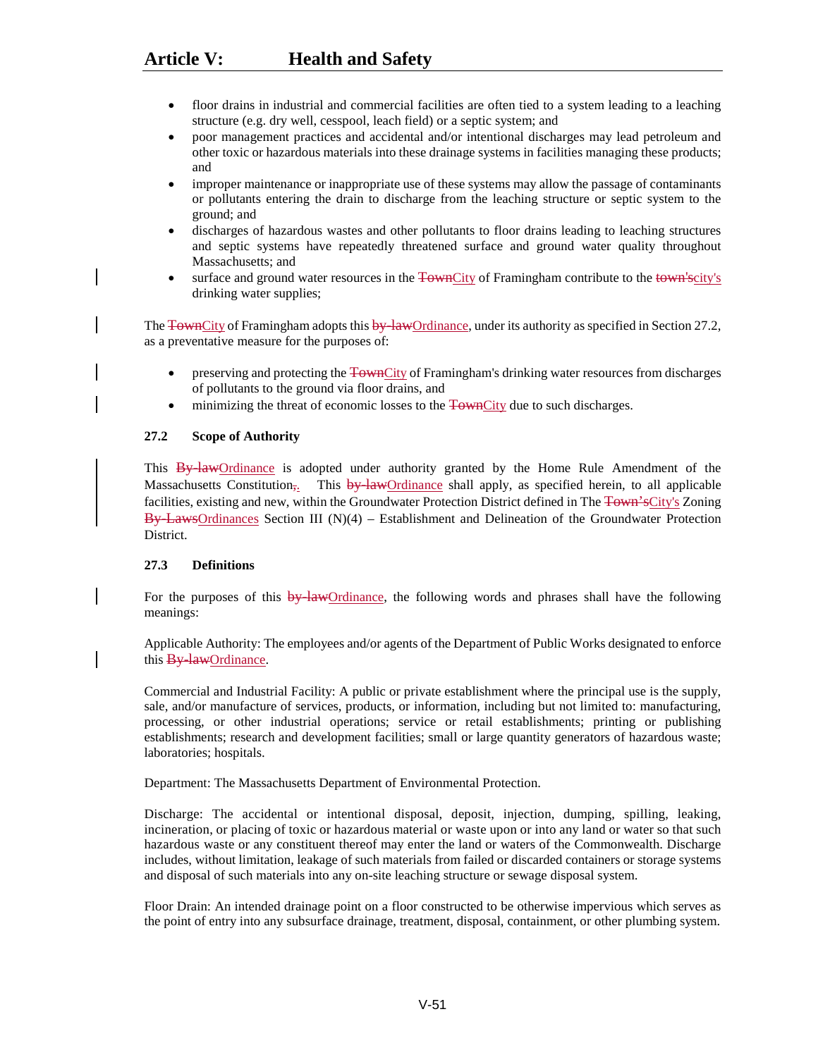- floor drains in industrial and commercial facilities are often tied to a system leading to a leaching structure (e.g. dry well, cesspool, leach field) or a septic system; and
- poor management practices and accidental and/or intentional discharges may lead petroleum and other toxic or hazardous materials into these drainage systems in facilities managing these products; and
- improper maintenance or inappropriate use of these systems may allow the passage of contaminants or pollutants entering the drain to discharge from the leaching structure or septic system to the ground; and
- discharges of hazardous wastes and other pollutants to floor drains leading to leaching structures and septic systems have repeatedly threatened surface and ground water quality throughout Massachusetts; and
- surface and ground water resources in the ~~Town~~City of Framingham contribute to the ~~town's~~city's drinking water supplies;

The ~~Town~~City of Framingham adopts this ~~by-law~~Ordinance, under its authority as specified in Section 27.2, as a preventative measure for the purposes of:

- preserving and protecting the ~~Town~~City of Framingham's drinking water resources from discharges of pollutants to the ground via floor drains, and
- minimizing the threat of economic losses to the ~~Town~~City due to such discharges.

### 27.2 Scope of Authority

This ~~By-law~~Ordinance is adopted under authority granted by the Home Rule Amendment of the Massachusetts Constitution~~,~~. This ~~by-law~~Ordinance shall apply, as specified herein, to all applicable facilities, existing and new, within the Groundwater Protection District defined in The ~~Town's~~City's Zoning ~~By-Laws~~Ordinances Section III (N)(4) – Establishment and Delineation of the Groundwater Protection District.

### 27.3 Definitions

For the purposes of this ~~by-law~~Ordinance, the following words and phrases shall have the following meanings:

Applicable Authority: The employees and/or agents of the Department of Public Works designated to enforce this ~~By-law~~Ordinance.

Commercial and Industrial Facility: A public or private establishment where the principal use is the supply, sale, and/or manufacture of services, products, or information, including but not limited to: manufacturing, processing, or other industrial operations; service or retail establishments; printing or publishing establishments; research and development facilities; small or large quantity generators of hazardous waste; laboratories; hospitals.

Department: The Massachusetts Department of Environmental Protection.

Discharge: The accidental or intentional disposal, deposit, injection, dumping, spilling, leaking, incineration, or placing of toxic or hazardous material or waste upon or into any land or water so that such hazardous waste or any constituent thereof may enter the land or waters of the Commonwealth. Discharge includes, without limitation, leakage of such materials from failed or discarded containers or storage systems and disposal of such materials into any on-site leaching structure or sewage disposal system.

Floor Drain: An intended drainage point on a floor constructed to be otherwise impervious which serves as the point of entry into any subsurface drainage, treatment, disposal, containment, or other plumbing system.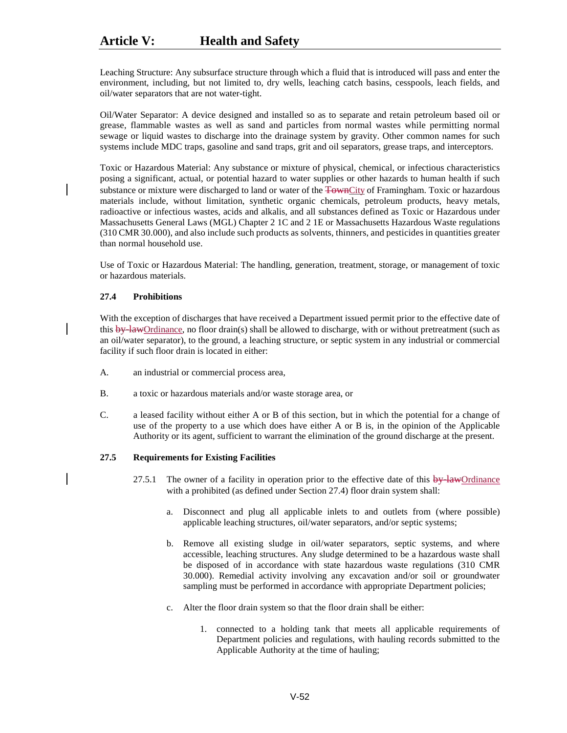Leaching Structure: Any subsurface structure through which a fluid that is introduced will pass and enter the environment, including, but not limited to, dry wells, leaching catch basins, cesspools, leach fields, and oil/water separators that are not water-tight.

Oil/Water Separator: A device designed and installed so as to separate and retain petroleum based oil or grease, flammable wastes as well as sand and particles from normal wastes while permitting normal sewage or liquid wastes to discharge into the drainage system by gravity. Other common names for such systems include MDC traps, gasoline and sand traps, grit and oil separators, grease traps, and interceptors.

Toxic or Hazardous Material: Any substance or mixture of physical, chemical, or infectious characteristics posing a significant, actual, or potential hazard to water supplies or other hazards to human health if such substance or mixture were discharged to land or water of the ~~Town~~City of Framingham. Toxic or hazardous materials include, without limitation, synthetic organic chemicals, petroleum products, heavy metals, radioactive or infectious wastes, acids and alkalis, and all substances defined as Toxic or Hazardous under Massachusetts General Laws (MGL) Chapter 2 1C and 2 1E or Massachusetts Hazardous Waste regulations (310 CMR 30.000), and also include such products as solvents, thinners, and pesticides in quantities greater than normal household use.

Use of Toxic or Hazardous Material: The handling, generation, treatment, storage, or management of toxic or hazardous materials.

**27.4 Prohibitions**

With the exception of discharges that have received a Department issued permit prior to the effective date of this ~~by-law~~Ordinance, no floor drain(s) shall be allowed to discharge, with or without pretreatment (such as an oil/water separator), to the ground, a leaching structure, or septic system in any industrial or commercial facility if such floor drain is located in either:

A. an industrial or commercial process area,

B. a toxic or hazardous materials and/or waste storage area, or

C. a leased facility without either A or B of this section, but in which the potential for a change of use of the property to a use which does have either A or B is, in the opinion of the Applicable Authority or its agent, sufficient to warrant the elimination of the ground discharge at the present.

**27.5 Requirements for Existing Facilities**

27.5.1 The owner of a facility in operation prior to the effective date of this ~~by-law~~Ordinance with a prohibited (as defined under Section 27.4) floor drain system shall:

a. Disconnect and plug all applicable inlets to and outlets from (where possible) applicable leaching structures, oil/water separators, and/or septic systems;

b. Remove all existing sludge in oil/water separators, septic systems, and where accessible, leaching structures. Any sludge determined to be a hazardous waste shall be disposed of in accordance with state hazardous waste regulations (310 CMR 30.000). Remedial activity involving any excavation and/or soil or groundwater sampling must be performed in accordance with appropriate Department policies;

c. Alter the floor drain system so that the floor drain shall be either:

1. connected to a holding tank that meets all applicable requirements of Department policies and regulations, with hauling records submitted to the Applicable Authority at the time of hauling;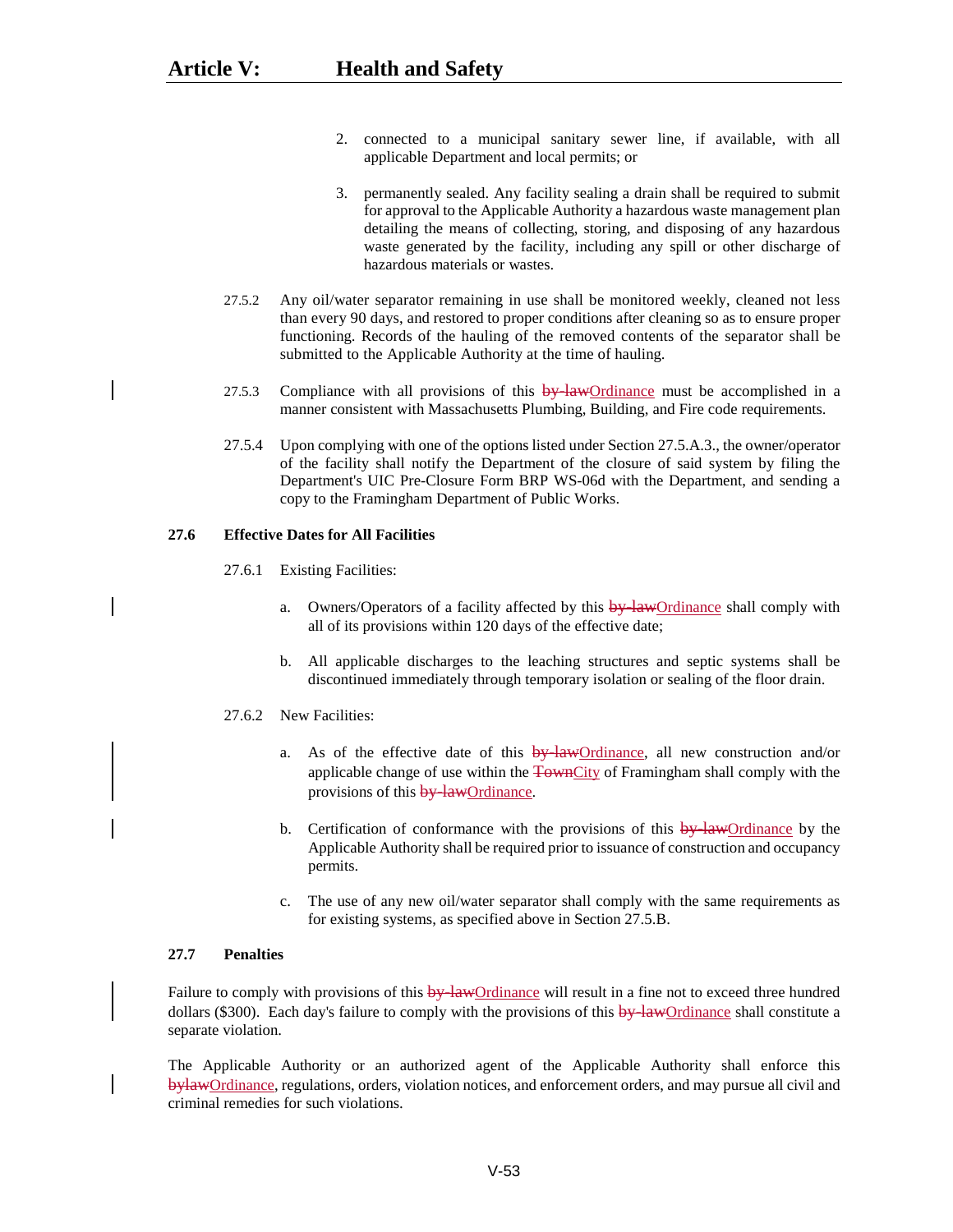2. connected to a municipal sanitary sewer line, if available, with all applicable Department and local permits; or

3. permanently sealed. Any facility sealing a drain shall be required to submit for approval to the Applicable Authority a hazardous waste management plan detailing the means of collecting, storing, and disposing of any hazardous waste generated by the facility, including any spill or other discharge of hazardous materials or wastes.

27.5.2 Any oil/water separator remaining in use shall be monitored weekly, cleaned not less than every 90 days, and restored to proper conditions after cleaning so as to ensure proper functioning. Records of the hauling of the removed contents of the separator shall be submitted to the Applicable Authority at the time of hauling.

27.5.3 Compliance with all provisions of this ~~by-law~~Ordinance must be accomplished in a manner consistent with Massachusetts Plumbing, Building, and Fire code requirements.

27.5.4 Upon complying with one of the options listed under Section 27.5.A.3., the owner/operator of the facility shall notify the Department of the closure of said system by filing the Department's UIC Pre-Closure Form BRP WS-06d with the Department, and sending a copy to the Framingham Department of Public Works.

### 27.6 Effective Dates for All Facilities

27.6.1 Existing Facilities:

a. Owners/Operators of a facility affected by this ~~by-law~~Ordinance shall comply with all of its provisions within 120 days of the effective date;

b. All applicable discharges to the leaching structures and septic systems shall be discontinued immediately through temporary isolation or sealing of the floor drain.

27.6.2 New Facilities:

a. As of the effective date of this ~~by-law~~Ordinance, all new construction and/or applicable change of use within the ~~Town~~City of Framingham shall comply with the provisions of this ~~by-law~~Ordinance.

b. Certification of conformance with the provisions of this ~~by-law~~Ordinance by the Applicable Authority shall be required prior to issuance of construction and occupancy permits.

c. The use of any new oil/water separator shall comply with the same requirements as for existing systems, as specified above in Section 27.5.B.

### 27.7 Penalties

Failure to comply with provisions of this ~~by-law~~Ordinance will result in a fine not to exceed three hundred dollars ($300). Each day's failure to comply with the provisions of this ~~by-law~~Ordinance shall constitute a separate violation.

The Applicable Authority or an authorized agent of the Applicable Authority shall enforce this ~~bylaw~~Ordinance, regulations, orders, violation notices, and enforcement orders, and may pursue all civil and criminal remedies for such violations.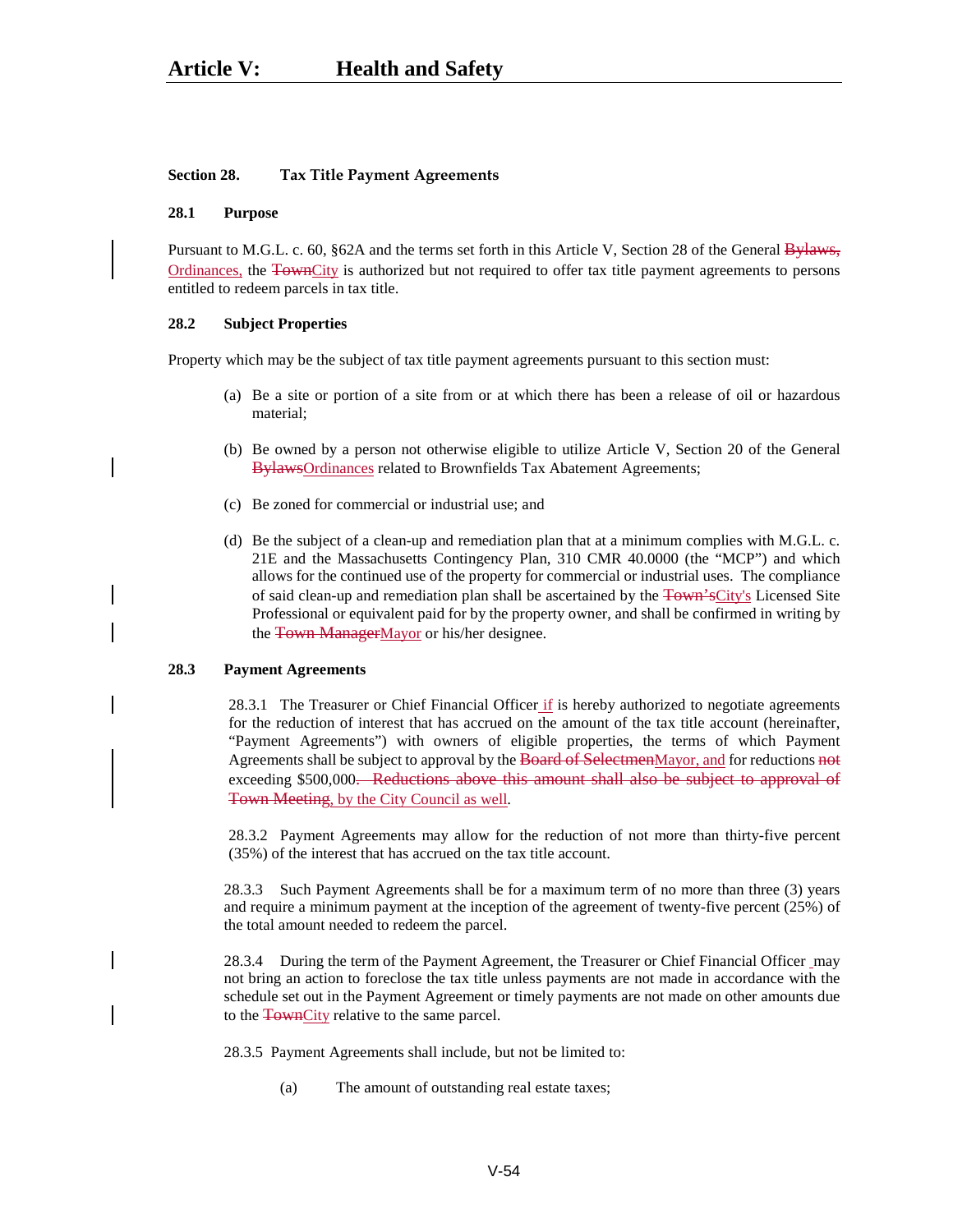### Section 28. Tax Title Payment Agreements

#### 28.1 Purpose

Pursuant to M.G.L. c. 60, §62A and the terms set forth in this Article V, Section 28 of the General ~~Bylaws,~~ <u>Ordinances,</u> the ~~Town~~<u>City</u> is authorized but not required to offer tax title payment agreements to persons entitled to redeem parcels in tax title.

#### 28.2 Subject Properties

Property which may be the subject of tax title payment agreements pursuant to this section must:

(a) Be a site or portion of a site from or at which there has been a release of oil or hazardous material;

(b) Be owned by a person not otherwise eligible to utilize Article V, Section 20 of the General ~~Bylaws~~<u>Ordinances</u> related to Brownfields Tax Abatement Agreements;

(c) Be zoned for commercial or industrial use; and

(d) Be the subject of a clean-up and remediation plan that at a minimum complies with M.G.L. c. 21E and the Massachusetts Contingency Plan, 310 CMR 40.0000 (the "MCP") and which allows for the continued use of the property for commercial or industrial uses. The compliance of said clean-up and remediation plan shall be ascertained by the ~~Town's~~<u>City's</u> Licensed Site Professional or equivalent paid for by the property owner, and shall be confirmed in writing by the ~~Town Manager~~<u>Mayor</u> or his/her designee.

#### 28.3 Payment Agreements

28.3.1 The Treasurer or Chief Financial Officer <u>if</u> is hereby authorized to negotiate agreements for the reduction of interest that has accrued on the amount of the tax title account (hereinafter, "Payment Agreements") with owners of eligible properties, the terms of which Payment Agreements shall be subject to approval by the ~~Board of Selectmen~~<u>Mayor, and</u> for reductions ~~not~~ exceeding $500,000~~. Reductions above this amount shall also be subject to approval of Town Meeting~~<u>, by the City Council as well</u>.

28.3.2 Payment Agreements may allow for the reduction of not more than thirty-five percent (35%) of the interest that has accrued on the tax title account.

28.3.3 Such Payment Agreements shall be for a maximum term of no more than three (3) years and require a minimum payment at the inception of the agreement of twenty-five percent (25%) of the total amount needed to redeem the parcel.

28.3.4 During the term of the Payment Agreement, the Treasurer or Chief Financial Officer may not bring an action to foreclose the tax title unless payments are not made in accordance with the schedule set out in the Payment Agreement or timely payments are not made on other amounts due to the ~~Town~~<u>City</u> relative to the same parcel.

28.3.5 Payment Agreements shall include, but not be limited to:

(a) The amount of outstanding real estate taxes;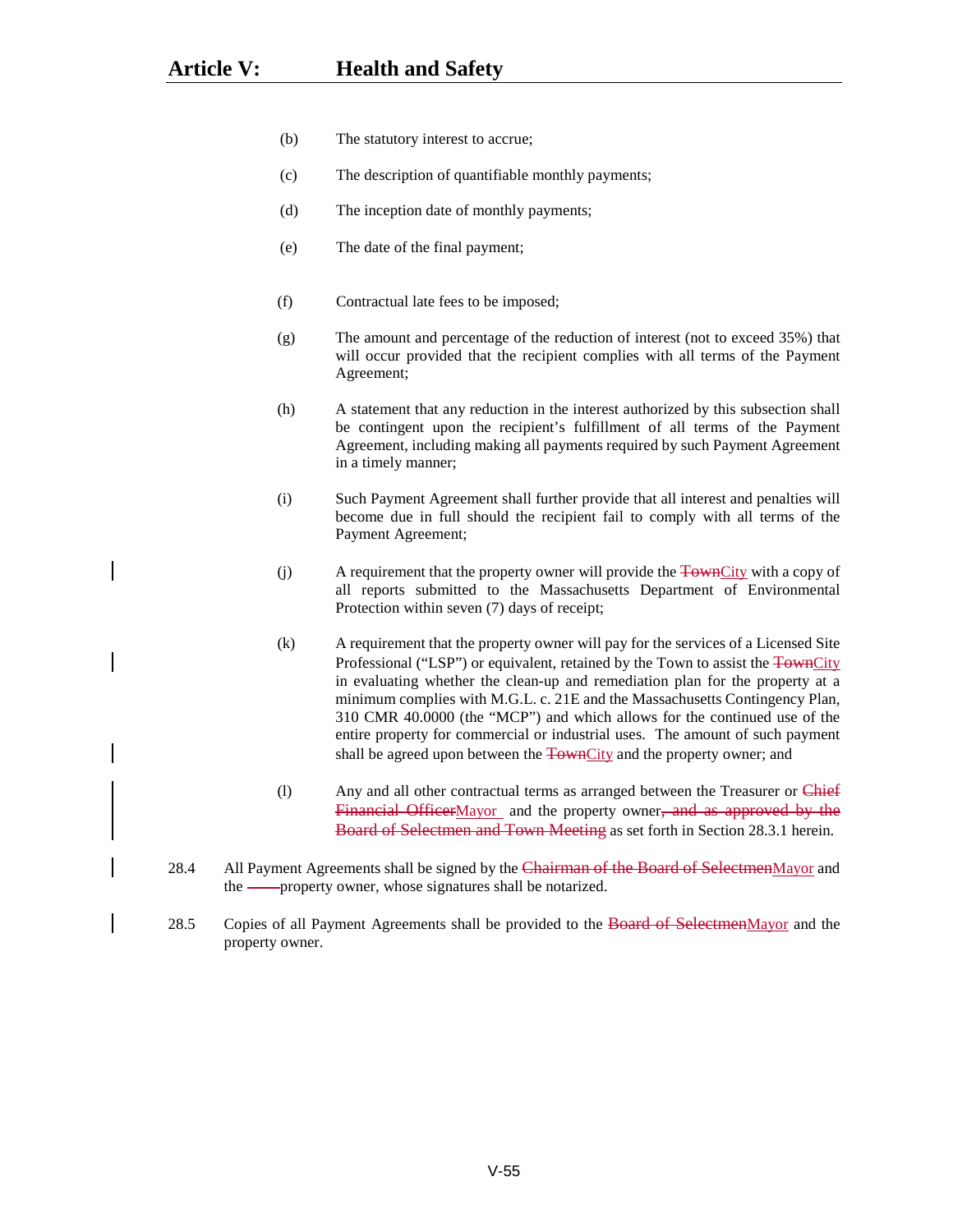(b) The statutory interest to accrue;

(c) The description of quantifiable monthly payments;

(d) The inception date of monthly payments;

(e) The date of the final payment;

(f) Contractual late fees to be imposed;

(g) The amount and percentage of the reduction of interest (not to exceed 35%) that will occur provided that the recipient complies with all terms of the Payment Agreement;

(h) A statement that any reduction in the interest authorized by this subsection shall be contingent upon the recipient's fulfillment of all terms of the Payment Agreement, including making all payments required by such Payment Agreement in a timely manner;

(i) Such Payment Agreement shall further provide that all interest and penalties will become due in full should the recipient fail to comply with all terms of the Payment Agreement;

(j) A requirement that the property owner will provide the ~~Town~~City with a copy of all reports submitted to the Massachusetts Department of Environmental Protection within seven (7) days of receipt;

(k) A requirement that the property owner will pay for the services of a Licensed Site Professional ("LSP") or equivalent, retained by the Town to assist the ~~Town~~City in evaluating whether the clean-up and remediation plan for the property at a minimum complies with M.G.L. c. 21E and the Massachusetts Contingency Plan, 310 CMR 40.0000 (the "MCP") and which allows for the continued use of the entire property for commercial or industrial uses. The amount of such payment shall be agreed upon between the ~~Town~~City and the property owner; and

(l) Any and all other contractual terms as arranged between the Treasurer or ~~Chief Financial Officer~~Mayor and the property owner~~, and as approved by the Board of Selectmen and Town Meeting~~ as set forth in Section 28.3.1 herein.

28.4 All Payment Agreements shall be signed by the ~~Chairman of the Board of Selectmen~~Mayor and the property owner, whose signatures shall be notarized.

28.5 Copies of all Payment Agreements shall be provided to the ~~Board of Selectmen~~Mayor and the property owner.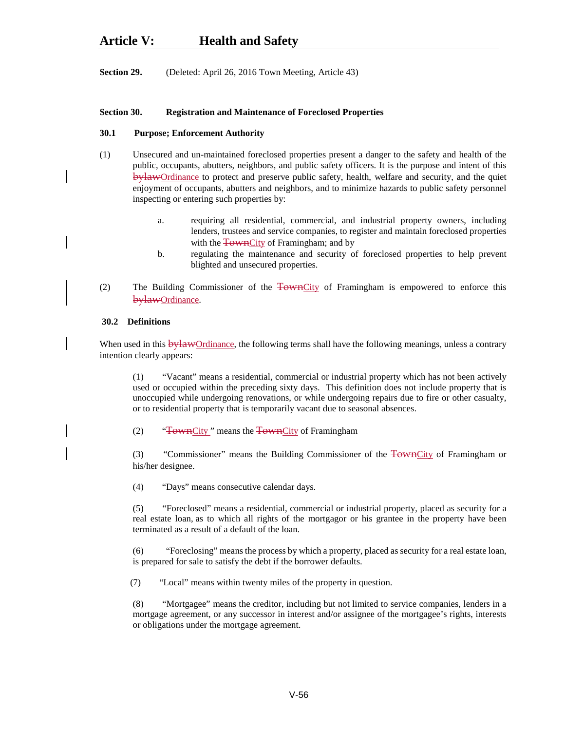# Article V: Health and Safety

**Section 29.** (Deleted: April 26, 2016 Town Meeting, Article 43)

## Section 30. Registration and Maintenance of Foreclosed Properties

### 30.1 Purpose; Enforcement Authority

(1) Unsecured and un-maintained foreclosed properties present a danger to the safety and health of the public, occupants, abutters, neighbors, and public safety officers. It is the purpose and intent of this ~~bylaw~~Ordinance to protect and preserve public safety, health, welfare and security, and the quiet enjoyment of occupants, abutters and neighbors, and to minimize hazards to public safety personnel inspecting or entering such properties by:

a. requiring all residential, commercial, and industrial property owners, including lenders, trustees and service companies, to register and maintain foreclosed properties with the ~~Town~~City of Framingham; and by

b. regulating the maintenance and security of foreclosed properties to help prevent blighted and unsecured properties.

(2) The Building Commissioner of the ~~Town~~City of Framingham is empowered to enforce this ~~bylaw~~Ordinance.

### 30.2 Definitions

When used in this ~~bylaw~~Ordinance, the following terms shall have the following meanings, unless a contrary intention clearly appears:

(1) "Vacant" means a residential, commercial or industrial property which has not been actively used or occupied within the preceding sixty days. This definition does not include property that is unoccupied while undergoing renovations, or while undergoing repairs due to fire or other casualty, or to residential property that is temporarily vacant due to seasonal absences.

(2) "~~Town~~City " means the ~~Town~~City of Framingham

(3) "Commissioner" means the Building Commissioner of the ~~Town~~City of Framingham or his/her designee.

(4) "Days" means consecutive calendar days.

(5) "Foreclosed" means a residential, commercial or industrial property, placed as security for a real estate loan, as to which all rights of the mortgagor or his grantee in the property have been terminated as a result of a default of the loan.

(6) "Foreclosing" means the process by which a property, placed as security for a real estate loan, is prepared for sale to satisfy the debt if the borrower defaults.

(7) "Local" means within twenty miles of the property in question.

(8) "Mortgagee" means the creditor, including but not limited to service companies, lenders in a mortgage agreement, or any successor in interest and/or assignee of the mortgagee's rights, interests or obligations under the mortgage agreement.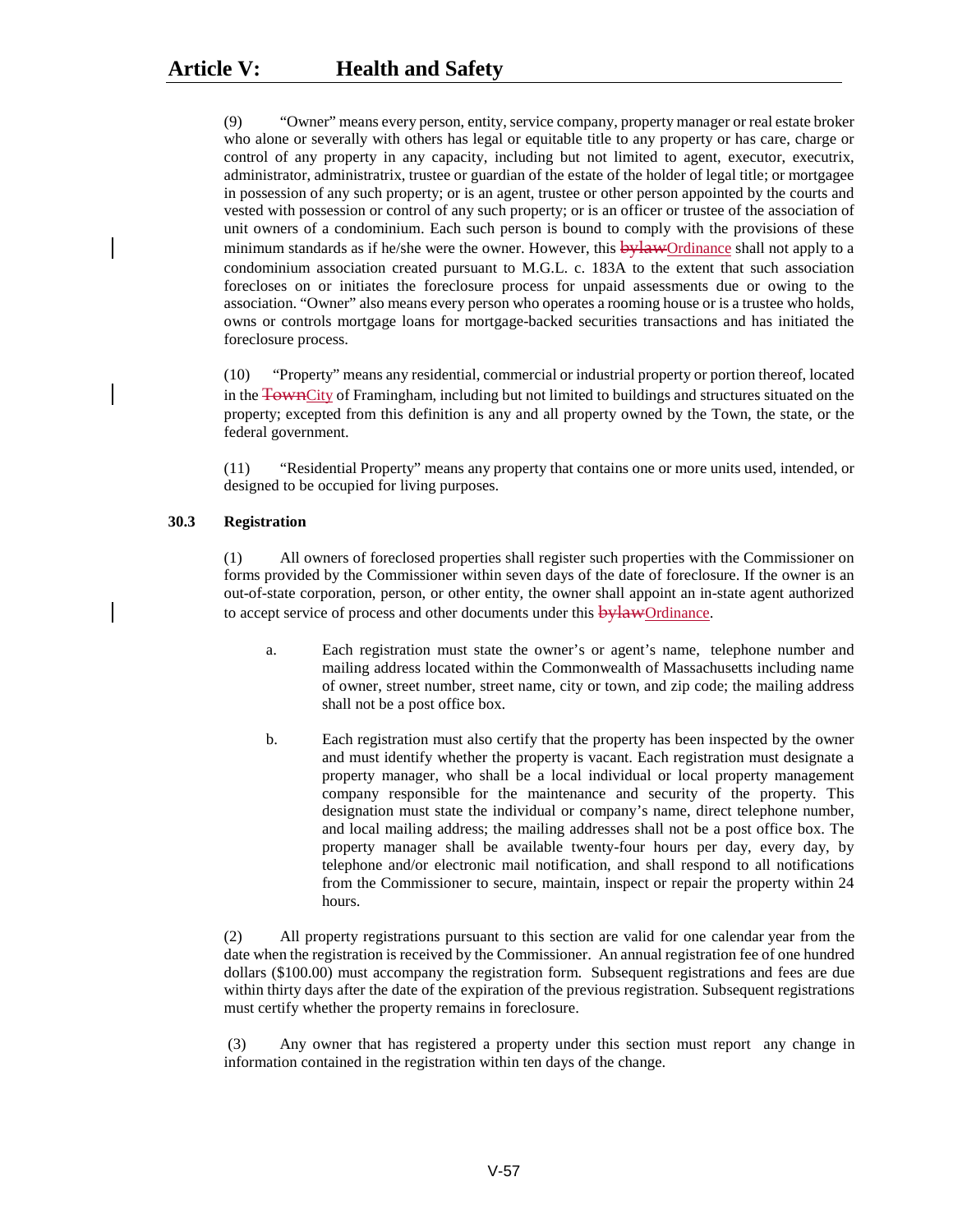(9) "Owner" means every person, entity, service company, property manager or real estate broker who alone or severally with others has legal or equitable title to any property or has care, charge or control of any property in any capacity, including but not limited to agent, executor, executrix, administrator, administratrix, trustee or guardian of the estate of the holder of legal title; or mortgagee in possession of any such property; or is an agent, trustee or other person appointed by the courts and vested with possession or control of any such property; or is an officer or trustee of the association of unit owners of a condominium. Each such person is bound to comply with the provisions of these minimum standards as if he/she were the owner. However, this ~~bylaw~~Ordinance shall not apply to a condominium association created pursuant to M.G.L. c. 183A to the extent that such association forecloses on or initiates the foreclosure process for unpaid assessments due or owing to the association. "Owner" also means every person who operates a rooming house or is a trustee who holds, owns or controls mortgage loans for mortgage-backed securities transactions and has initiated the foreclosure process.

(10) "Property" means any residential, commercial or industrial property or portion thereof, located in the ~~Town~~City of Framingham, including but not limited to buildings and structures situated on the property; excepted from this definition is any and all property owned by the Town, the state, or the federal government.

(11) "Residential Property" means any property that contains one or more units used, intended, or designed to be occupied for living purposes.

**30.3 Registration**

(1) All owners of foreclosed properties shall register such properties with the Commissioner on forms provided by the Commissioner within seven days of the date of foreclosure. If the owner is an out-of-state corporation, person, or other entity, the owner shall appoint an in-state agent authorized to accept service of process and other documents under this ~~bylaw~~Ordinance.

a. Each registration must state the owner's or agent's name, telephone number and mailing address located within the Commonwealth of Massachusetts including name of owner, street number, street name, city or town, and zip code; the mailing address shall not be a post office box.

b. Each registration must also certify that the property has been inspected by the owner and must identify whether the property is vacant. Each registration must designate a property manager, who shall be a local individual or local property management company responsible for the maintenance and security of the property. This designation must state the individual or company's name, direct telephone number, and local mailing address; the mailing addresses shall not be a post office box. The property manager shall be available twenty-four hours per day, every day, by telephone and/or electronic mail notification, and shall respond to all notifications from the Commissioner to secure, maintain, inspect or repair the property within 24 hours.

(2) All property registrations pursuant to this section are valid for one calendar year from the date when the registration is received by the Commissioner. An annual registration fee of one hundred dollars ($100.00) must accompany the registration form. Subsequent registrations and fees are due within thirty days after the date of the expiration of the previous registration. Subsequent registrations must certify whether the property remains in foreclosure.

(3) Any owner that has registered a property under this section must report any change in information contained in the registration within ten days of the change.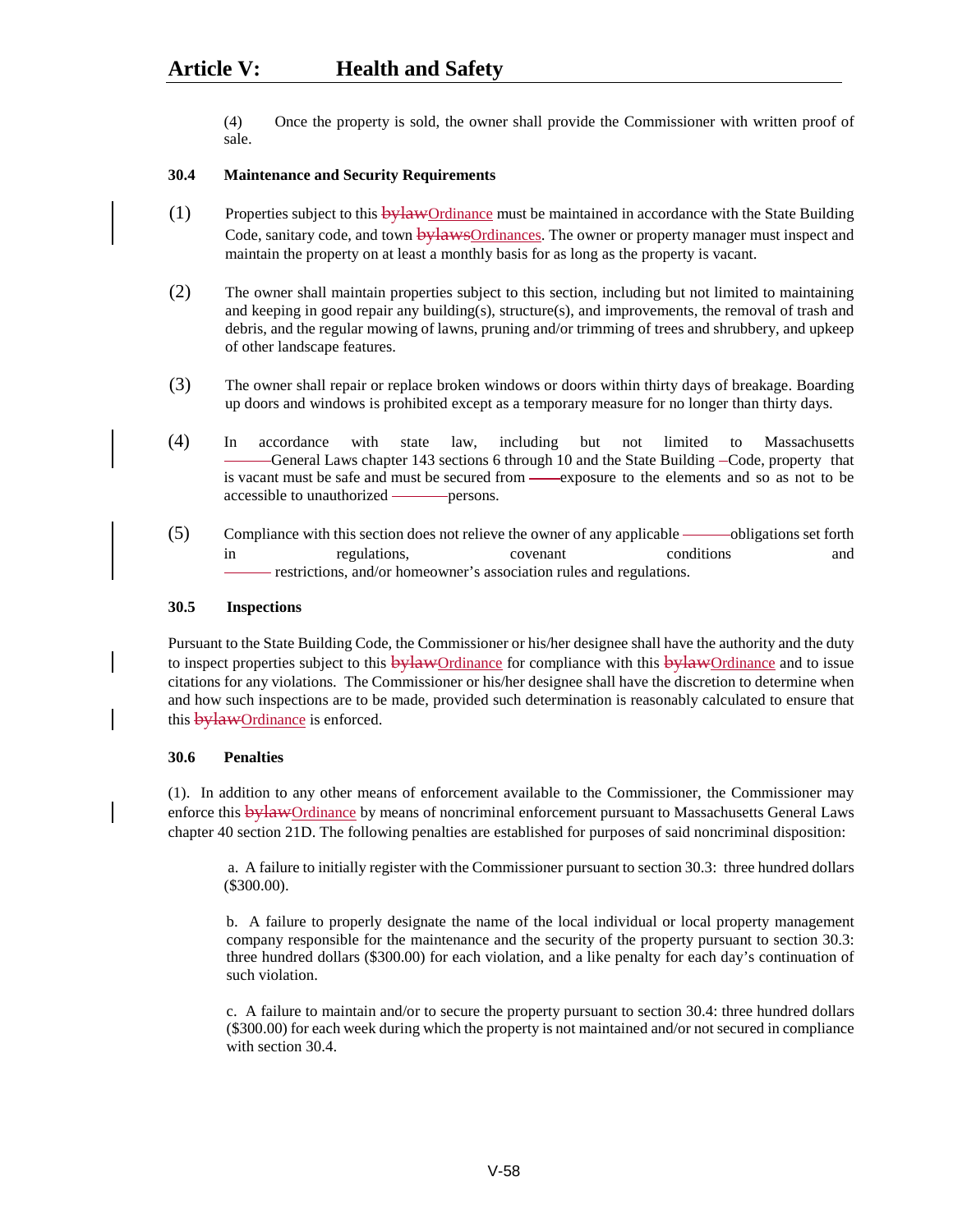(4) Once the property is sold, the owner shall provide the Commissioner with written proof of sale.

**30.4 Maintenance and Security Requirements**

(1) Properties subject to this ~~bylaw~~Ordinance must be maintained in accordance with the State Building Code, sanitary code, and town ~~bylaws~~Ordinances. The owner or property manager must inspect and maintain the property on at least a monthly basis for as long as the property is vacant.

(2) The owner shall maintain properties subject to this section, including but not limited to maintaining and keeping in good repair any building(s), structure(s), and improvements, the removal of trash and debris, and the regular mowing of lawns, pruning and/or trimming of trees and shrubbery, and upkeep of other landscape features.

(3) The owner shall repair or replace broken windows or doors within thirty days of breakage. Boarding up doors and windows is prohibited except as a temporary measure for no longer than thirty days.

(4) In accordance with state law, including but not limited to Massachusetts General Laws chapter 143 sections 6 through 10 and the State Building Code, property that is vacant must be safe and must be secured from exposure to the elements and so as not to be accessible to unauthorized persons.

(5) Compliance with this section does not relieve the owner of any applicable obligations set forth in regulations, covenant conditions and restrictions, and/or homeowner's association rules and regulations.

**30.5 Inspections**

Pursuant to the State Building Code, the Commissioner or his/her designee shall have the authority and the duty to inspect properties subject to this ~~bylaw~~Ordinance for compliance with this ~~bylaw~~Ordinance and to issue citations for any violations. The Commissioner or his/her designee shall have the discretion to determine when and how such inspections are to be made, provided such determination is reasonably calculated to ensure that this ~~bylaw~~Ordinance is enforced.

**30.6 Penalties**

(1). In addition to any other means of enforcement available to the Commissioner, the Commissioner may enforce this ~~bylaw~~Ordinance by means of noncriminal enforcement pursuant to Massachusetts General Laws chapter 40 section 21D. The following penalties are established for purposes of said noncriminal disposition:

a. A failure to initially register with the Commissioner pursuant to section 30.3: three hundred dollars ($300.00).

b. A failure to properly designate the name of the local individual or local property management company responsible for the maintenance and the security of the property pursuant to section 30.3: three hundred dollars ($300.00) for each violation, and a like penalty for each day's continuation of such violation.

c. A failure to maintain and/or to secure the property pursuant to section 30.4: three hundred dollars ($300.00) for each week during which the property is not maintained and/or not secured in compliance with section 30.4.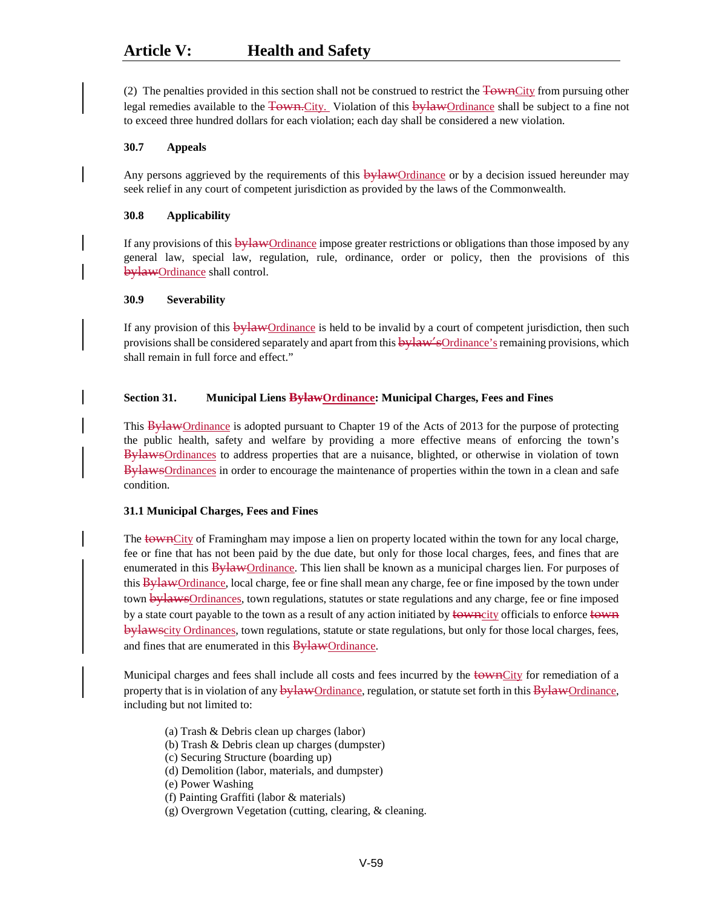(2) The penalties provided in this section shall not be construed to restrict the ~~Town~~City from pursuing other legal remedies available to the ~~Town.~~City. Violation of this ~~bylaw~~Ordinance shall be subject to a fine not to exceed three hundred dollars for each violation; each day shall be considered a new violation.

**30.7 Appeals**

Any persons aggrieved by the requirements of this ~~bylaw~~Ordinance or by a decision issued hereunder may seek relief in any court of competent jurisdiction as provided by the laws of the Commonwealth.

**30.8 Applicability**

If any provisions of this ~~bylaw~~Ordinance impose greater restrictions or obligations than those imposed by any general law, special law, regulation, rule, ordinance, order or policy, then the provisions of this ~~bylaw~~Ordinance shall control.

**30.9 Severability**

If any provision of this ~~bylaw~~Ordinance is held to be invalid by a court of competent jurisdiction, then such provisions shall be considered separately and apart from this ~~bylaw's~~Ordinance's remaining provisions, which shall remain in full force and effect."

**Section 31. Municipal Liens ~~Bylaw~~Ordinance: Municipal Charges, Fees and Fines**

This ~~Bylaw~~Ordinance is adopted pursuant to Chapter 19 of the Acts of 2013 for the purpose of protecting the public health, safety and welfare by providing a more effective means of enforcing the town's ~~Bylaws~~Ordinances to address properties that are a nuisance, blighted, or otherwise in violation of town ~~Bylaws~~Ordinances in order to encourage the maintenance of properties within the town in a clean and safe condition.

**31.1 Municipal Charges, Fees and Fines**

The ~~town~~City of Framingham may impose a lien on property located within the town for any local charge, fee or fine that has not been paid by the due date, but only for those local charges, fees, and fines that are enumerated in this ~~Bylaw~~Ordinance. This lien shall be known as a municipal charges lien. For purposes of this ~~Bylaw~~Ordinance, local charge, fee or fine shall mean any charge, fee or fine imposed by the town under town ~~bylaws~~Ordinances, town regulations, statutes or state regulations and any charge, fee or fine imposed by a state court payable to the town as a result of any action initiated by ~~town~~city officials to enforce ~~town bylaws~~city Ordinances, town regulations, statute or state regulations, but only for those local charges, fees, and fines that are enumerated in this ~~Bylaw~~Ordinance.

Municipal charges and fees shall include all costs and fees incurred by the ~~town~~City for remediation of a property that is in violation of any ~~bylaw~~Ordinance, regulation, or statute set forth in this ~~Bylaw~~Ordinance, including but not limited to:

(a) Trash & Debris clean up charges (labor)
(b) Trash & Debris clean up charges (dumpster)
(c) Securing Structure (boarding up)
(d) Demolition (labor, materials, and dumpster)
(e) Power Washing
(f) Painting Graffiti (labor & materials)
(g) Overgrown Vegetation (cutting, clearing, & cleaning.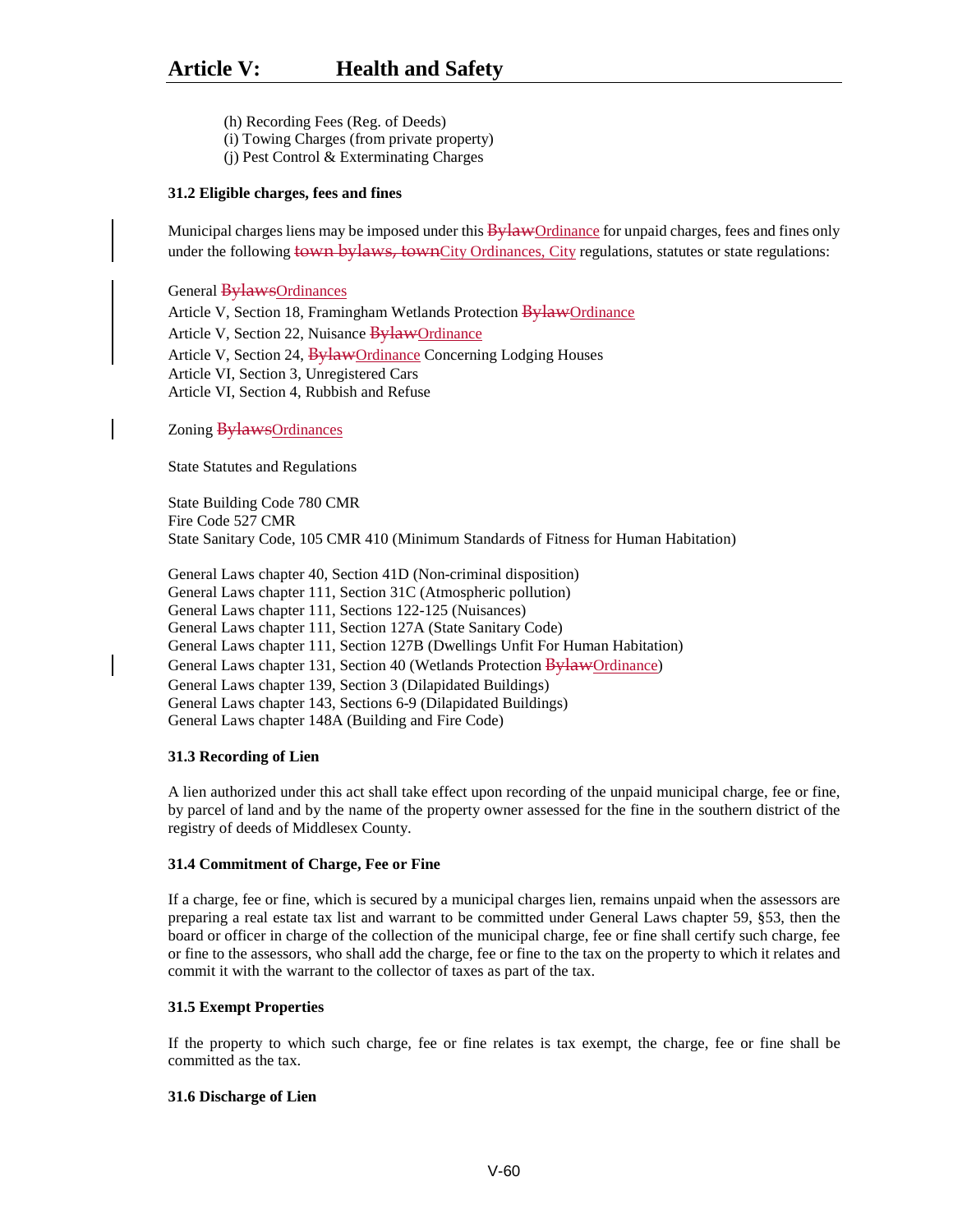(h) Recording Fees (Reg. of Deeds)
(i) Towing Charges (from private property)
(j) Pest Control & Exterminating Charges

**31.2 Eligible charges, fees and fines**

Municipal charges liens may be imposed under this ~~Bylaw~~Ordinance for unpaid charges, fees and fines only under the following ~~town bylaws, town~~City Ordinances, City regulations, statutes or state regulations:

General ~~Bylaws~~Ordinances
Article V, Section 18, Framingham Wetlands Protection ~~Bylaw~~Ordinance
Article V, Section 22, Nuisance ~~Bylaw~~Ordinance
Article V, Section 24, ~~Bylaw~~Ordinance Concerning Lodging Houses
Article VI, Section 3, Unregistered Cars
Article VI, Section 4, Rubbish and Refuse

Zoning ~~Bylaws~~Ordinances

State Statutes and Regulations

State Building Code 780 CMR
Fire Code 527 CMR
State Sanitary Code, 105 CMR 410 (Minimum Standards of Fitness for Human Habitation)

General Laws chapter 40, Section 41D (Non-criminal disposition)
General Laws chapter 111, Section 31C (Atmospheric pollution)
General Laws chapter 111, Sections 122-125 (Nuisances)
General Laws chapter 111, Section 127A (State Sanitary Code)
General Laws chapter 111, Section 127B (Dwellings Unfit For Human Habitation)
General Laws chapter 131, Section 40 (Wetlands Protection ~~Bylaw~~Ordinance)
General Laws chapter 139, Section 3 (Dilapidated Buildings)
General Laws chapter 143, Sections 6-9 (Dilapidated Buildings)
General Laws chapter 148A (Building and Fire Code)

**31.3 Recording of Lien**

A lien authorized under this act shall take effect upon recording of the unpaid municipal charge, fee or fine, by parcel of land and by the name of the property owner assessed for the fine in the southern district of the registry of deeds of Middlesex County.

**31.4 Commitment of Charge, Fee or Fine**

If a charge, fee or fine, which is secured by a municipal charges lien, remains unpaid when the assessors are preparing a real estate tax list and warrant to be committed under General Laws chapter 59, §53, then the board or officer in charge of the collection of the municipal charge, fee or fine shall certify such charge, fee or fine to the assessors, who shall add the charge, fee or fine to the tax on the property to which it relates and commit it with the warrant to the collector of taxes as part of the tax.

**31.5 Exempt Properties**

If the property to which such charge, fee or fine relates is tax exempt, the charge, fee or fine shall be committed as the tax.

**31.6 Discharge of Lien**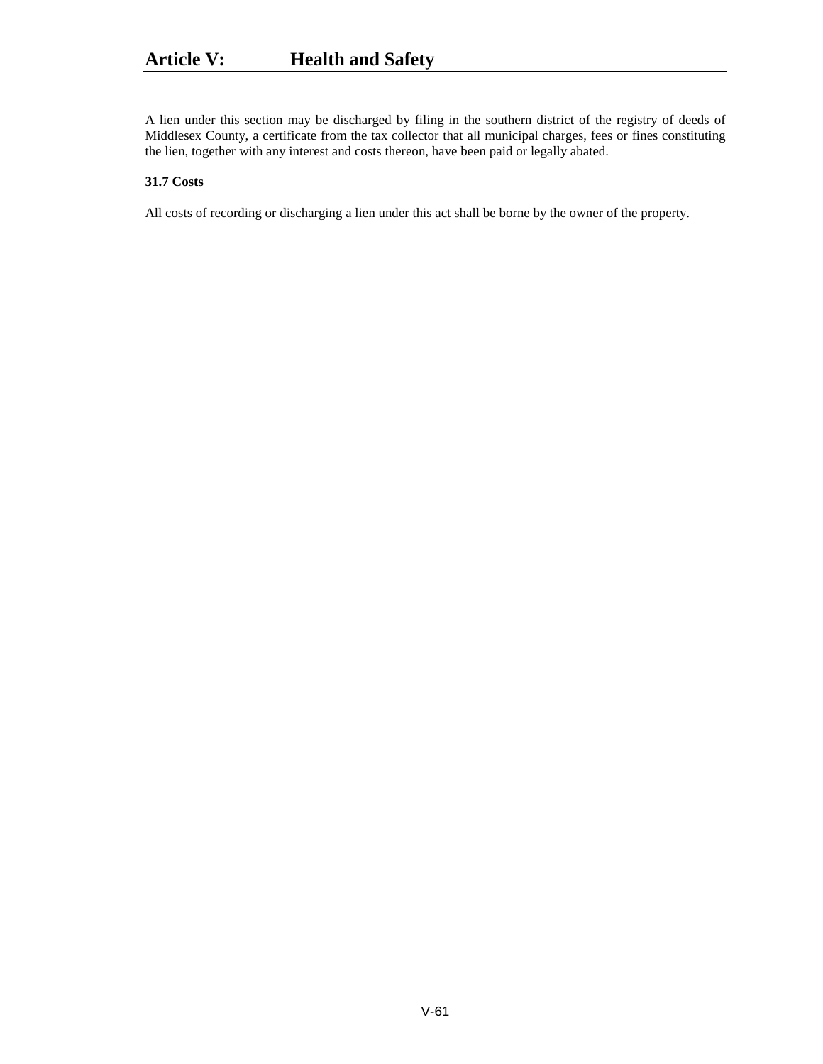A lien under this section may be discharged by filing in the southern district of the registry of deeds of Middlesex County, a certificate from the tax collector that all municipal charges, fees or fines constituting the lien, together with any interest and costs thereon, have been paid or legally abated.

**31.7 Costs**

All costs of recording or discharging a lien under this act shall be borne by the owner of the property.